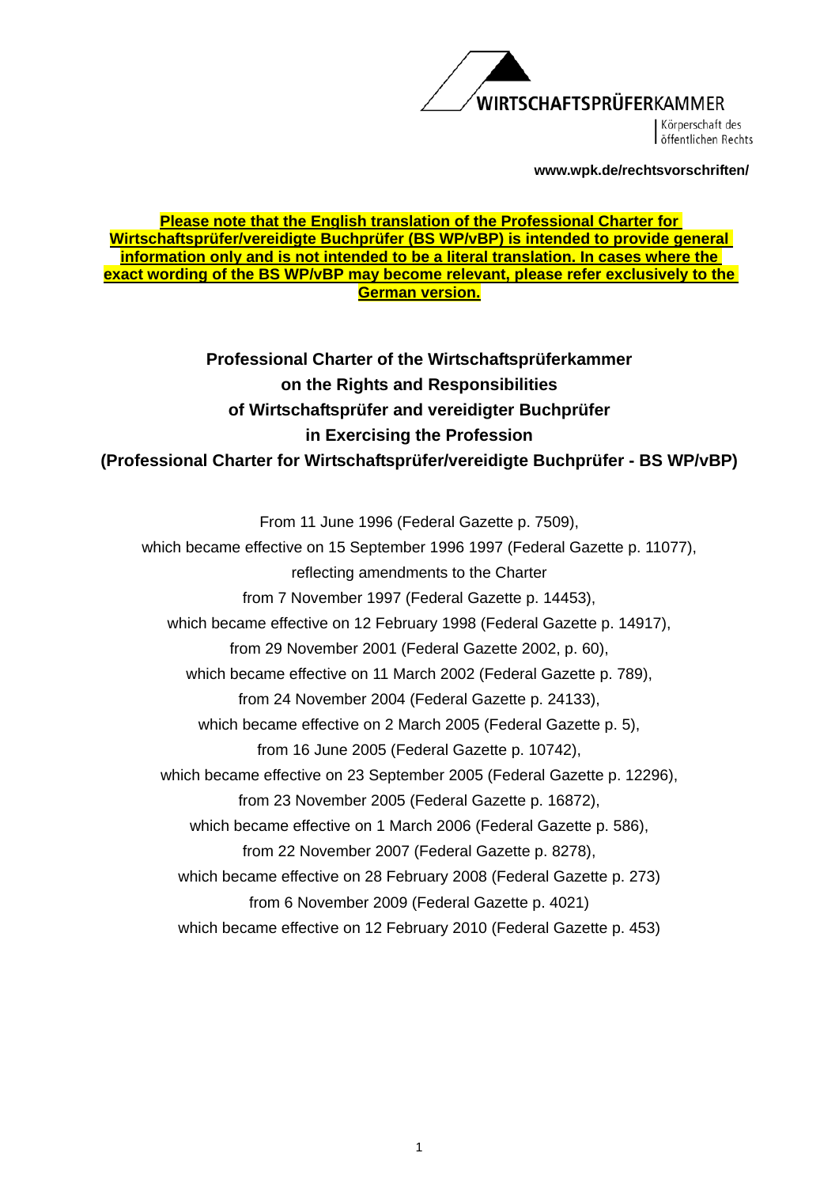WIRTSCHAFTSPRÜFERKAMMER

Körperschaft des öffentlichen Rechts

**www.wpk.de/rechtsvorschriften/**

**Please note that the English translation of the Professional Charter for Wirtschaftsprüfer/vereidigte Buchprüfer (BS WP/vBP) is intended to provide general information only and is not intended to be a literal translation. In cases where the exact wording of the BS WP/vBP may become relevant, please refer exclusively to the German version.**

# Professional Charter of the Wirtschaftsprüferkammer on the Rights and Responsibilities of Wirtschaftsprüfer and vereidigter Buchprüfer in Exercising the Profession (Professional Charter for Wirtschaftsprüfer/vereidigte Buchprüfer - BS WP/vBP)

From 11 June 1996 (Federal Gazette p. 7509),
which became effective on 15 September 1996 1997 (Federal Gazette p. 11077),
reflecting amendments to the Charter
from 7 November 1997 (Federal Gazette p. 14453),
which became effective on 12 February 1998 (Federal Gazette p. 14917),
from 29 November 2001 (Federal Gazette 2002, p. 60),
which became effective on 11 March 2002 (Federal Gazette p. 789),
from 24 November 2004 (Federal Gazette p. 24133),
which became effective on 2 March 2005 (Federal Gazette p. 5),
from 16 June 2005 (Federal Gazette p. 10742),
which became effective on 23 September 2005 (Federal Gazette p. 12296),
from 23 November 2005 (Federal Gazette p. 16872),
which became effective on 1 March 2006 (Federal Gazette p. 586),
from 22 November 2007 (Federal Gazette p. 8278),
which became effective on 28 February 2008 (Federal Gazette p. 273)
from 6 November 2009 (Federal Gazette p. 4021)
which became effective on 12 February 2010 (Federal Gazette p. 453)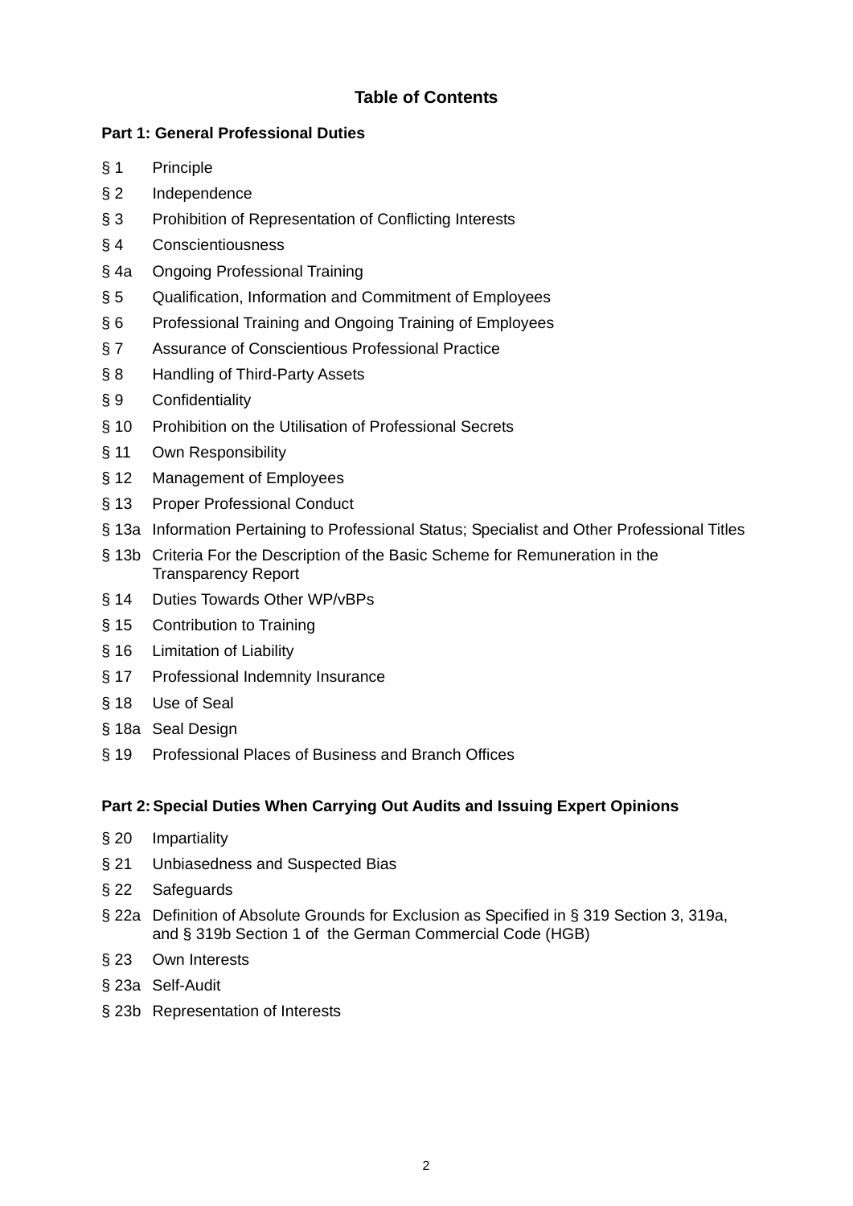## Table of Contents

**Part 1: General Professional Duties**

§ 1 Principle

§ 2 Independence

§ 3 Prohibition of Representation of Conflicting Interests

§ 4 Conscientiousness

§ 4a Ongoing Professional Training

§ 5 Qualification, Information and Commitment of Employees

§ 6 Professional Training and Ongoing Training of Employees

§ 7 Assurance of Conscientious Professional Practice

§ 8 Handling of Third-Party Assets

§ 9 Confidentiality

§ 10 Prohibition on the Utilisation of Professional Secrets

§ 11 Own Responsibility

§ 12 Management of Employees

§ 13 Proper Professional Conduct

§ 13a Information Pertaining to Professional Status; Specialist and Other Professional Titles

§ 13b Criteria For the Description of the Basic Scheme for Remuneration in the Transparency Report

§ 14 Duties Towards Other WP/vBPs

§ 15 Contribution to Training

§ 16 Limitation of Liability

§ 17 Professional Indemnity Insurance

§ 18 Use of Seal

§ 18a Seal Design

§ 19 Professional Places of Business and Branch Offices

**Part 2: Special Duties When Carrying Out Audits and Issuing Expert Opinions**

§ 20 Impartiality

§ 21 Unbiasedness and Suspected Bias

§ 22 Safeguards

§ 22a Definition of Absolute Grounds for Exclusion as Specified in § 319 Section 3, 319a, and § 319b Section 1 of the German Commercial Code (HGB)

§ 23 Own Interests

§ 23a Self-Audit

§ 23b Representation of Interests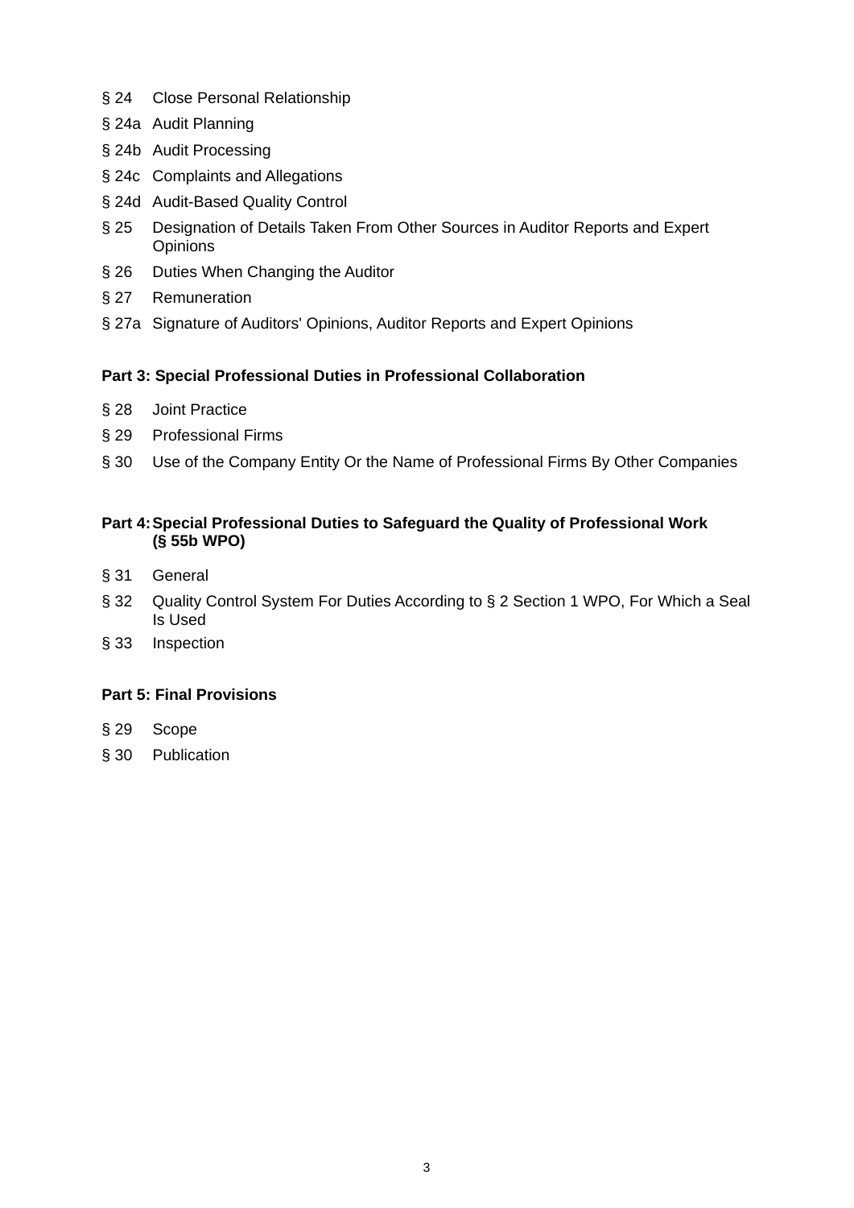§ 24 Close Personal Relationship

§ 24a Audit Planning

§ 24b Audit Processing

§ 24c Complaints and Allegations

§ 24d Audit-Based Quality Control

§ 25 Designation of Details Taken From Other Sources in Auditor Reports and Expert Opinions

§ 26 Duties When Changing the Auditor

§ 27 Remuneration

§ 27a Signature of Auditors' Opinions, Auditor Reports and Expert Opinions

**Part 3: Special Professional Duties in Professional Collaboration**

§ 28 Joint Practice

§ 29 Professional Firms

§ 30 Use of the Company Entity Or the Name of Professional Firms By Other Companies

**Part 4: Special Professional Duties to Safeguard the Quality of Professional Work (§ 55b WPO)**

§ 31 General

§ 32 Quality Control System For Duties According to § 2 Section 1 WPO, For Which a Seal Is Used

§ 33 Inspection

**Part 5: Final Provisions**

§ 29 Scope

§ 30 Publication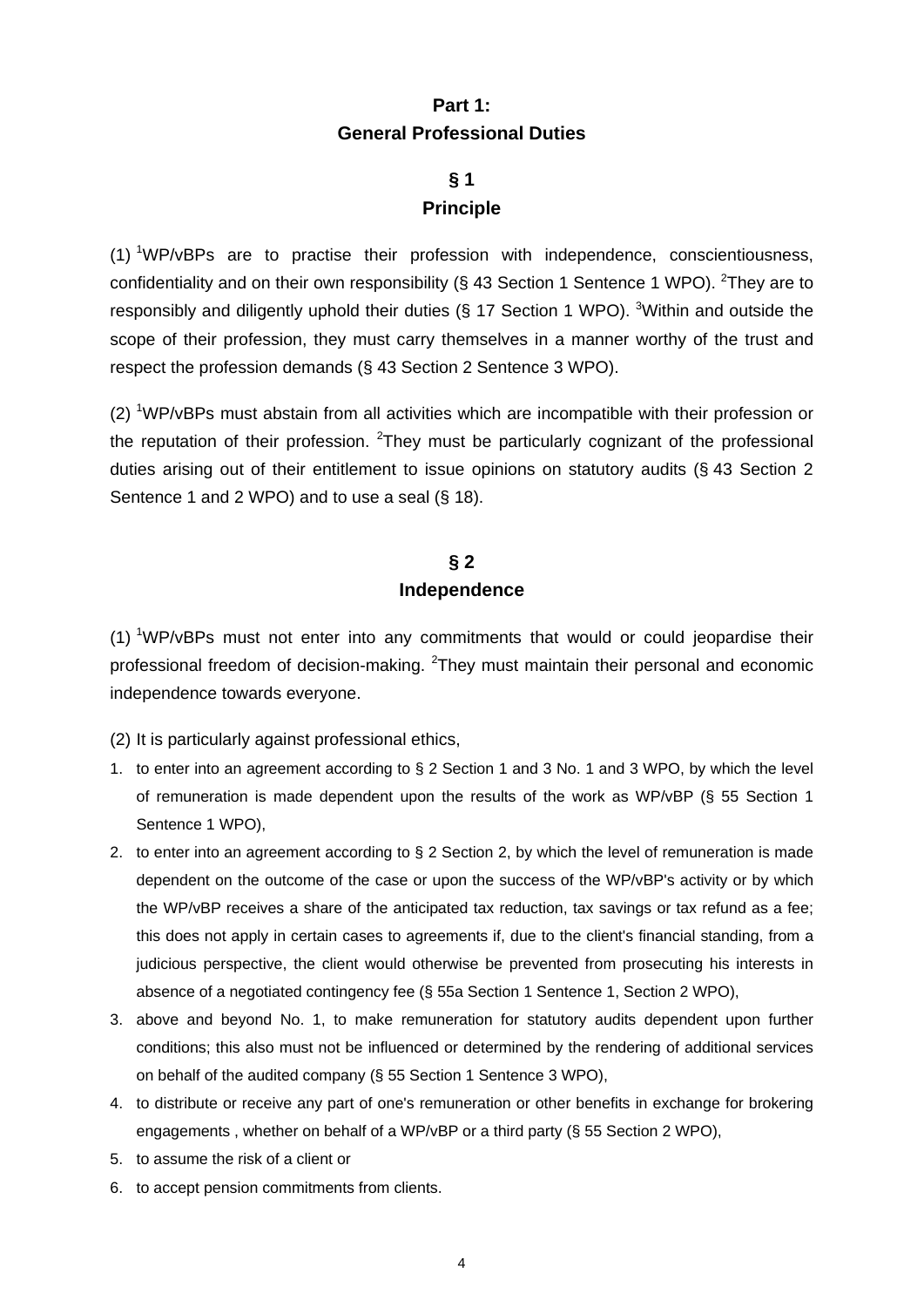## Part 1:
## General Professional Duties

### § 1
### Principle

(1) [1]WP/vBPs are to practise their profession with independence, conscientiousness, confidentiality and on their own responsibility (§ 43 Section 1 Sentence 1 WPO). [2]They are to responsibly and diligently uphold their duties (§ 17 Section 1 WPO). [3]Within and outside the scope of their profession, they must carry themselves in a manner worthy of the trust and respect the profession demands (§ 43 Section 2 Sentence 3 WPO).

(2) [1]WP/vBPs must abstain from all activities which are incompatible with their profession or the reputation of their profession. [2]They must be particularly cognizant of the professional duties arising out of their entitlement to issue opinions on statutory audits (§ 43 Section 2 Sentence 1 and 2 WPO) and to use a seal (§ 18).

### § 2
### Independence

(1) [1]WP/vBPs must not enter into any commitments that would or could jeopardise their professional freedom of decision-making. [2]They must maintain their personal and economic independence towards everyone.

(2) It is particularly against professional ethics,

1. to enter into an agreement according to § 2 Section 1 and 3 No. 1 and 3 WPO, by which the level of remuneration is made dependent upon the results of the work as WP/vBP (§ 55 Section 1 Sentence 1 WPO),
2. to enter into an agreement according to § 2 Section 2, by which the level of remuneration is made dependent on the outcome of the case or upon the success of the WP/vBP's activity or by which the WP/vBP receives a share of the anticipated tax reduction, tax savings or tax refund as a fee; this does not apply in certain cases to agreements if, due to the client's financial standing, from a judicious perspective, the client would otherwise be prevented from prosecuting his interests in absence of a negotiated contingency fee (§ 55a Section 1 Sentence 1, Section 2 WPO),
3. above and beyond No. 1, to make remuneration for statutory audits dependent upon further conditions; this also must not be influenced or determined by the rendering of additional services on behalf of the audited company (§ 55 Section 1 Sentence 3 WPO),
4. to distribute or receive any part of one's remuneration or other benefits in exchange for brokering engagements , whether on behalf of a WP/vBP or a third party (§ 55 Section 2 WPO),
5. to assume the risk of a client or
6. to accept pension commitments from clients.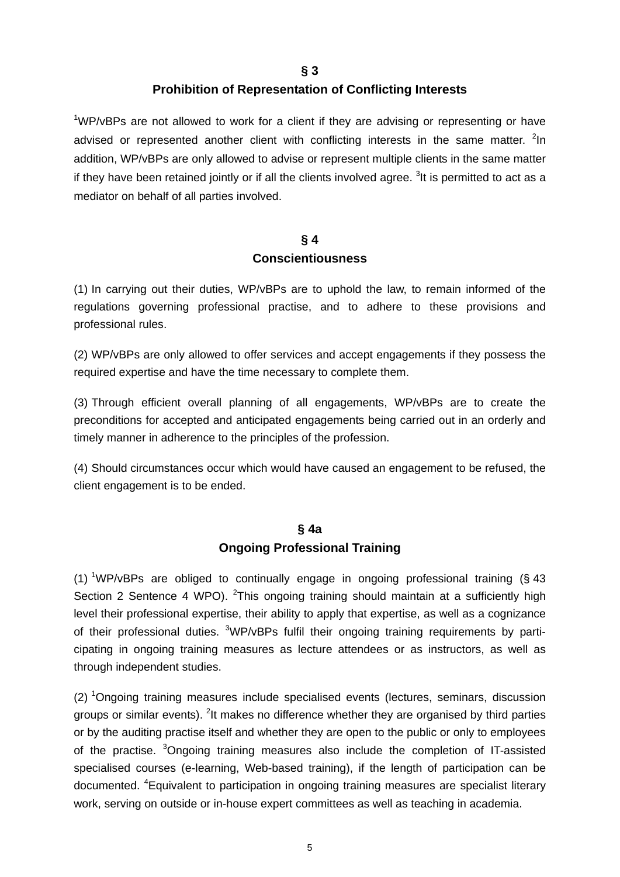## § 3
## Prohibition of Representation of Conflicting Interests

[1]WP/vBPs are not allowed to work for a client if they are advising or representing or have advised or represented another client with conflicting interests in the same matter. [2]In addition, WP/vBPs are only allowed to advise or represent multiple clients in the same matter if they have been retained jointly or if all the clients involved agree. [3]It is permitted to act as a mediator on behalf of all parties involved.

## § 4
## Conscientiousness

(1) In carrying out their duties, WP/vBPs are to uphold the law, to remain informed of the regulations governing professional practise, and to adhere to these provisions and professional rules.

(2) WP/vBPs are only allowed to offer services and accept engagements if they possess the required expertise and have the time necessary to complete them.

(3) Through efficient overall planning of all engagements, WP/vBPs are to create the preconditions for accepted and anticipated engagements being carried out in an orderly and timely manner in adherence to the principles of the profession.

(4) Should circumstances occur which would have caused an engagement to be refused, the client engagement is to be ended.

## § 4a
## Ongoing Professional Training

(1) [1]WP/vBPs are obliged to continually engage in ongoing professional training (§ 43 Section 2 Sentence 4 WPO). [2]This ongoing training should maintain at a sufficiently high level their professional expertise, their ability to apply that expertise, as well as a cognizance of their professional duties. [3]WP/vBPs fulfil their ongoing training requirements by participating in ongoing training measures as lecture attendees or as instructors, as well as through independent studies.

(2) [1]Ongoing training measures include specialised events (lectures, seminars, discussion groups or similar events). [2]It makes no difference whether they are organised by third parties or by the auditing practise itself and whether they are open to the public or only to employees of the practise. [3]Ongoing training measures also include the completion of IT-assisted specialised courses (e-learning, Web-based training), if the length of participation can be documented. [4]Equivalent to participation in ongoing training measures are specialist literary work, serving on outside or in-house expert committees as well as teaching in academia.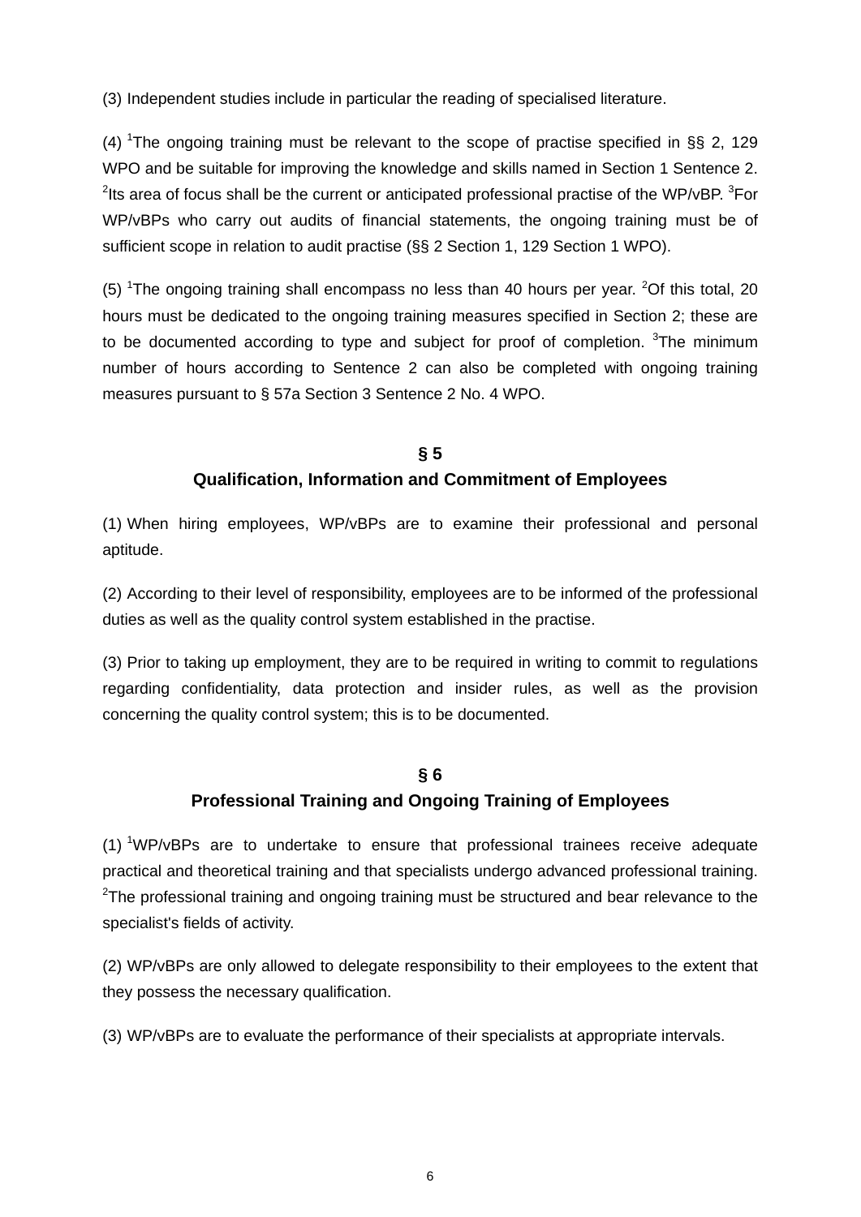(3) Independent studies include in particular the reading of specialised literature.

(4) [1]The ongoing training must be relevant to the scope of practise specified in §§ 2, 129 WPO and be suitable for improving the knowledge and skills named in Section 1 Sentence 2. [2]Its area of focus shall be the current or anticipated professional practise of the WP/vBP. [3]For WP/vBPs who carry out audits of financial statements, the ongoing training must be of sufficient scope in relation to audit practise (§§ 2 Section 1, 129 Section 1 WPO).

(5) [1]The ongoing training shall encompass no less than 40 hours per year. [2]Of this total, 20 hours must be dedicated to the ongoing training measures specified in Section 2; these are to be documented according to type and subject for proof of completion. [3]The minimum number of hours according to Sentence 2 can also be completed with ongoing training measures pursuant to § 57a Section 3 Sentence 2 No. 4 WPO.

## § 5
## Qualification, Information and Commitment of Employees

(1) When hiring employees, WP/vBPs are to examine their professional and personal aptitude.

(2) According to their level of responsibility, employees are to be informed of the professional duties as well as the quality control system established in the practise.

(3) Prior to taking up employment, they are to be required in writing to commit to regulations regarding confidentiality, data protection and insider rules, as well as the provision concerning the quality control system; this is to be documented.

## § 6
## Professional Training and Ongoing Training of Employees

(1) [1]WP/vBPs are to undertake to ensure that professional trainees receive adequate practical and theoretical training and that specialists undergo advanced professional training. [2]The professional training and ongoing training must be structured and bear relevance to the specialist's fields of activity.

(2) WP/vBPs are only allowed to delegate responsibility to their employees to the extent that they possess the necessary qualification.

(3) WP/vBPs are to evaluate the performance of their specialists at appropriate intervals.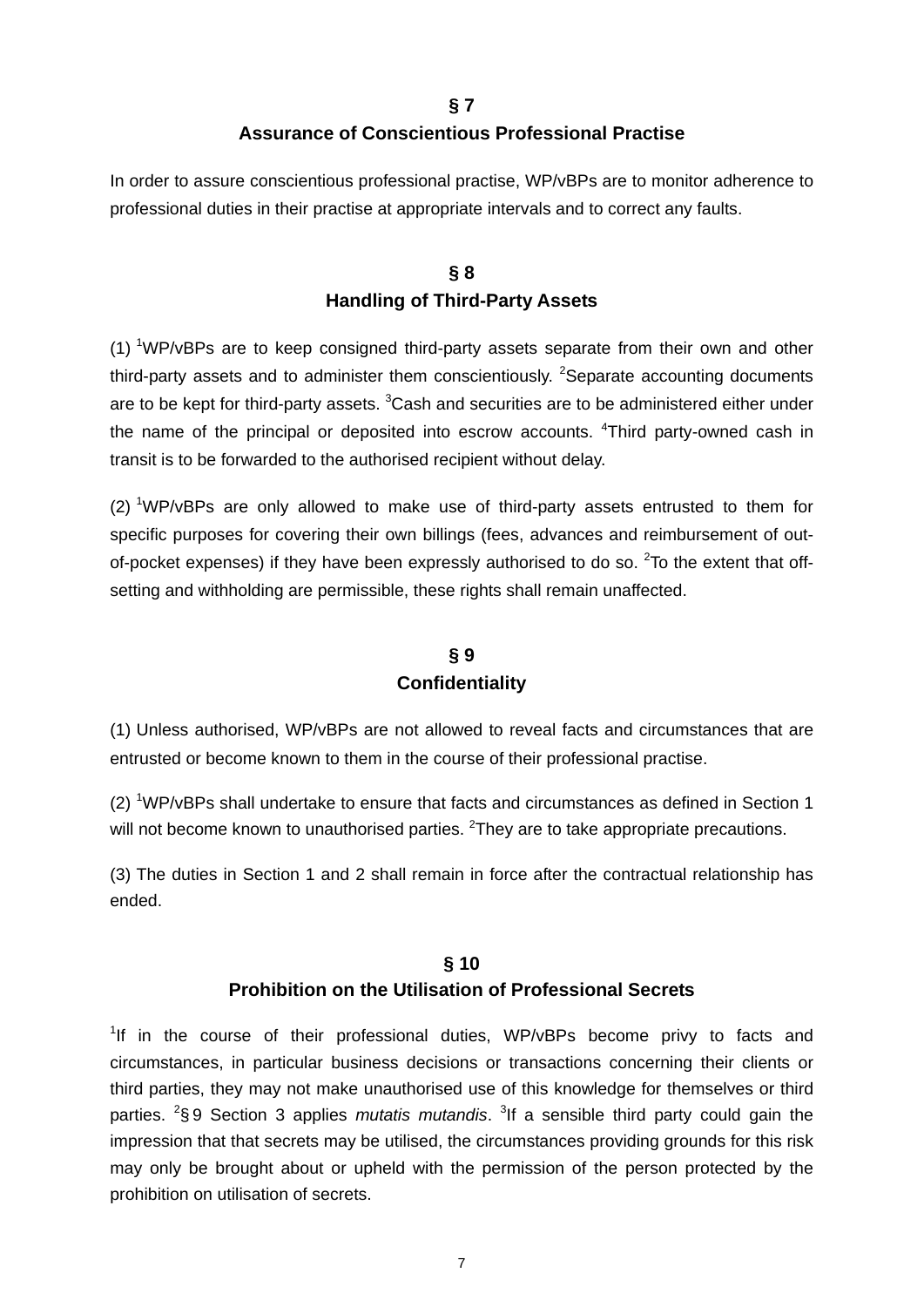## § 7
## Assurance of Conscientious Professional Practise

In order to assure conscientious professional practise, WP/vBPs are to monitor adherence to professional duties in their practise at appropriate intervals and to correct any faults.

## § 8
## Handling of Third-Party Assets

(1) [1]WP/vBPs are to keep consigned third-party assets separate from their own and other third-party assets and to administer them conscientiously. [2]Separate accounting documents are to be kept for third-party assets. [3]Cash and securities are to be administered either under the name of the principal or deposited into escrow accounts. [4]Third party-owned cash in transit is to be forwarded to the authorised recipient without delay.

(2) [1]WP/vBPs are only allowed to make use of third-party assets entrusted to them for specific purposes for covering their own billings (fees, advances and reimbursement of out-of-pocket expenses) if they have been expressly authorised to do so. [2]To the extent that off-setting and withholding are permissible, these rights shall remain unaffected.

## § 9
## Confidentiality

(1) Unless authorised, WP/vBPs are not allowed to reveal facts and circumstances that are entrusted or become known to them in the course of their professional practise.

(2) [1]WP/vBPs shall undertake to ensure that facts and circumstances as defined in Section 1 will not become known to unauthorised parties. [2]They are to take appropriate precautions.

(3) The duties in Section 1 and 2 shall remain in force after the contractual relationship has ended.

## § 10
## Prohibition on the Utilisation of Professional Secrets

[1]If in the course of their professional duties, WP/vBPs become privy to facts and circumstances, in particular business decisions or transactions concerning their clients or third parties, they may not make unauthorised use of this knowledge for themselves or third parties. [2]§ 9 Section 3 applies *mutatis mutandis*. [3]If a sensible third party could gain the impression that that secrets may be utilised, the circumstances providing grounds for this risk may only be brought about or upheld with the permission of the person protected by the prohibition on utilisation of secrets.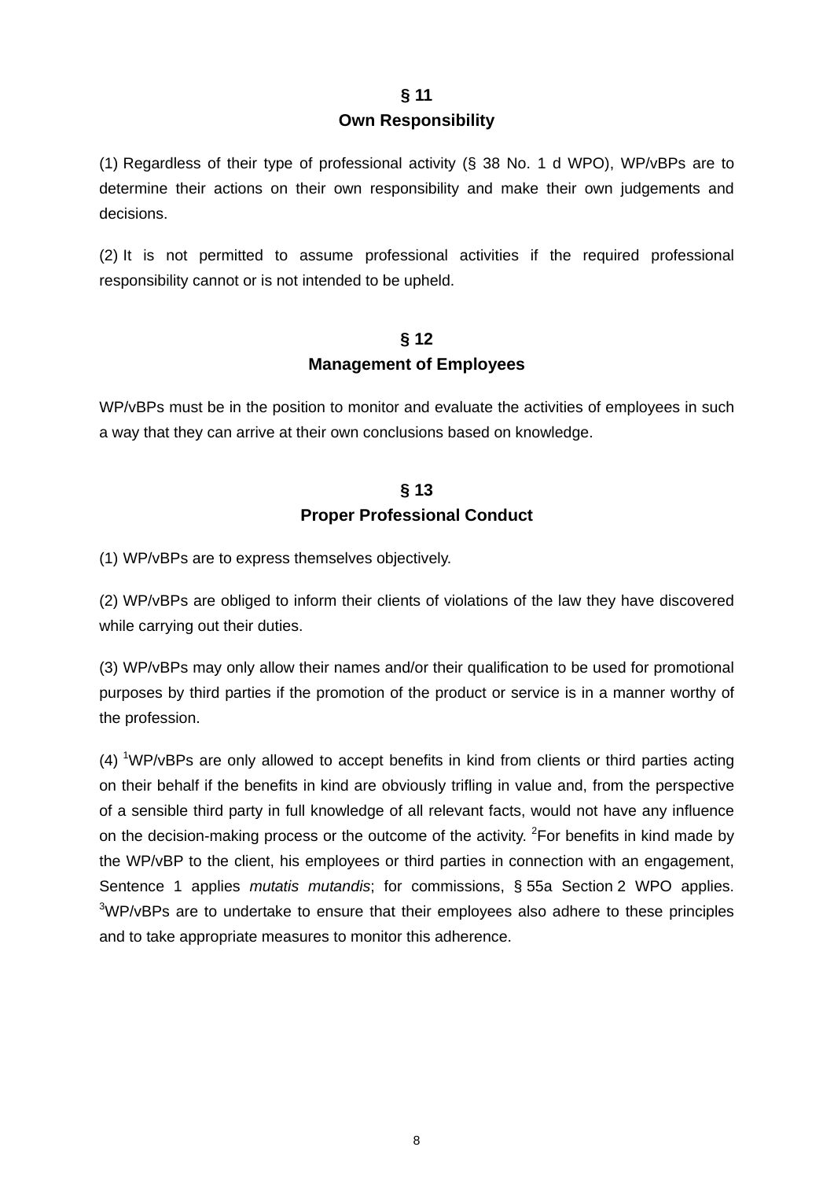## § 11
## Own Responsibility

(1) Regardless of their type of professional activity (§ 38 No. 1 d WPO), WP/vBPs are to determine their actions on their own responsibility and make their own judgements and decisions.

(2) It is not permitted to assume professional activities if the required professional responsibility cannot or is not intended to be upheld.

## § 12
## Management of Employees

WP/vBPs must be in the position to monitor and evaluate the activities of employees in such a way that they can arrive at their own conclusions based on knowledge.

## § 13
## Proper Professional Conduct

(1) WP/vBPs are to express themselves objectively.

(2) WP/vBPs are obliged to inform their clients of violations of the law they have discovered while carrying out their duties.

(3) WP/vBPs may only allow their names and/or their qualification to be used for promotional purposes by third parties if the promotion of the product or service is in a manner worthy of the profession.

(4) [1]WP/vBPs are only allowed to accept benefits in kind from clients or third parties acting on their behalf if the benefits in kind are obviously trifling in value and, from the perspective of a sensible third party in full knowledge of all relevant facts, would not have any influence on the decision-making process or the outcome of the activity. [2]For benefits in kind made by the WP/vBP to the client, his employees or third parties in connection with an engagement, Sentence 1 applies *mutatis mutandis*; for commissions, § 55a Section 2 WPO applies. [3]WP/vBPs are to undertake to ensure that their employees also adhere to these principles and to take appropriate measures to monitor this adherence.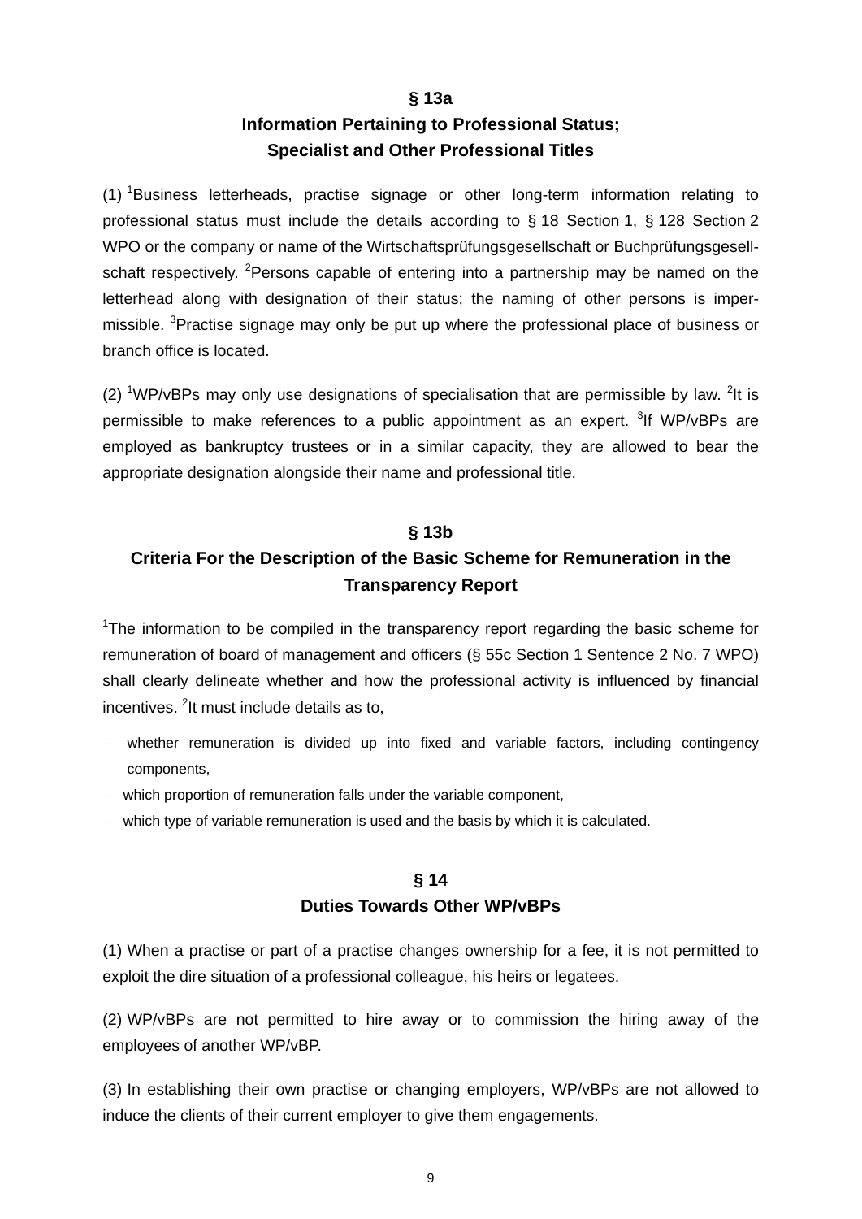## § 13a
## Information Pertaining to Professional Status; Specialist and Other Professional Titles

(1) [1]Business letterheads, practise signage or other long-term information relating to professional status must include the details according to § 18 Section 1, § 128 Section 2 WPO or the company or name of the Wirtschaftsprüfungsgesellschaft or Buchprüfungsgesellschaft respectively. [2]Persons capable of entering into a partnership may be named on the letterhead along with designation of their status; the naming of other persons is impermissible. [3]Practise signage may only be put up where the professional place of business or branch office is located.

(2) [1]WP/vBPs may only use designations of specialisation that are permissible by law. [2]It is permissible to make references to a public appointment as an expert. [3]If WP/vBPs are employed as bankruptcy trustees or in a similar capacity, they are allowed to bear the appropriate designation alongside their name and professional title.

## § 13b
## Criteria For the Description of the Basic Scheme for Remuneration in the Transparency Report

[1]The information to be compiled in the transparency report regarding the basic scheme for remuneration of board of management and officers (§ 55c Section 1 Sentence 2 No. 7 WPO) shall clearly delineate whether and how the professional activity is influenced by financial incentives. [2]It must include details as to,

- whether remuneration is divided up into fixed and variable factors, including contingency components,
- which proportion of remuneration falls under the variable component,
- which type of variable remuneration is used and the basis by which it is calculated.

## § 14
## Duties Towards Other WP/vBPs

(1) When a practise or part of a practise changes ownership for a fee, it is not permitted to exploit the dire situation of a professional colleague, his heirs or legatees.

(2) WP/vBPs are not permitted to hire away or to commission the hiring away of the employees of another WP/vBP.

(3) In establishing their own practise or changing employers, WP/vBPs are not allowed to induce the clients of their current employer to give them engagements.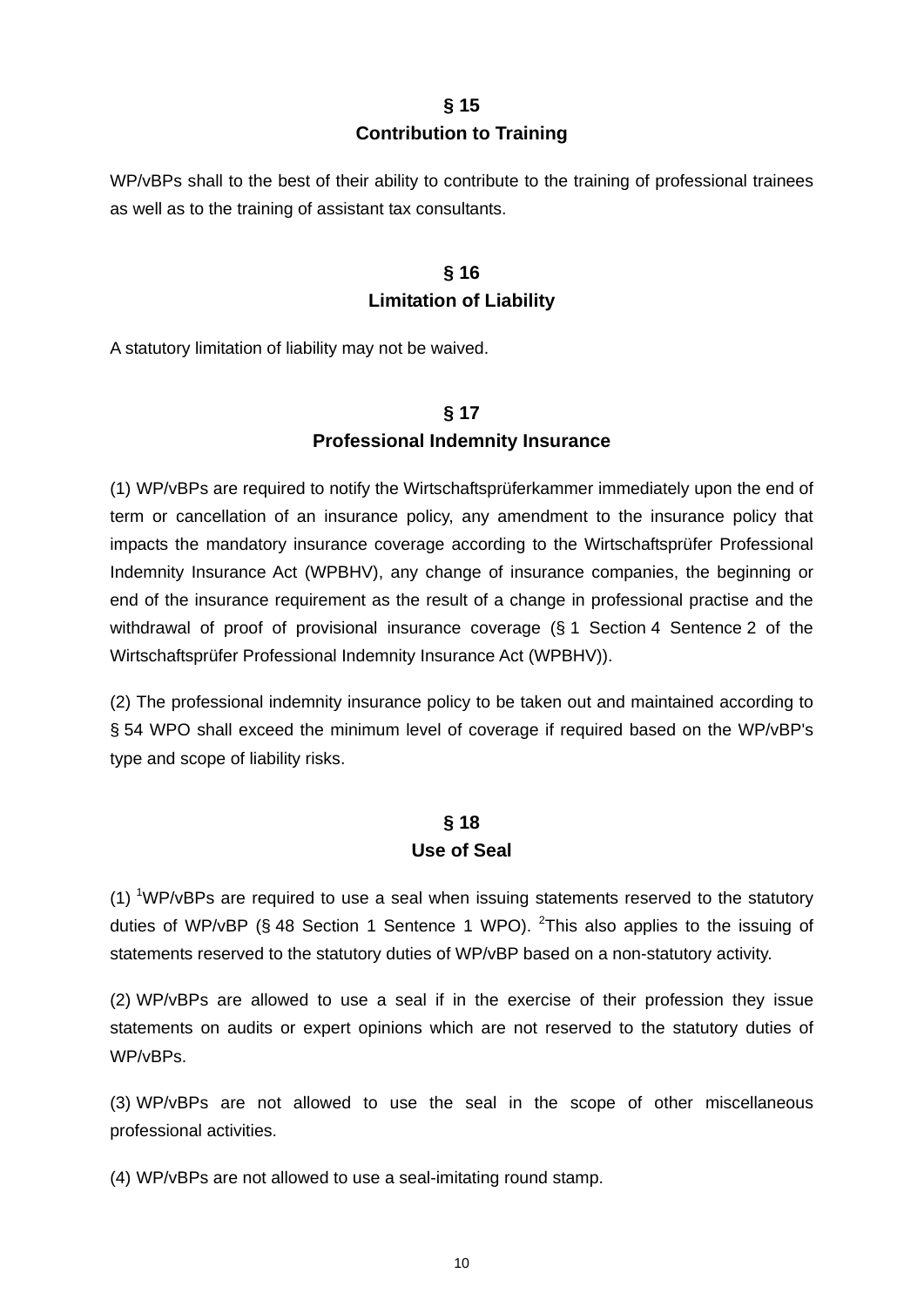## § 15
## Contribution to Training

WP/vBPs shall to the best of their ability to contribute to the training of professional trainees as well as to the training of assistant tax consultants.

## § 16
## Limitation of Liability

A statutory limitation of liability may not be waived.

## § 17
## Professional Indemnity Insurance

(1) WP/vBPs are required to notify the Wirtschaftsprüferkammer immediately upon the end of term or cancellation of an insurance policy, any amendment to the insurance policy that impacts the mandatory insurance coverage according to the Wirtschaftsprüfer Professional Indemnity Insurance Act (WPBHV), any change of insurance companies, the beginning or end of the insurance requirement as the result of a change in professional practise and the withdrawal of proof of provisional insurance coverage (§ 1 Section 4 Sentence 2 of the Wirtschaftsprüfer Professional Indemnity Insurance Act (WPBHV)).

(2) The professional indemnity insurance policy to be taken out and maintained according to § 54 WPO shall exceed the minimum level of coverage if required based on the WP/vBP's type and scope of liability risks.

## § 18
## Use of Seal

(1) [1]WP/vBPs are required to use a seal when issuing statements reserved to the statutory duties of WP/vBP (§ 48 Section 1 Sentence 1 WPO). [2]This also applies to the issuing of statements reserved to the statutory duties of WP/vBP based on a non-statutory activity.

(2) WP/vBPs are allowed to use a seal if in the exercise of their profession they issue statements on audits or expert opinions which are not reserved to the statutory duties of WP/vBPs.

(3) WP/vBPs are not allowed to use the seal in the scope of other miscellaneous professional activities.

(4) WP/vBPs are not allowed to use a seal-imitating round stamp.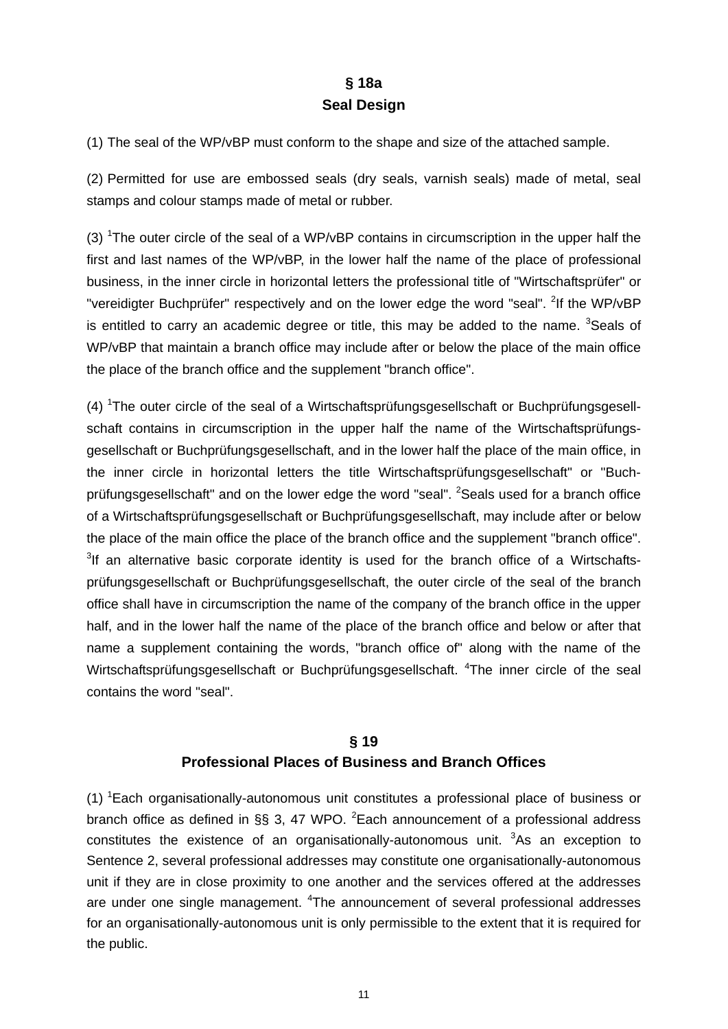## § 18a
## Seal Design

(1) The seal of the WP/vBP must conform to the shape and size of the attached sample.

(2) Permitted for use are embossed seals (dry seals, varnish seals) made of metal, seal stamps and colour stamps made of metal or rubber.

(3) [1]The outer circle of the seal of a WP/vBP contains in circumscription in the upper half the first and last names of the WP/vBP, in the lower half the name of the place of professional business, in the inner circle in horizontal letters the professional title of "Wirtschaftsprüfer" or "vereidigter Buchprüfer" respectively and on the lower edge the word "seal". [2]If the WP/vBP is entitled to carry an academic degree or title, this may be added to the name. [3]Seals of WP/vBP that maintain a branch office may include after or below the place of the main office the place of the branch office and the supplement "branch office".

(4) [1]The outer circle of the seal of a Wirtschaftsprüfungsgesellschaft or Buchprüfungsgesellschaft contains in circumscription in the upper half the name of the Wirtschaftsprüfungsgesellschaft or Buchprüfungsgesellschaft, and in the lower half the place of the main office, in the inner circle in horizontal letters the title Wirtschaftsprüfungsgesellschaft" or "Buchprüfungsgesellschaft" and on the lower edge the word "seal". [2]Seals used for a branch office of a Wirtschaftsprüfungsgesellschaft or Buchprüfungsgesellschaft, may include after or below the place of the main office the place of the branch office and the supplement "branch office". [3]If an alternative basic corporate identity is used for the branch office of a Wirtschaftsprüfungsgesellschaft or Buchprüfungsgesellschaft, the outer circle of the seal of the branch office shall have in circumscription the name of the company of the branch office in the upper half, and in the lower half the name of the place of the branch office and below or after that name a supplement containing the words, "branch office of" along with the name of the Wirtschaftsprüfungsgesellschaft or Buchprüfungsgesellschaft. [4]The inner circle of the seal contains the word "seal".

## § 19
## Professional Places of Business and Branch Offices

(1) [1]Each organisationally-autonomous unit constitutes a professional place of business or branch office as defined in §§ 3, 47 WPO. [2]Each announcement of a professional address constitutes the existence of an organisationally-autonomous unit. [3]As an exception to Sentence 2, several professional addresses may constitute one organisationally-autonomous unit if they are in close proximity to one another and the services offered at the addresses are under one single management. [4]The announcement of several professional addresses for an organisationally-autonomous unit is only permissible to the extent that it is required for the public.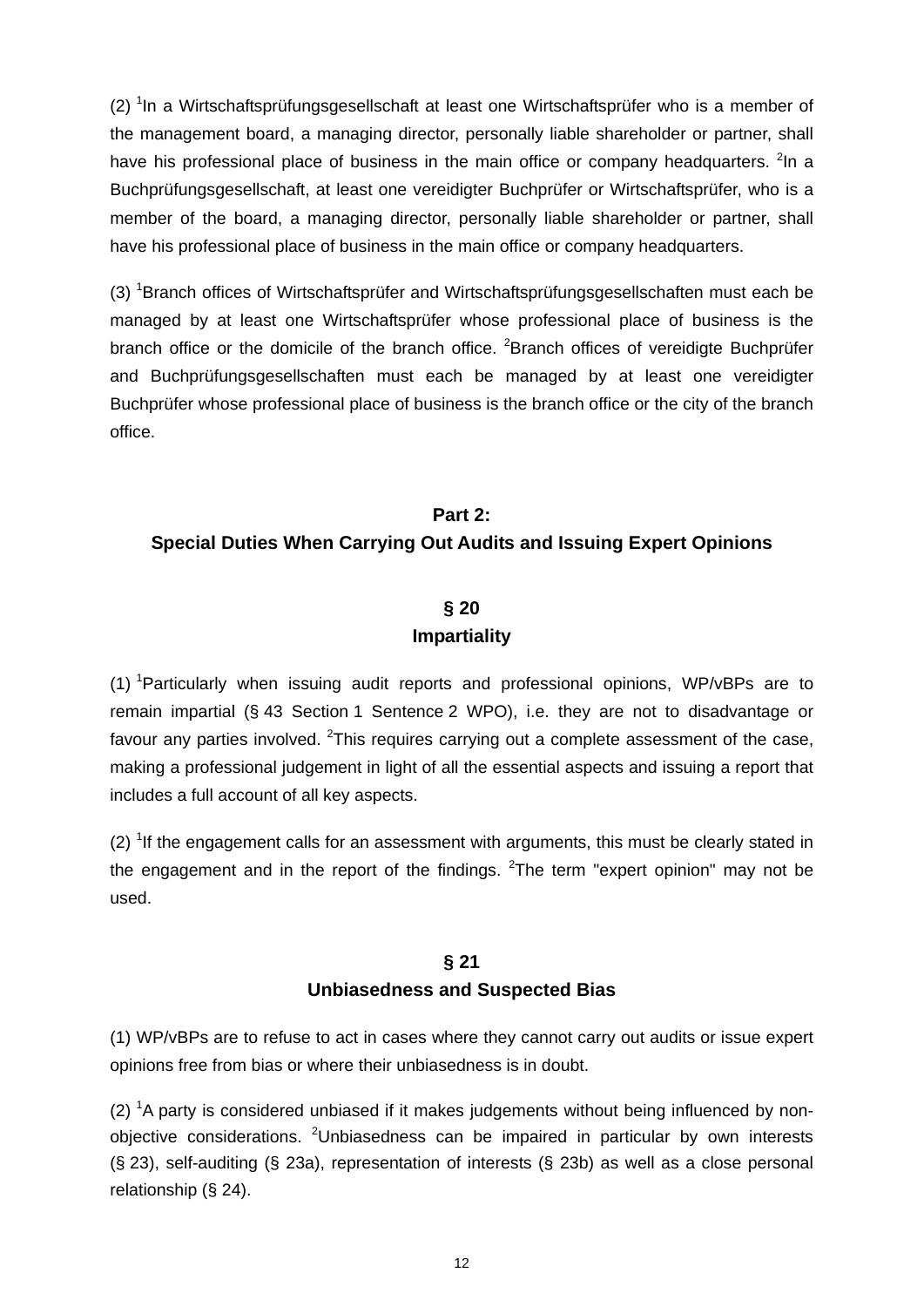(2) [1]In a Wirtschaftsprüfungsgesellschaft at least one Wirtschaftsprüfer who is a member of the management board, a managing director, personally liable shareholder or partner, shall have his professional place of business in the main office or company headquarters. [2]In a Buchprüfungsgesellschaft, at least one vereidigter Buchprüfer or Wirtschaftsprüfer, who is a member of the board, a managing director, personally liable shareholder or partner, shall have his professional place of business in the main office or company headquarters.

(3) [1]Branch offices of Wirtschaftsprüfer and Wirtschaftsprüfungsgesellschaften must each be managed by at least one Wirtschaftsprüfer whose professional place of business is the branch office or the domicile of the branch office. [2]Branch offices of vereidigte Buchprüfer and Buchprüfungsgesellschaften must each be managed by at least one vereidigter Buchprüfer whose professional place of business is the branch office or the city of the branch office.

## Part 2: Special Duties When Carrying Out Audits and Issuing Expert Opinions

### § 20 Impartiality

(1) [1]Particularly when issuing audit reports and professional opinions, WP/vBPs are to remain impartial (§ 43 Section 1 Sentence 2 WPO), i.e. they are not to disadvantage or favour any parties involved. [2]This requires carrying out a complete assessment of the case, making a professional judgement in light of all the essential aspects and issuing a report that includes a full account of all key aspects.

(2) [1]If the engagement calls for an assessment with arguments, this must be clearly stated in the engagement and in the report of the findings. [2]The term "expert opinion" may not be used.

### § 21 Unbiasedness and Suspected Bias

(1) WP/vBPs are to refuse to act in cases where they cannot carry out audits or issue expert opinions free from bias or where their unbiasedness is in doubt.

(2) [1]A party is considered unbiased if it makes judgements without being influenced by non-objective considerations. [2]Unbiasedness can be impaired in particular by own interests (§ 23), self-auditing (§ 23a), representation of interests (§ 23b) as well as a close personal relationship (§ 24).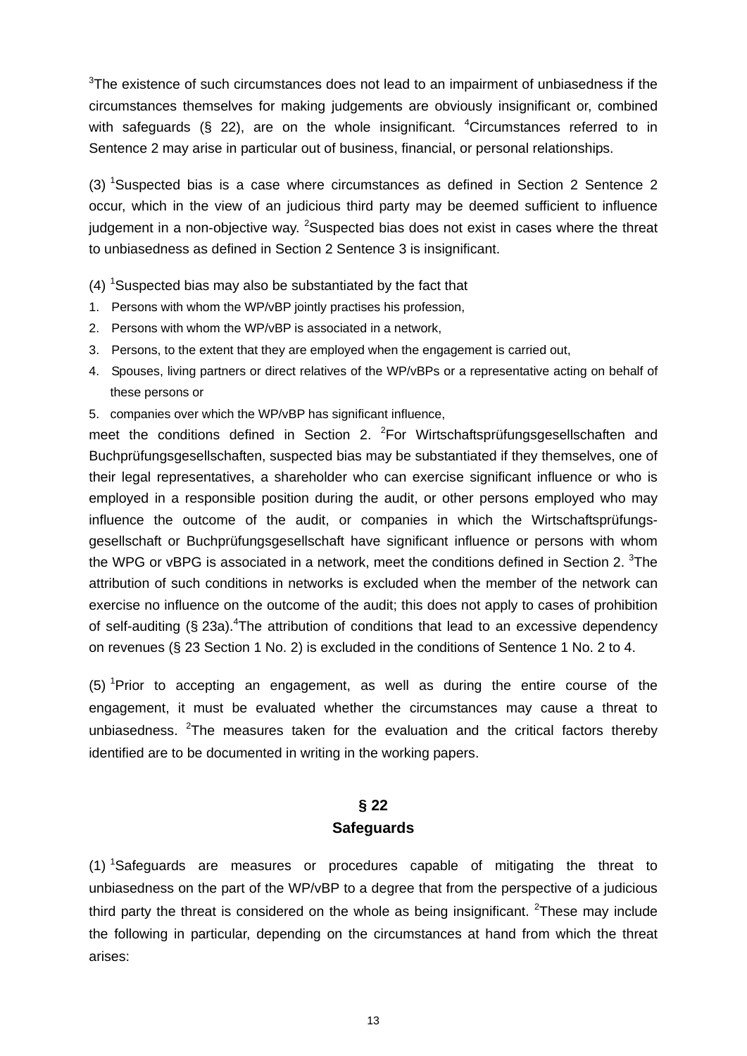[3]The existence of such circumstances does not lead to an impairment of unbiasedness if the circumstances themselves for making judgements are obviously insignificant or, combined with safeguards (§ 22), are on the whole insignificant. [4]Circumstances referred to in Sentence 2 may arise in particular out of business, financial, or personal relationships.

(3) [1]Suspected bias is a case where circumstances as defined in Section 2 Sentence 2 occur, which in the view of an judicious third party may be deemed sufficient to influence judgement in a non-objective way. [2]Suspected bias does not exist in cases where the threat to unbiasedness as defined in Section 2 Sentence 3 is insignificant.

(4) [1]Suspected bias may also be substantiated by the fact that

1. Persons with whom the WP/vBP jointly practises his profession,
2. Persons with whom the WP/vBP is associated in a network,
3. Persons, to the extent that they are employed when the engagement is carried out,
4. Spouses, living partners or direct relatives of the WP/vBPs or a representative acting on behalf of these persons or
5. companies over which the WP/vBP has significant influence,

meet the conditions defined in Section 2. [2]For Wirtschaftsprüfungsgesellschaften and Buchprüfungsgesellschaften, suspected bias may be substantiated if they themselves, one of their legal representatives, a shareholder who can exercise significant influence or who is employed in a responsible position during the audit, or other persons employed who may influence the outcome of the audit, or companies in which the Wirtschaftsprüfungs-gesellschaft or Buchprüfungsgesellschaft have significant influence or persons with whom the WPG or vBPG is associated in a network, meet the conditions defined in Section 2. [3]The attribution of such conditions in networks is excluded when the member of the network can exercise no influence on the outcome of the audit; this does not apply to cases of prohibition of self-auditing (§ 23a).[4]The attribution of conditions that lead to an excessive dependency on revenues (§ 23 Section 1 No. 2) is excluded in the conditions of Sentence 1 No. 2 to 4.

(5) [1]Prior to accepting an engagement, as well as during the entire course of the engagement, it must be evaluated whether the circumstances may cause a threat to unbiasedness. [2]The measures taken for the evaluation and the critical factors thereby identified are to be documented in writing in the working papers.

## § 22
## Safeguards

(1) [1]Safeguards are measures or procedures capable of mitigating the threat to unbiasedness on the part of the WP/vBP to a degree that from the perspective of a judicious third party the threat is considered on the whole as being insignificant. [2]These may include the following in particular, depending on the circumstances at hand from which the threat arises: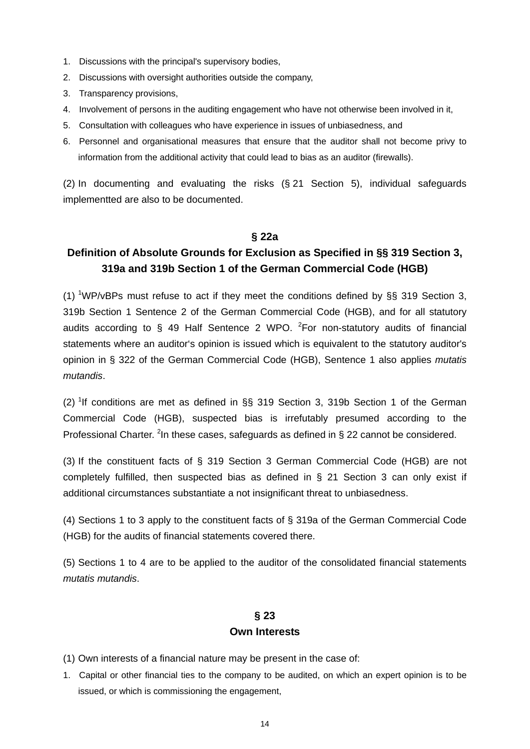1. Discussions with the principal's supervisory bodies,
2. Discussions with oversight authorities outside the company,
3. Transparency provisions,
4. Involvement of persons in the auditing engagement who have not otherwise been involved in it,
5. Consultation with colleagues who have experience in issues of unbiasedness, and
6. Personnel and organisational measures that ensure that the auditor shall not become privy to information from the additional activity that could lead to bias as an auditor (firewalls).

(2) In documenting and evaluating the risks (§ 21 Section 5), individual safeguards implementted are also to be documented.

## § 22a
## Definition of Absolute Grounds for Exclusion as Specified in §§ 319 Section 3, 319a and 319b Section 1 of the German Commercial Code (HGB)

(1) [1]WP/vBPs must refuse to act if they meet the conditions defined by §§ 319 Section 3, 319b Section 1 Sentence 2 of the German Commercial Code (HGB), and for all statutory audits according to § 49 Half Sentence 2 WPO. [2]For non-statutory audits of financial statements where an auditor's opinion is issued which is equivalent to the statutory auditor's opinion in § 322 of the German Commercial Code (HGB), Sentence 1 also applies *mutatis mutandis*.

(2) [1]If conditions are met as defined in §§ 319 Section 3, 319b Section 1 of the German Commercial Code (HGB), suspected bias is irrefutably presumed according to the Professional Charter. [2]In these cases, safeguards as defined in § 22 cannot be considered.

(3) If the constituent facts of § 319 Section 3 German Commercial Code (HGB) are not completely fulfilled, then suspected bias as defined in § 21 Section 3 can only exist if additional circumstances substantiate a not insignificant threat to unbiasedness.

(4) Sections 1 to 3 apply to the constituent facts of § 319a of the German Commercial Code (HGB) for the audits of financial statements covered there.

(5) Sections 1 to 4 are to be applied to the auditor of the consolidated financial statements *mutatis mutandis*.

## § 23
## Own Interests

(1) Own interests of a financial nature may be present in the case of:

1. Capital or other financial ties to the company to be audited, on which an expert opinion is to be issued, or which is commissioning the engagement,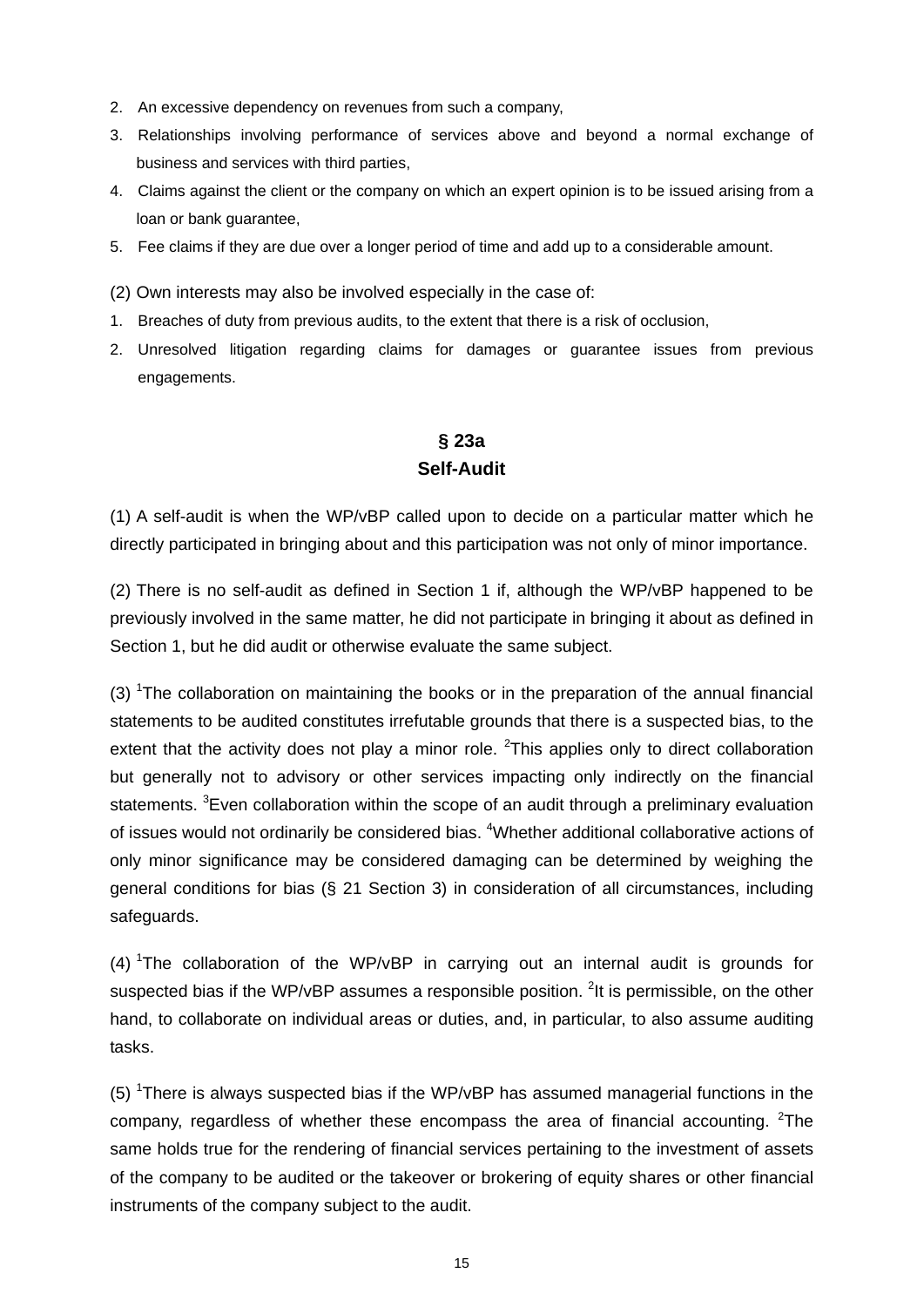2. An excessive dependency on revenues from such a company,
3. Relationships involving performance of services above and beyond a normal exchange of business and services with third parties,
4. Claims against the client or the company on which an expert opinion is to be issued arising from a loan or bank guarantee,
5. Fee claims if they are due over a longer period of time and add up to a considerable amount.

(2) Own interests may also be involved especially in the case of:

1. Breaches of duty from previous audits, to the extent that there is a risk of occlusion,
2. Unresolved litigation regarding claims for damages or guarantee issues from previous engagements.

## § 23a
## Self-Audit

(1) A self-audit is when the WP/vBP called upon to decide on a particular matter which he directly participated in bringing about and this participation was not only of minor importance.

(2) There is no self-audit as defined in Section 1 if, although the WP/vBP happened to be previously involved in the same matter, he did not participate in bringing it about as defined in Section 1, but he did audit or otherwise evaluate the same subject.

(3) [1]The collaboration on maintaining the books or in the preparation of the annual financial statements to be audited constitutes irrefutable grounds that there is a suspected bias, to the extent that the activity does not play a minor role. [2]This applies only to direct collaboration but generally not to advisory or other services impacting only indirectly on the financial statements. [3]Even collaboration within the scope of an audit through a preliminary evaluation of issues would not ordinarily be considered bias. [4]Whether additional collaborative actions of only minor significance may be considered damaging can be determined by weighing the general conditions for bias (§ 21 Section 3) in consideration of all circumstances, including safeguards.

(4) [1]The collaboration of the WP/vBP in carrying out an internal audit is grounds for suspected bias if the WP/vBP assumes a responsible position. [2]It is permissible, on the other hand, to collaborate on individual areas or duties, and, in particular, to also assume auditing tasks.

(5) [1]There is always suspected bias if the WP/vBP has assumed managerial functions in the company, regardless of whether these encompass the area of financial accounting. [2]The same holds true for the rendering of financial services pertaining to the investment of assets of the company to be audited or the takeover or brokering of equity shares or other financial instruments of the company subject to the audit.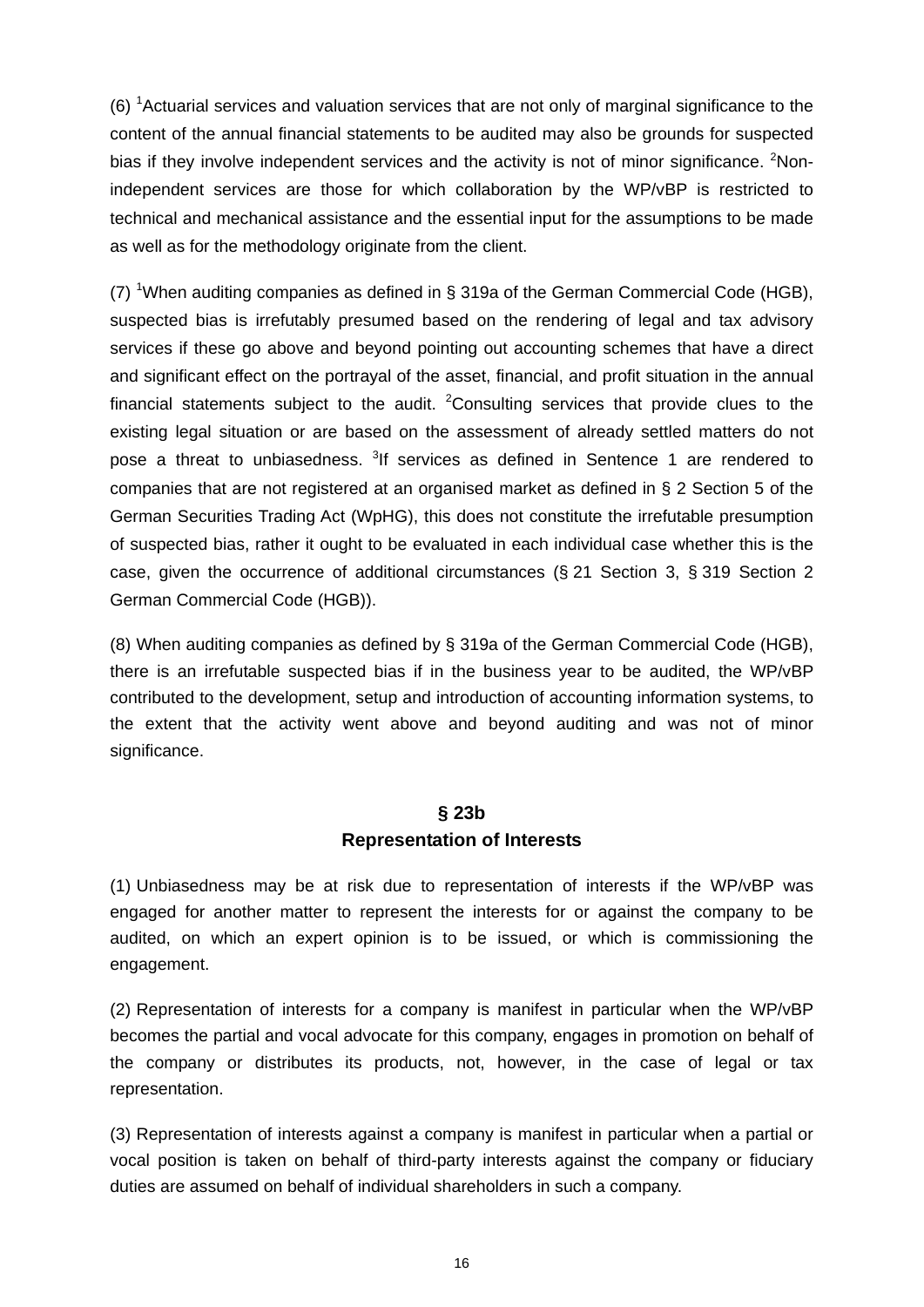(6) [1]Actuarial services and valuation services that are not only of marginal significance to the content of the annual financial statements to be audited may also be grounds for suspected bias if they involve independent services and the activity is not of minor significance. [2]Non-independent services are those for which collaboration by the WP/vBP is restricted to technical and mechanical assistance and the essential input for the assumptions to be made as well as for the methodology originate from the client.

(7) [1]When auditing companies as defined in § 319a of the German Commercial Code (HGB), suspected bias is irrefutably presumed based on the rendering of legal and tax advisory services if these go above and beyond pointing out accounting schemes that have a direct and significant effect on the portrayal of the asset, financial, and profit situation in the annual financial statements subject to the audit. [2]Consulting services that provide clues to the existing legal situation or are based on the assessment of already settled matters do not pose a threat to unbiasedness. [3]If services as defined in Sentence 1 are rendered to companies that are not registered at an organised market as defined in § 2 Section 5 of the German Securities Trading Act (WpHG), this does not constitute the irrefutable presumption of suspected bias, rather it ought to be evaluated in each individual case whether this is the case, given the occurrence of additional circumstances (§ 21 Section 3, § 319 Section 2 German Commercial Code (HGB)).

(8) When auditing companies as defined by § 319a of the German Commercial Code (HGB), there is an irrefutable suspected bias if in the business year to be audited, the WP/vBP contributed to the development, setup and introduction of accounting information systems, to the extent that the activity went above and beyond auditing and was not of minor significance.

## § 23b
## Representation of Interests

(1) Unbiasedness may be at risk due to representation of interests if the WP/vBP was engaged for another matter to represent the interests for or against the company to be audited, on which an expert opinion is to be issued, or which is commissioning the engagement.

(2) Representation of interests for a company is manifest in particular when the WP/vBP becomes the partial and vocal advocate for this company, engages in promotion on behalf of the company or distributes its products, not, however, in the case of legal or tax representation.

(3) Representation of interests against a company is manifest in particular when a partial or vocal position is taken on behalf of third-party interests against the company or fiduciary duties are assumed on behalf of individual shareholders in such a company.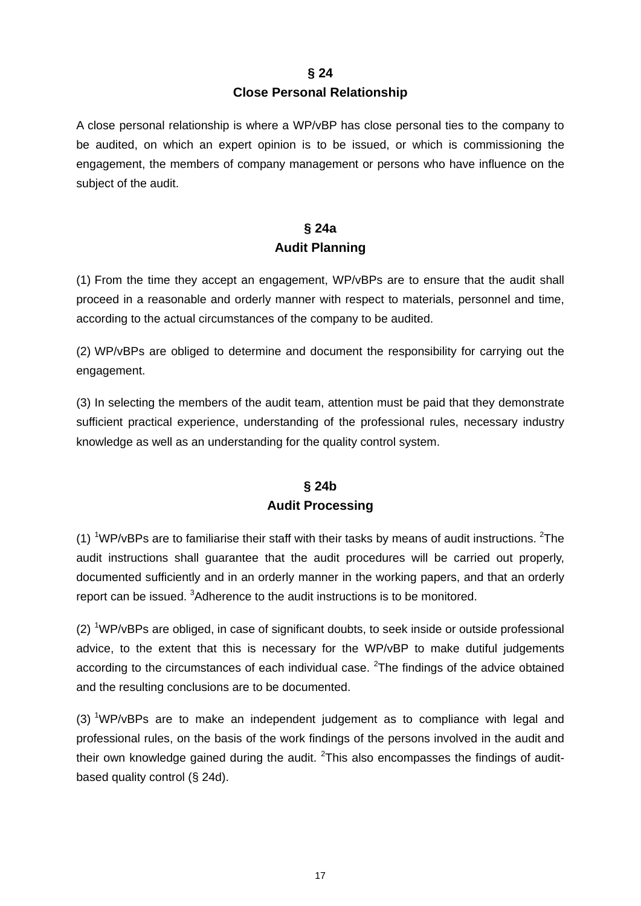## § 24
## Close Personal Relationship

A close personal relationship is where a WP/vBP has close personal ties to the company to be audited, on which an expert opinion is to be issued, or which is commissioning the engagement, the members of company management or persons who have influence on the subject of the audit.

## § 24a
## Audit Planning

(1) From the time they accept an engagement, WP/vBPs are to ensure that the audit shall proceed in a reasonable and orderly manner with respect to materials, personnel and time, according to the actual circumstances of the company to be audited.

(2) WP/vBPs are obliged to determine and document the responsibility for carrying out the engagement.

(3) In selecting the members of the audit team, attention must be paid that they demonstrate sufficient practical experience, understanding of the professional rules, necessary industry knowledge as well as an understanding for the quality control system.

## § 24b
## Audit Processing

(1) [1]WP/vBPs are to familiarise their staff with their tasks by means of audit instructions. [2]The audit instructions shall guarantee that the audit procedures will be carried out properly, documented sufficiently and in an orderly manner in the working papers, and that an orderly report can be issued. [3]Adherence to the audit instructions is to be monitored.

(2) [1]WP/vBPs are obliged, in case of significant doubts, to seek inside or outside professional advice, to the extent that this is necessary for the WP/vBP to make dutiful judgements according to the circumstances of each individual case. [2]The findings of the advice obtained and the resulting conclusions are to be documented.

(3) [1]WP/vBPs are to make an independent judgement as to compliance with legal and professional rules, on the basis of the work findings of the persons involved in the audit and their own knowledge gained during the audit. [2]This also encompasses the findings of audit-based quality control (§ 24d).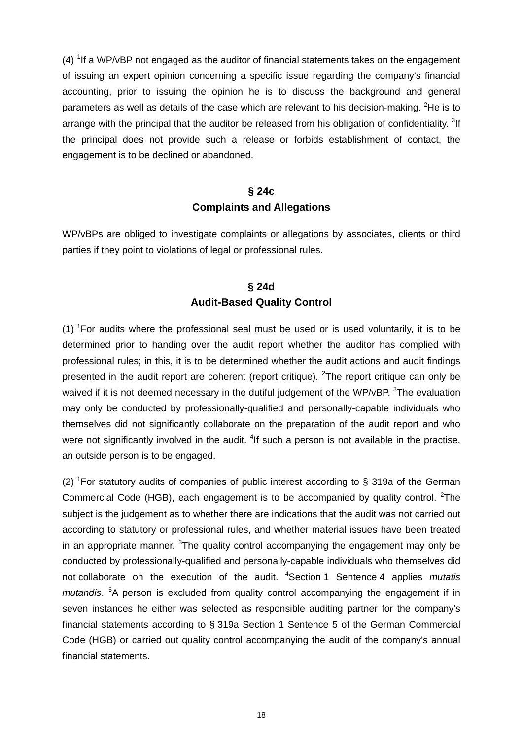(4) [1]If a WP/vBP not engaged as the auditor of financial statements takes on the engagement of issuing an expert opinion concerning a specific issue regarding the company's financial accounting, prior to issuing the opinion he is to discuss the background and general parameters as well as details of the case which are relevant to his decision-making. [2]He is to arrange with the principal that the auditor be released from his obligation of confidentiality. [3]If the principal does not provide such a release or forbids establishment of contact, the engagement is to be declined or abandoned.

## § 24c
## Complaints and Allegations

WP/vBPs are obliged to investigate complaints or allegations by associates, clients or third parties if they point to violations of legal or professional rules.

## § 24d
## Audit-Based Quality Control

(1) [1]For audits where the professional seal must be used or is used voluntarily, it is to be determined prior to handing over the audit report whether the auditor has complied with professional rules; in this, it is to be determined whether the audit actions and audit findings presented in the audit report are coherent (report critique). [2]The report critique can only be waived if it is not deemed necessary in the dutiful judgement of the WP/vBP. [3]The evaluation may only be conducted by professionally-qualified and personally-capable individuals who themselves did not significantly collaborate on the preparation of the audit report and who were not significantly involved in the audit. [4]If such a person is not available in the practise, an outside person is to be engaged.

(2) [1]For statutory audits of companies of public interest according to § 319a of the German Commercial Code (HGB), each engagement is to be accompanied by quality control. [2]The subject is the judgement as to whether there are indications that the audit was not carried out according to statutory or professional rules, and whether material issues have been treated in an appropriate manner. [3]The quality control accompanying the engagement may only be conducted by professionally-qualified and personally-capable individuals who themselves did not collaborate on the execution of the audit. [4]Section 1 Sentence 4 applies *mutatis mutandis*. [5]A person is excluded from quality control accompanying the engagement if in seven instances he either was selected as responsible auditing partner for the company's financial statements according to § 319a Section 1 Sentence 5 of the German Commercial Code (HGB) or carried out quality control accompanying the audit of the company's annual financial statements.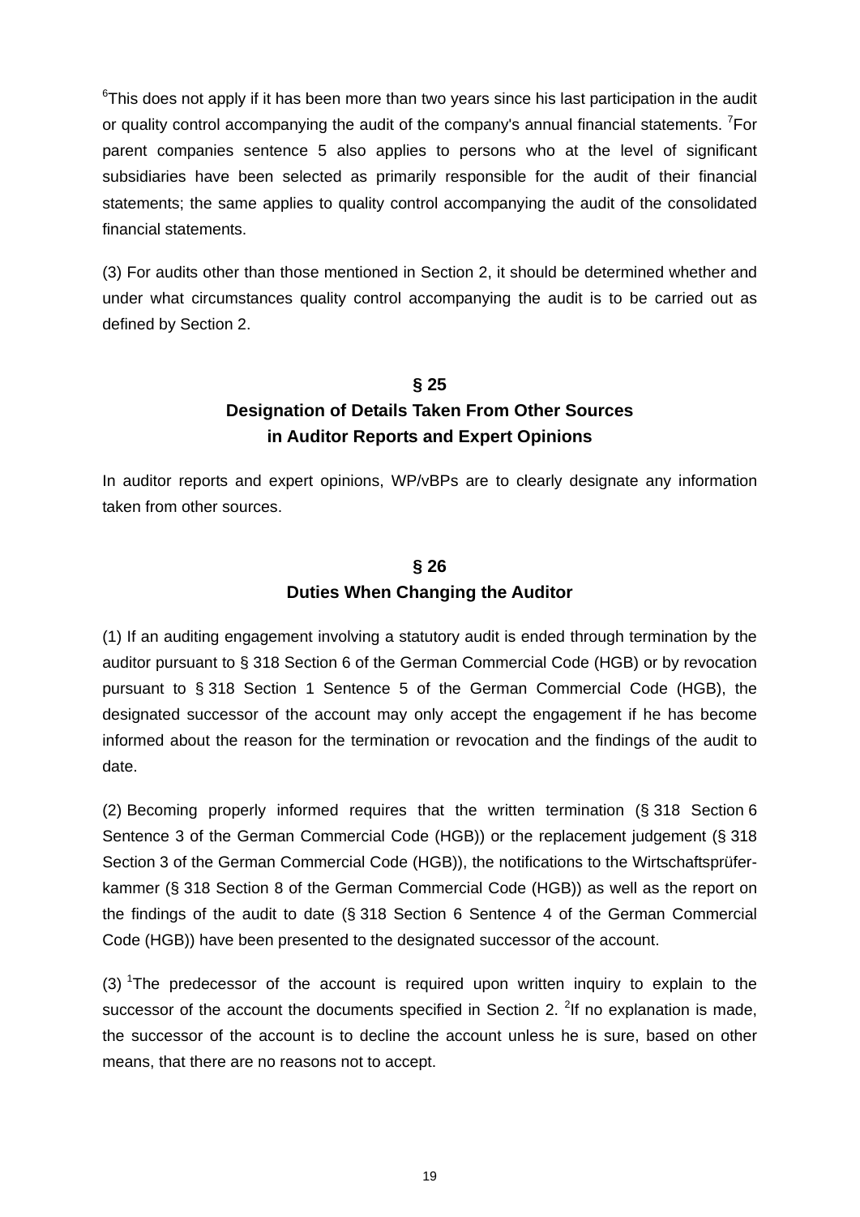[6]This does not apply if it has been more than two years since his last participation in the audit or quality control accompanying the audit of the company's annual financial statements. [7]For parent companies sentence 5 also applies to persons who at the level of significant subsidiaries have been selected as primarily responsible for the audit of their financial statements; the same applies to quality control accompanying the audit of the consolidated financial statements.

(3) For audits other than those mentioned in Section 2, it should be determined whether and under what circumstances quality control accompanying the audit is to be carried out as defined by Section 2.

## § 25
## Designation of Details Taken From Other Sources in Auditor Reports and Expert Opinions

In auditor reports and expert opinions, WP/vBPs are to clearly designate any information taken from other sources.

## § 26
## Duties When Changing the Auditor

(1) If an auditing engagement involving a statutory audit is ended through termination by the auditor pursuant to § 318 Section 6 of the German Commercial Code (HGB) or by revocation pursuant to § 318 Section 1 Sentence 5 of the German Commercial Code (HGB), the designated successor of the account may only accept the engagement if he has become informed about the reason for the termination or revocation and the findings of the audit to date.

(2) Becoming properly informed requires that the written termination (§ 318 Section 6 Sentence 3 of the German Commercial Code (HGB)) or the replacement judgement (§ 318 Section 3 of the German Commercial Code (HGB)), the notifications to the Wirtschaftsprüfer-kammer (§ 318 Section 8 of the German Commercial Code (HGB)) as well as the report on the findings of the audit to date (§ 318 Section 6 Sentence 4 of the German Commercial Code (HGB)) have been presented to the designated successor of the account.

(3) [1]The predecessor of the account is required upon written inquiry to explain to the successor of the account the documents specified in Section 2. [2]If no explanation is made, the successor of the account is to decline the account unless he is sure, based on other means, that there are no reasons not to accept.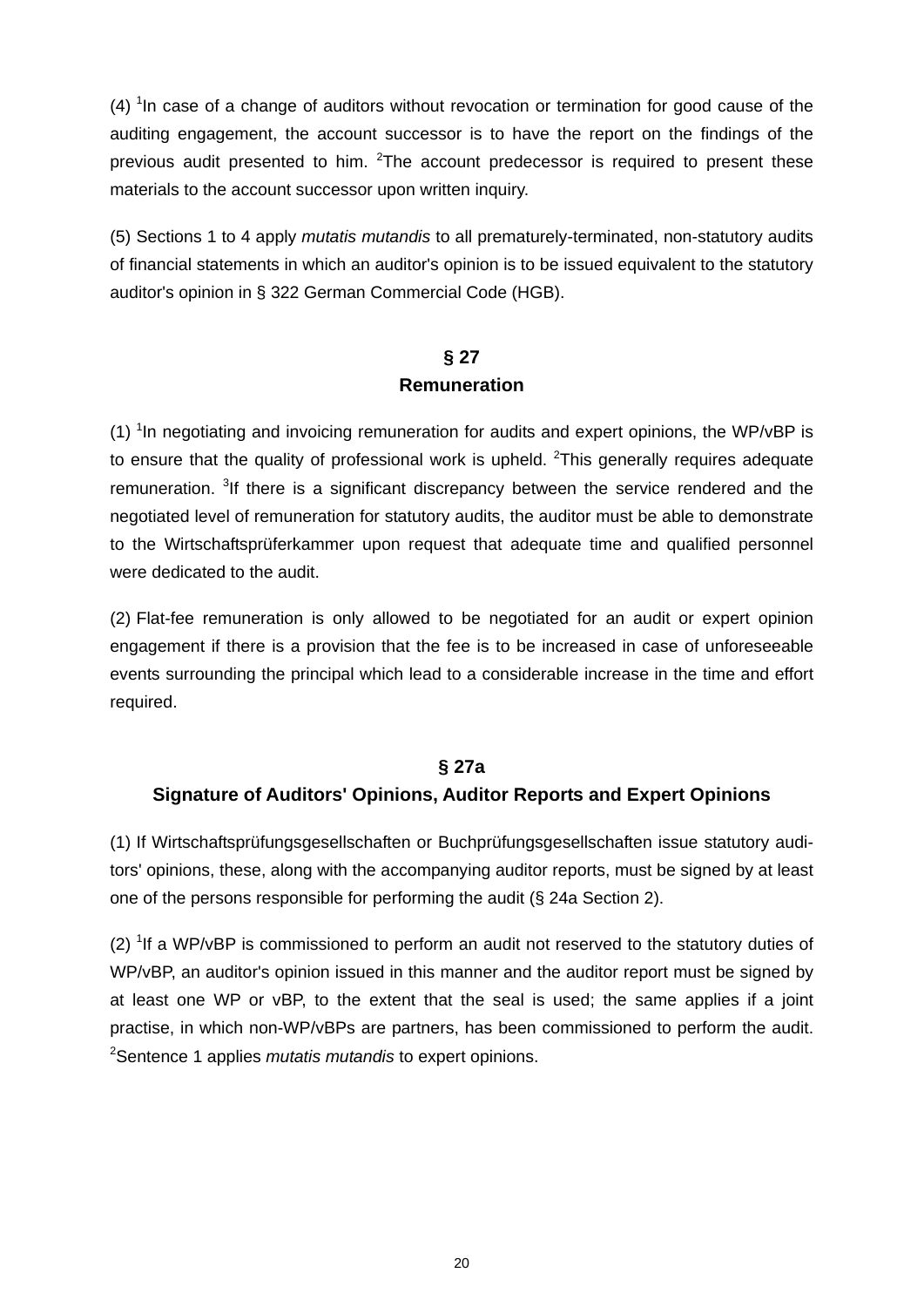(4) [1]In case of a change of auditors without revocation or termination for good cause of the auditing engagement, the account successor is to have the report on the findings of the previous audit presented to him. [2]The account predecessor is required to present these materials to the account successor upon written inquiry.

(5) Sections 1 to 4 apply *mutatis mutandis* to all prematurely-terminated, non-statutory audits of financial statements in which an auditor's opinion is to be issued equivalent to the statutory auditor's opinion in § 322 German Commercial Code (HGB).

## § 27
## Remuneration

(1) [1]In negotiating and invoicing remuneration for audits and expert opinions, the WP/vBP is to ensure that the quality of professional work is upheld. [2]This generally requires adequate remuneration. [3]If there is a significant discrepancy between the service rendered and the negotiated level of remuneration for statutory audits, the auditor must be able to demonstrate to the Wirtschaftsprüferkammer upon request that adequate time and qualified personnel were dedicated to the audit.

(2) Flat-fee remuneration is only allowed to be negotiated for an audit or expert opinion engagement if there is a provision that the fee is to be increased in case of unforeseeable events surrounding the principal which lead to a considerable increase in the time and effort required.

## § 27a
## Signature of Auditors' Opinions, Auditor Reports and Expert Opinions

(1) If Wirtschaftsprüfungsgesellschaften or Buchprüfungsgesellschaften issue statutory auditors' opinions, these, along with the accompanying auditor reports, must be signed by at least one of the persons responsible for performing the audit (§ 24a Section 2).

(2) [1]If a WP/vBP is commissioned to perform an audit not reserved to the statutory duties of WP/vBP, an auditor's opinion issued in this manner and the auditor report must be signed by at least one WP or vBP, to the extent that the seal is used; the same applies if a joint practise, in which non-WP/vBPs are partners, has been commissioned to perform the audit. [2]Sentence 1 applies *mutatis mutandis* to expert opinions.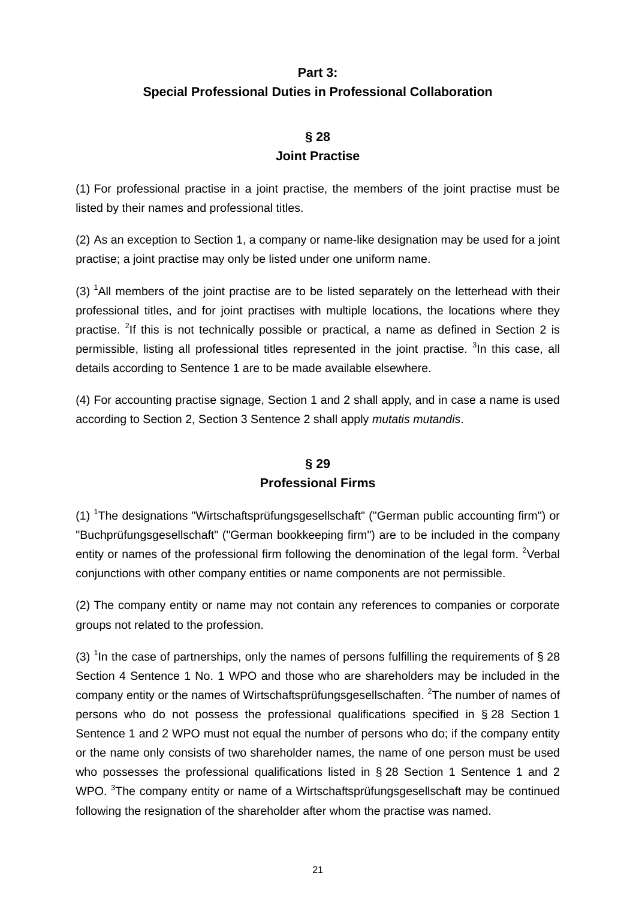## Part 3:
## Special Professional Duties in Professional Collaboration

### § 28
### Joint Practise

(1) For professional practise in a joint practise, the members of the joint practise must be listed by their names and professional titles.

(2) As an exception to Section 1, a company or name-like designation may be used for a joint practise; a joint practise may only be listed under one uniform name.

(3) [1]All members of the joint practise are to be listed separately on the letterhead with their professional titles, and for joint practises with multiple locations, the locations where they practise. [2]If this is not technically possible or practical, a name as defined in Section 2 is permissible, listing all professional titles represented in the joint practise. [3]In this case, all details according to Sentence 1 are to be made available elsewhere.

(4) For accounting practise signage, Section 1 and 2 shall apply, and in case a name is used according to Section 2, Section 3 Sentence 2 shall apply *mutatis mutandis*.

### § 29
### Professional Firms

(1) [1]The designations "Wirtschaftsprüfungsgesellschaft" ("German public accounting firm") or "Buchprüfungsgesellschaft" ("German bookkeeping firm") are to be included in the company entity or names of the professional firm following the denomination of the legal form. [2]Verbal conjunctions with other company entities or name components are not permissible.

(2) The company entity or name may not contain any references to companies or corporate groups not related to the profession.

(3) [1]In the case of partnerships, only the names of persons fulfilling the requirements of § 28 Section 4 Sentence 1 No. 1 WPO and those who are shareholders may be included in the company entity or the names of Wirtschaftsprüfungsgesellschaften. [2]The number of names of persons who do not possess the professional qualifications specified in § 28 Section 1 Sentence 1 and 2 WPO must not equal the number of persons who do; if the company entity or the name only consists of two shareholder names, the name of one person must be used who possesses the professional qualifications listed in § 28 Section 1 Sentence 1 and 2 WPO. [3]The company entity or name of a Wirtschaftsprüfungsgesellschaft may be continued following the resignation of the shareholder after whom the practise was named.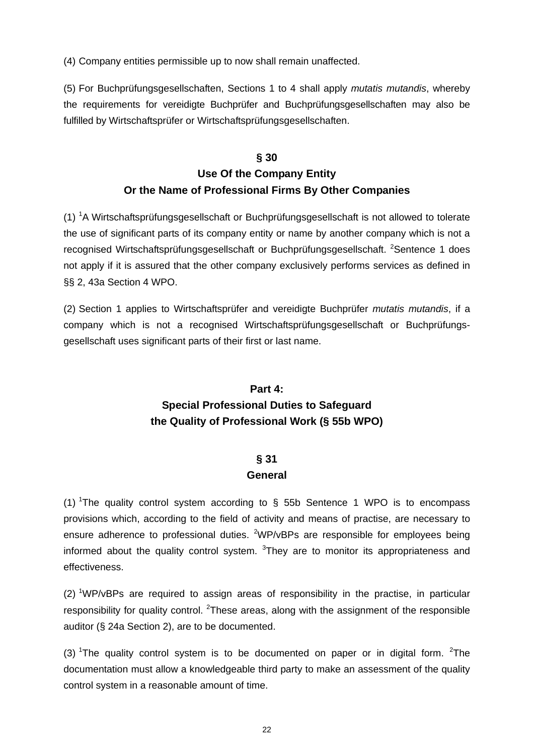(4) Company entities permissible up to now shall remain unaffected.

(5) For Buchprüfungsgesellschaften, Sections 1 to 4 shall apply *mutatis mutandis*, whereby the requirements for vereidigte Buchprüfer and Buchprüfungsgesellschaften may also be fulfilled by Wirtschaftsprüfer or Wirtschaftsprüfungsgesellschaften.

## § 30
## Use Of the Company Entity Or the Name of Professional Firms By Other Companies

(1) [1]A Wirtschaftsprüfungsgesellschaft or Buchprüfungsgesellschaft is not allowed to tolerate the use of significant parts of its company entity or name by another company which is not a recognised Wirtschaftsprüfungsgesellschaft or Buchprüfungsgesellschaft. [2]Sentence 1 does not apply if it is assured that the other company exclusively performs services as defined in §§ 2, 43a Section 4 WPO.

(2) Section 1 applies to Wirtschaftsprüfer and vereidigte Buchprüfer *mutatis mutandis*, if a company which is not a recognised Wirtschaftsprüfungsgesellschaft or Buchprüfungsgesellschaft uses significant parts of their first or last name.

# Part 4: Special Professional Duties to Safeguard the Quality of Professional Work (§ 55b WPO)

## § 31
## General

(1) [1]The quality control system according to § 55b Sentence 1 WPO is to encompass provisions which, according to the field of activity and means of practise, are necessary to ensure adherence to professional duties. [2]WP/vBPs are responsible for employees being informed about the quality control system. [3]They are to monitor its appropriateness and effectiveness.

(2) [1]WP/vBPs are required to assign areas of responsibility in the practise, in particular responsibility for quality control. [2]These areas, along with the assignment of the responsible auditor (§ 24a Section 2), are to be documented.

(3) [1]The quality control system is to be documented on paper or in digital form. [2]The documentation must allow a knowledgeable third party to make an assessment of the quality control system in a reasonable amount of time.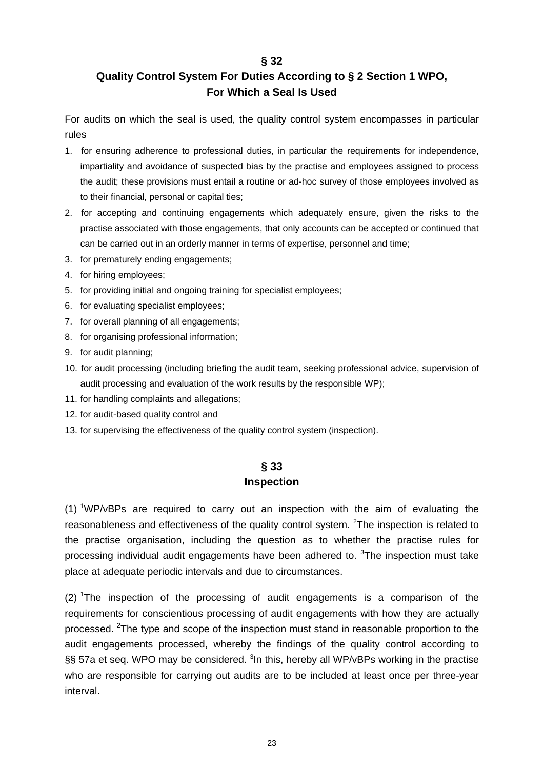## § 32
## Quality Control System For Duties According to § 2 Section 1 WPO, For Which a Seal Is Used

For audits on which the seal is used, the quality control system encompasses in particular rules

1. for ensuring adherence to professional duties, in particular the requirements for independence, impartiality and avoidance of suspected bias by the practise and employees assigned to process the audit; these provisions must entail a routine or ad-hoc survey of those employees involved as to their financial, personal or capital ties;
2. for accepting and continuing engagements which adequately ensure, given the risks to the practise associated with those engagements, that only accounts can be accepted or continued that can be carried out in an orderly manner in terms of expertise, personnel and time;
3. for prematurely ending engagements;
4. for hiring employees;
5. for providing initial and ongoing training for specialist employees;
6. for evaluating specialist employees;
7. for overall planning of all engagements;
8. for organising professional information;
9. for audit planning;
10. for audit processing (including briefing the audit team, seeking professional advice, supervision of audit processing and evaluation of the work results by the responsible WP);
11. for handling complaints and allegations;
12. for audit-based quality control and
13. for supervising the effectiveness of the quality control system (inspection).

## § 33
## Inspection

(1) [1]WP/vBPs are required to carry out an inspection with the aim of evaluating the reasonableness and effectiveness of the quality control system. [2]The inspection is related to the practise organisation, including the question as to whether the practise rules for processing individual audit engagements have been adhered to. [3]The inspection must take place at adequate periodic intervals and due to circumstances.

(2) [1]The inspection of the processing of audit engagements is a comparison of the requirements for conscientious processing of audit engagements with how they are actually processed. [2]The type and scope of the inspection must stand in reasonable proportion to the audit engagements processed, whereby the findings of the quality control according to §§ 57a et seq. WPO may be considered. [3]In this, hereby all WP/vBPs working in the practise who are responsible for carrying out audits are to be included at least once per three-year interval.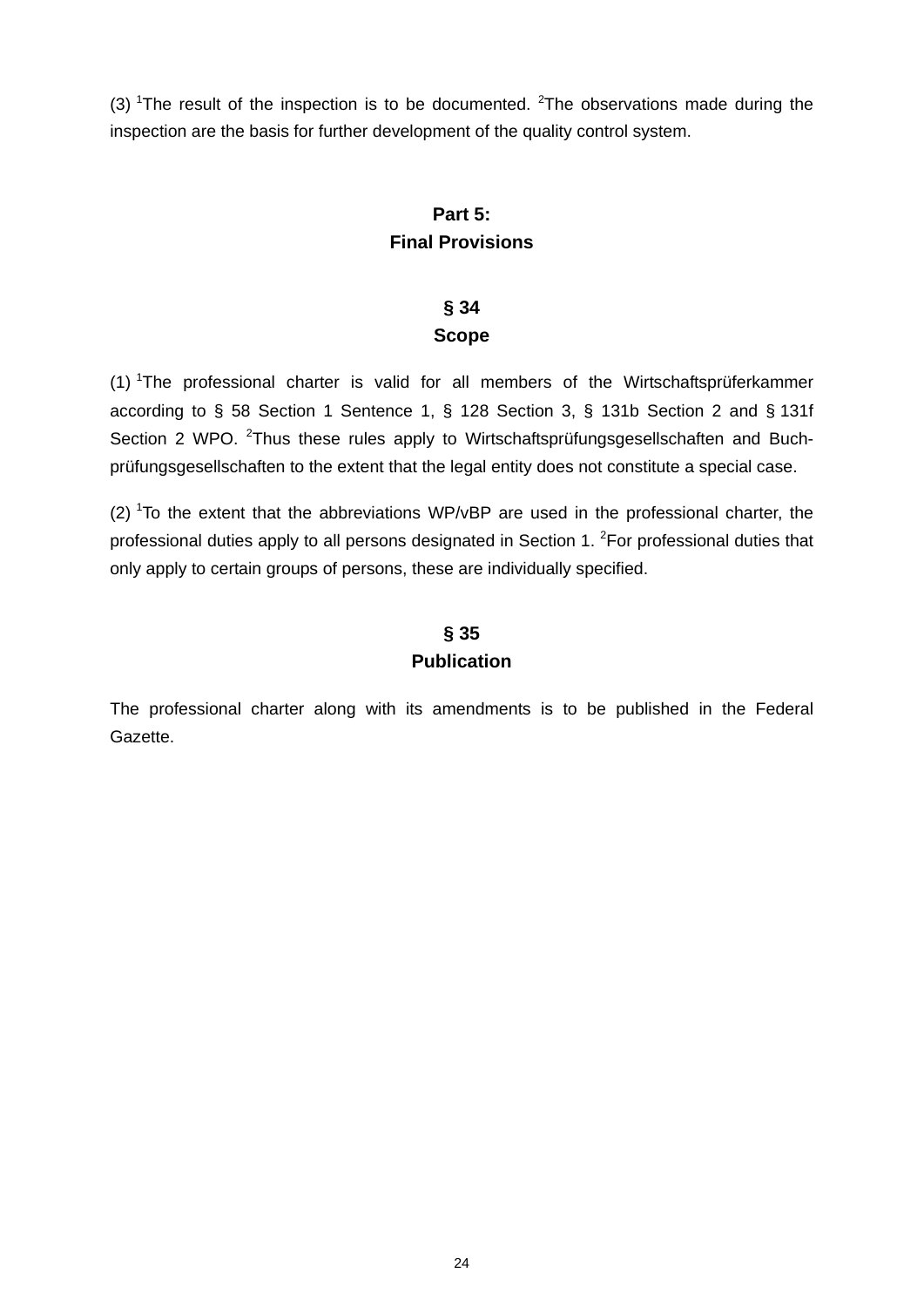(3) [1]The result of the inspection is to be documented. [2]The observations made during the inspection are the basis for further development of the quality control system.

## Part 5:
## Final Provisions

### § 34
### Scope

(1) [1]The professional charter is valid for all members of the Wirtschaftsprüferkammer according to § 58 Section 1 Sentence 1, § 128 Section 3, § 131b Section 2 and § 131f Section 2 WPO. [2]Thus these rules apply to Wirtschaftsprüfungsgesellschaften and Buchprüfungsgesellschaften to the extent that the legal entity does not constitute a special case.

(2) [1]To the extent that the abbreviations WP/vBP are used in the professional charter, the professional duties apply to all persons designated in Section 1. [2]For professional duties that only apply to certain groups of persons, these are individually specified.

### § 35
### Publication

The professional charter along with its amendments is to be published in the Federal Gazette.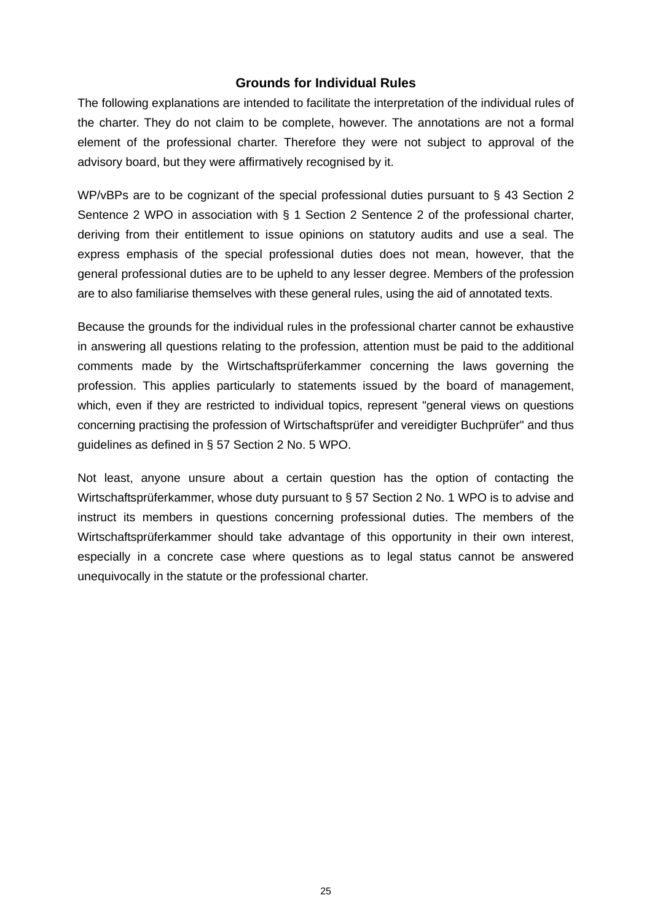## Grounds for Individual Rules

The following explanations are intended to facilitate the interpretation of the individual rules of the charter. They do not claim to be complete, however. The annotations are not a formal element of the professional charter. Therefore they were not subject to approval of the advisory board, but they were affirmatively recognised by it.

WP/vBPs are to be cognizant of the special professional duties pursuant to § 43 Section 2 Sentence 2 WPO in association with § 1 Section 2 Sentence 2 of the professional charter, deriving from their entitlement to issue opinions on statutory audits and use a seal. The express emphasis of the special professional duties does not mean, however, that the general professional duties are to be upheld to any lesser degree. Members of the profession are to also familiarise themselves with these general rules, using the aid of annotated texts.

Because the grounds for the individual rules in the professional charter cannot be exhaustive in answering all questions relating to the profession, attention must be paid to the additional comments made by the Wirtschaftsprüferkammer concerning the laws governing the profession. This applies particularly to statements issued by the board of management, which, even if they are restricted to individual topics, represent "general views on questions concerning practising the profession of Wirtschaftsprüfer and vereidigter Buchprüfer" and thus guidelines as defined in § 57 Section 2 No. 5 WPO.

Not least, anyone unsure about a certain question has the option of contacting the Wirtschaftsprüferkammer, whose duty pursuant to § 57 Section 2 No. 1 WPO is to advise and instruct its members in questions concerning professional duties. The members of the Wirtschaftsprüferkammer should take advantage of this opportunity in their own interest, especially in a concrete case where questions as to legal status cannot be answered unequivocally in the statute or the professional charter.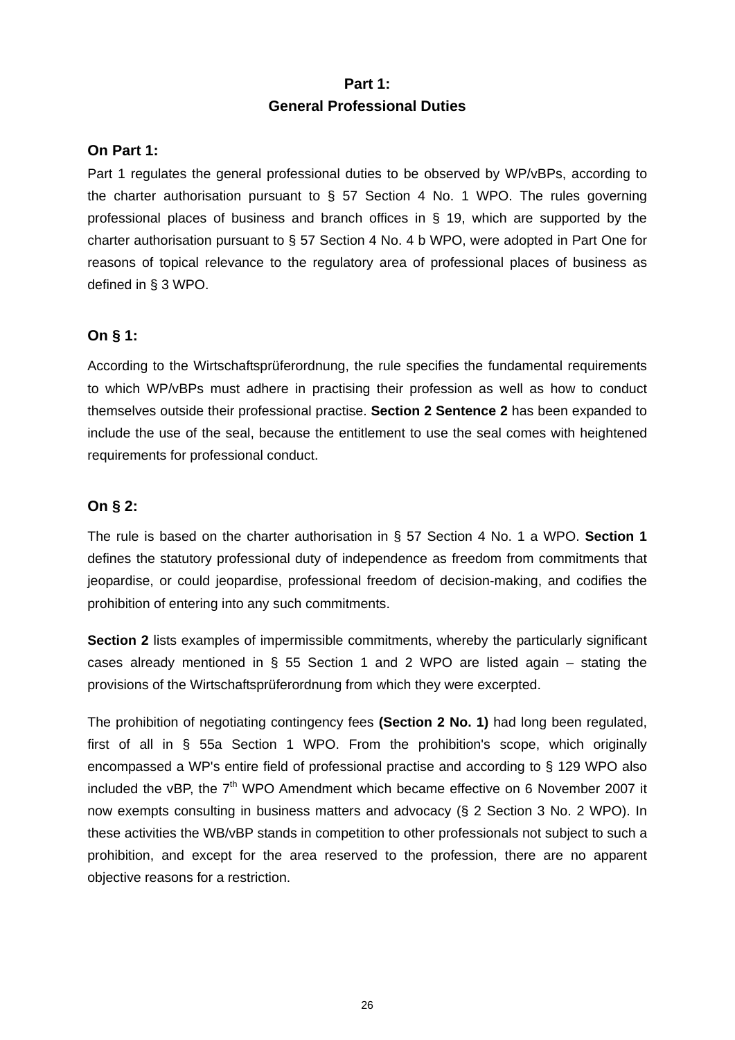# Part 1:
# General Professional Duties

### On Part 1:

Part 1 regulates the general professional duties to be observed by WP/vBPs, according to the charter authorisation pursuant to § 57 Section 4 No. 1 WPO. The rules governing professional places of business and branch offices in § 19, which are supported by the charter authorisation pursuant to § 57 Section 4 No. 4 b WPO, were adopted in Part One for reasons of topical relevance to the regulatory area of professional places of business as defined in § 3 WPO.

### On § 1:

According to the Wirtschaftsprüferordnung, the rule specifies the fundamental requirements to which WP/vBPs must adhere in practising their profession as well as how to conduct themselves outside their professional practise. **Section 2 Sentence 2** has been expanded to include the use of the seal, because the entitlement to use the seal comes with heightened requirements for professional conduct.

### On § 2:

The rule is based on the charter authorisation in § 57 Section 4 No. 1 a WPO. **Section 1** defines the statutory professional duty of independence as freedom from commitments that jeopardise, or could jeopardise, professional freedom of decision-making, and codifies the prohibition of entering into any such commitments.

**Section 2** lists examples of impermissible commitments, whereby the particularly significant cases already mentioned in § 55 Section 1 and 2 WPO are listed again – stating the provisions of the Wirtschaftsprüferordnung from which they were excerpted.

The prohibition of negotiating contingency fees **(Section 2 No. 1)** had long been regulated, first of all in § 55a Section 1 WPO. From the prohibition's scope, which originally encompassed a WP's entire field of professional practise and according to § 129 WPO also included the vBP, the 7th WPO Amendment which became effective on 6 November 2007 it now exempts consulting in business matters and advocacy (§ 2 Section 3 No. 2 WPO). In these activities the WB/vBP stands in competition to other professionals not subject to such a prohibition, and except for the area reserved to the profession, there are no apparent objective reasons for a restriction.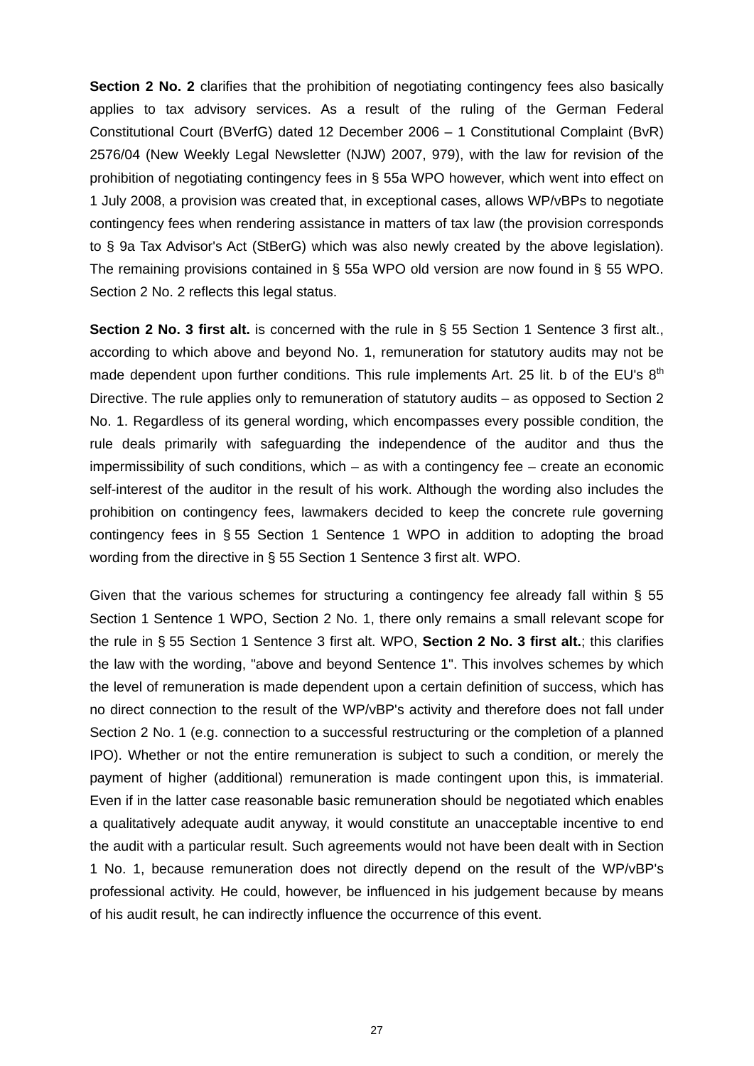**Section 2 No. 2** clarifies that the prohibition of negotiating contingency fees also basically applies to tax advisory services. As a result of the ruling of the German Federal Constitutional Court (BVerfG) dated 12 December 2006 – 1 Constitutional Complaint (BvR) 2576/04 (New Weekly Legal Newsletter (NJW) 2007, 979), with the law for revision of the prohibition of negotiating contingency fees in § 55a WPO however, which went into effect on 1 July 2008, a provision was created that, in exceptional cases, allows WP/vBPs to negotiate contingency fees when rendering assistance in matters of tax law (the provision corresponds to § 9a Tax Advisor's Act (StBerG) which was also newly created by the above legislation). The remaining provisions contained in § 55a WPO old version are now found in § 55 WPO. Section 2 No. 2 reflects this legal status.

**Section 2 No. 3 first alt.** is concerned with the rule in § 55 Section 1 Sentence 3 first alt., according to which above and beyond No. 1, remuneration for statutory audits may not be made dependent upon further conditions. This rule implements Art. 25 lit. b of the EU's 8th Directive. The rule applies only to remuneration of statutory audits – as opposed to Section 2 No. 1. Regardless of its general wording, which encompasses every possible condition, the rule deals primarily with safeguarding the independence of the auditor and thus the impermissibility of such conditions, which – as with a contingency fee – create an economic self-interest of the auditor in the result of his work. Although the wording also includes the prohibition on contingency fees, lawmakers decided to keep the concrete rule governing contingency fees in § 55 Section 1 Sentence 1 WPO in addition to adopting the broad wording from the directive in § 55 Section 1 Sentence 3 first alt. WPO.

Given that the various schemes for structuring a contingency fee already fall within § 55 Section 1 Sentence 1 WPO, Section 2 No. 1, there only remains a small relevant scope for the rule in § 55 Section 1 Sentence 3 first alt. WPO, **Section 2 No. 3 first alt.**; this clarifies the law with the wording, "above and beyond Sentence 1". This involves schemes by which the level of remuneration is made dependent upon a certain definition of success, which has no direct connection to the result of the WP/vBP's activity and therefore does not fall under Section 2 No. 1 (e.g. connection to a successful restructuring or the completion of a planned IPO). Whether or not the entire remuneration is subject to such a condition, or merely the payment of higher (additional) remuneration is made contingent upon this, is immaterial. Even if in the latter case reasonable basic remuneration should be negotiated which enables a qualitatively adequate audit anyway, it would constitute an unacceptable incentive to end the audit with a particular result. Such agreements would not have been dealt with in Section 1 No. 1, because remuneration does not directly depend on the result of the WP/vBP's professional activity. He could, however, be influenced in his judgement because by means of his audit result, he can indirectly influence the occurrence of this event.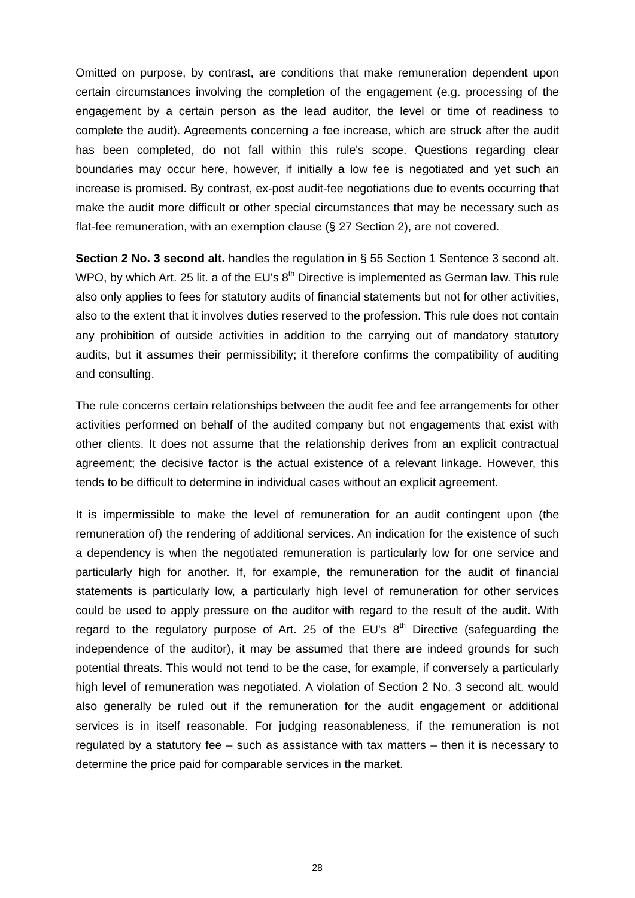Omitted on purpose, by contrast, are conditions that make remuneration dependent upon certain circumstances involving the completion of the engagement (e.g. processing of the engagement by a certain person as the lead auditor, the level or time of readiness to complete the audit). Agreements concerning a fee increase, which are struck after the audit has been completed, do not fall within this rule's scope. Questions regarding clear boundaries may occur here, however, if initially a low fee is negotiated and yet such an increase is promised. By contrast, ex-post audit-fee negotiations due to events occurring that make the audit more difficult or other special circumstances that may be necessary such as flat-fee remuneration, with an exemption clause (§ 27 Section 2), are not covered.

**Section 2 No. 3 second alt.** handles the regulation in § 55 Section 1 Sentence 3 second alt. WPO, by which Art. 25 lit. a of the EU's 8th Directive is implemented as German law. This rule also only applies to fees for statutory audits of financial statements but not for other activities, also to the extent that it involves duties reserved to the profession. This rule does not contain any prohibition of outside activities in addition to the carrying out of mandatory statutory audits, but it assumes their permissibility; it therefore confirms the compatibility of auditing and consulting.

The rule concerns certain relationships between the audit fee and fee arrangements for other activities performed on behalf of the audited company but not engagements that exist with other clients. It does not assume that the relationship derives from an explicit contractual agreement; the decisive factor is the actual existence of a relevant linkage. However, this tends to be difficult to determine in individual cases without an explicit agreement.

It is impermissible to make the level of remuneration for an audit contingent upon (the remuneration of) the rendering of additional services. An indication for the existence of such a dependency is when the negotiated remuneration is particularly low for one service and particularly high for another. If, for example, the remuneration for the audit of financial statements is particularly low, a particularly high level of remuneration for other services could be used to apply pressure on the auditor with regard to the result of the audit. With regard to the regulatory purpose of Art. 25 of the EU's 8th Directive (safeguarding the independence of the auditor), it may be assumed that there are indeed grounds for such potential threats. This would not tend to be the case, for example, if conversely a particularly high level of remuneration was negotiated. A violation of Section 2 No. 3 second alt. would also generally be ruled out if the remuneration for the audit engagement or additional services is in itself reasonable. For judging reasonableness, if the remuneration is not regulated by a statutory fee – such as assistance with tax matters – then it is necessary to determine the price paid for comparable services in the market.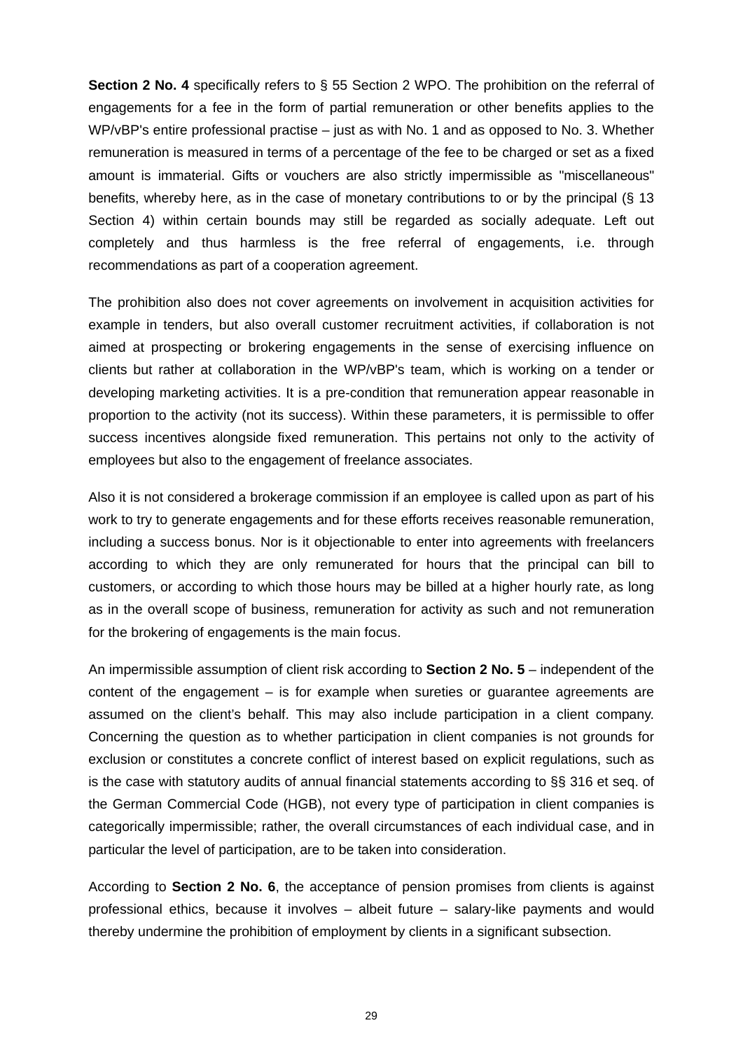**Section 2 No. 4** specifically refers to § 55 Section 2 WPO. The prohibition on the referral of engagements for a fee in the form of partial remuneration or other benefits applies to the WP/vBP's entire professional practise – just as with No. 1 and as opposed to No. 3. Whether remuneration is measured in terms of a percentage of the fee to be charged or set as a fixed amount is immaterial. Gifts or vouchers are also strictly impermissible as "miscellaneous" benefits, whereby here, as in the case of monetary contributions to or by the principal (§ 13 Section 4) within certain bounds may still be regarded as socially adequate. Left out completely and thus harmless is the free referral of engagements, i.e. through recommendations as part of a cooperation agreement.

The prohibition also does not cover agreements on involvement in acquisition activities for example in tenders, but also overall customer recruitment activities, if collaboration is not aimed at prospecting or brokering engagements in the sense of exercising influence on clients but rather at collaboration in the WP/vBP's team, which is working on a tender or developing marketing activities. It is a pre-condition that remuneration appear reasonable in proportion to the activity (not its success). Within these parameters, it is permissible to offer success incentives alongside fixed remuneration. This pertains not only to the activity of employees but also to the engagement of freelance associates.

Also it is not considered a brokerage commission if an employee is called upon as part of his work to try to generate engagements and for these efforts receives reasonable remuneration, including a success bonus. Nor is it objectionable to enter into agreements with freelancers according to which they are only remunerated for hours that the principal can bill to customers, or according to which those hours may be billed at a higher hourly rate, as long as in the overall scope of business, remuneration for activity as such and not remuneration for the brokering of engagements is the main focus.

An impermissible assumption of client risk according to **Section 2 No. 5** – independent of the content of the engagement – is for example when sureties or guarantee agreements are assumed on the client's behalf. This may also include participation in a client company. Concerning the question as to whether participation in client companies is not grounds for exclusion or constitutes a concrete conflict of interest based on explicit regulations, such as is the case with statutory audits of annual financial statements according to §§ 316 et seq. of the German Commercial Code (HGB), not every type of participation in client companies is categorically impermissible; rather, the overall circumstances of each individual case, and in particular the level of participation, are to be taken into consideration.

According to **Section 2 No. 6**, the acceptance of pension promises from clients is against professional ethics, because it involves – albeit future – salary-like payments and would thereby undermine the prohibition of employment by clients in a significant subsection.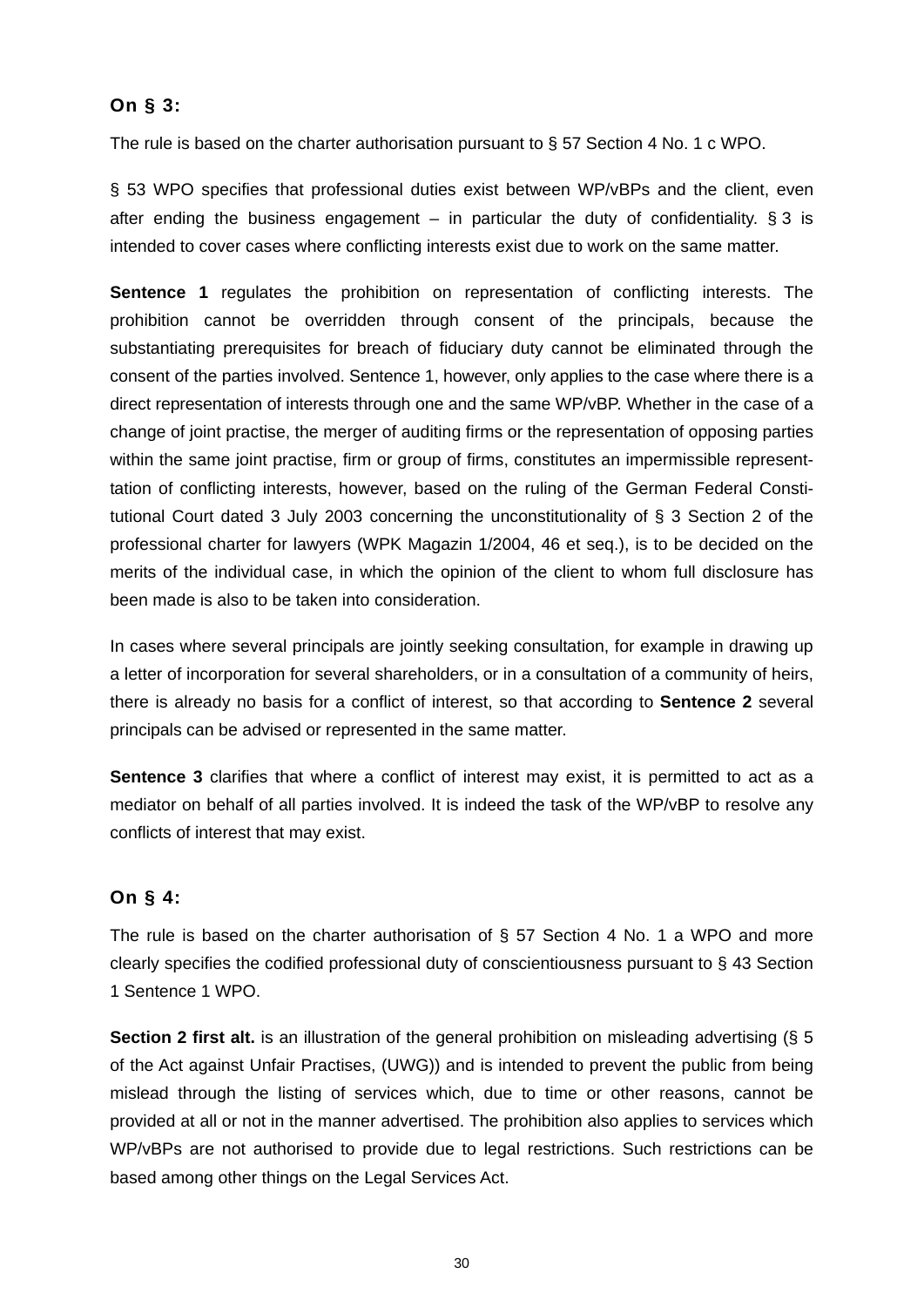### On § 3:

The rule is based on the charter authorisation pursuant to § 57 Section 4 No. 1 c WPO.

§ 53 WPO specifies that professional duties exist between WP/vBPs and the client, even after ending the business engagement – in particular the duty of confidentiality. § 3 is intended to cover cases where conflicting interests exist due to work on the same matter.

**Sentence 1** regulates the prohibition on representation of conflicting interests. The prohibition cannot be overridden through consent of the principals, because the substantiating prerequisites for breach of fiduciary duty cannot be eliminated through the consent of the parties involved. Sentence 1, however, only applies to the case where there is a direct representation of interests through one and the same WP/vBP. Whether in the case of a change of joint practise, the merger of auditing firms or the representation of opposing parties within the same joint practise, firm or group of firms, constitutes an impermissible representtation of conflicting interests, however, based on the ruling of the German Federal Constitutional Court dated 3 July 2003 concerning the unconstitutionality of § 3 Section 2 of the professional charter for lawyers (WPK Magazin 1/2004, 46 et seq.), is to be decided on the merits of the individual case, in which the opinion of the client to whom full disclosure has been made is also to be taken into consideration.

In cases where several principals are jointly seeking consultation, for example in drawing up a letter of incorporation for several shareholders, or in a consultation of a community of heirs, there is already no basis for a conflict of interest, so that according to **Sentence 2** several principals can be advised or represented in the same matter.

**Sentence 3** clarifies that where a conflict of interest may exist, it is permitted to act as a mediator on behalf of all parties involved. It is indeed the task of the WP/vBP to resolve any conflicts of interest that may exist.

### On § 4:

The rule is based on the charter authorisation of § 57 Section 4 No. 1 a WPO and more clearly specifies the codified professional duty of conscientiousness pursuant to § 43 Section 1 Sentence 1 WPO.

**Section 2 first alt.** is an illustration of the general prohibition on misleading advertising (§ 5 of the Act against Unfair Practises, (UWG)) and is intended to prevent the public from being mislead through the listing of services which, due to time or other reasons, cannot be provided at all or not in the manner advertised. The prohibition also applies to services which WP/vBPs are not authorised to provide due to legal restrictions. Such restrictions can be based among other things on the Legal Services Act.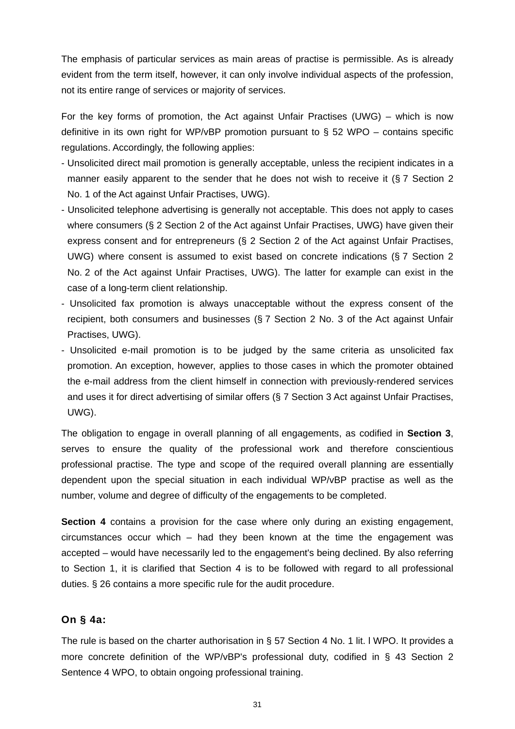The emphasis of particular services as main areas of practise is permissible. As is already evident from the term itself, however, it can only involve individual aspects of the profession, not its entire range of services or majority of services.

For the key forms of promotion, the Act against Unfair Practises (UWG) – which is now definitive in its own right for WP/vBP promotion pursuant to § 52 WPO – contains specific regulations. Accordingly, the following applies:

- Unsolicited direct mail promotion is generally acceptable, unless the recipient indicates in a manner easily apparent to the sender that he does not wish to receive it (§ 7 Section 2 No. 1 of the Act against Unfair Practises, UWG).
- Unsolicited telephone advertising is generally not acceptable. This does not apply to cases where consumers (§ 2 Section 2 of the Act against Unfair Practises, UWG) have given their express consent and for entrepreneurs (§ 2 Section 2 of the Act against Unfair Practises, UWG) where consent is assumed to exist based on concrete indications (§ 7 Section 2 No. 2 of the Act against Unfair Practises, UWG). The latter for example can exist in the case of a long-term client relationship.
- Unsolicited fax promotion is always unacceptable without the express consent of the recipient, both consumers and businesses (§ 7 Section 2 No. 3 of the Act against Unfair Practises, UWG).
- Unsolicited e-mail promotion is to be judged by the same criteria as unsolicited fax promotion. An exception, however, applies to those cases in which the promoter obtained the e-mail address from the client himself in connection with previously-rendered services and uses it for direct advertising of similar offers (§ 7 Section 3 Act against Unfair Practises, UWG).

The obligation to engage in overall planning of all engagements, as codified in **Section 3**, serves to ensure the quality of the professional work and therefore conscientious professional practise. The type and scope of the required overall planning are essentially dependent upon the special situation in each individual WP/vBP practise as well as the number, volume and degree of difficulty of the engagements to be completed.

**Section 4** contains a provision for the case where only during an existing engagement, circumstances occur which – had they been known at the time the engagement was accepted – would have necessarily led to the engagement's being declined. By also referring to Section 1, it is clarified that Section 4 is to be followed with regard to all professional duties. § 26 contains a more specific rule for the audit procedure.

### On § 4a:

The rule is based on the charter authorisation in § 57 Section 4 No. 1 lit. l WPO. It provides a more concrete definition of the WP/vBP's professional duty, codified in § 43 Section 2 Sentence 4 WPO, to obtain ongoing professional training.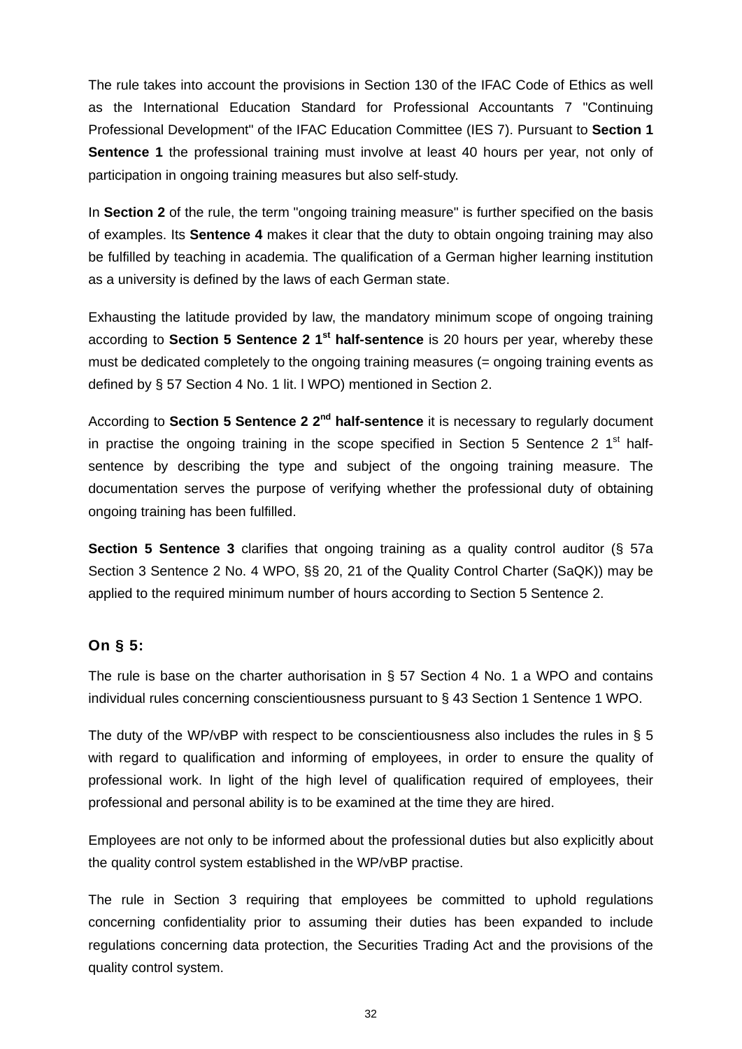The rule takes into account the provisions in Section 130 of the IFAC Code of Ethics as well as the International Education Standard for Professional Accountants 7 "Continuing Professional Development" of the IFAC Education Committee (IES 7). Pursuant to **Section 1 Sentence 1** the professional training must involve at least 40 hours per year, not only of participation in ongoing training measures but also self-study.

In **Section 2** of the rule, the term "ongoing training measure" is further specified on the basis of examples. Its **Sentence 4** makes it clear that the duty to obtain ongoing training may also be fulfilled by teaching in academia. The qualification of a German higher learning institution as a university is defined by the laws of each German state.

Exhausting the latitude provided by law, the mandatory minimum scope of ongoing training according to **Section 5 Sentence 2 1st half-sentence** is 20 hours per year, whereby these must be dedicated completely to the ongoing training measures (= ongoing training events as defined by § 57 Section 4 No. 1 lit. l WPO) mentioned in Section 2.

According to **Section 5 Sentence 2 2nd half-sentence** it is necessary to regularly document in practise the ongoing training in the scope specified in Section 5 Sentence 2 1st half-sentence by describing the type and subject of the ongoing training measure. The documentation serves the purpose of verifying whether the professional duty of obtaining ongoing training has been fulfilled.

**Section 5 Sentence 3** clarifies that ongoing training as a quality control auditor (§ 57a Section 3 Sentence 2 No. 4 WPO, §§ 20, 21 of the Quality Control Charter (SaQK)) may be applied to the required minimum number of hours according to Section 5 Sentence 2.

### On § 5:

The rule is base on the charter authorisation in § 57 Section 4 No. 1 a WPO and contains individual rules concerning conscientiousness pursuant to § 43 Section 1 Sentence 1 WPO.

The duty of the WP/vBP with respect to be conscientiousness also includes the rules in § 5 with regard to qualification and informing of employees, in order to ensure the quality of professional work. In light of the high level of qualification required of employees, their professional and personal ability is to be examined at the time they are hired.

Employees are not only to be informed about the professional duties but also explicitly about the quality control system established in the WP/vBP practise.

The rule in Section 3 requiring that employees be committed to uphold regulations concerning confidentiality prior to assuming their duties has been expanded to include regulations concerning data protection, the Securities Trading Act and the provisions of the quality control system.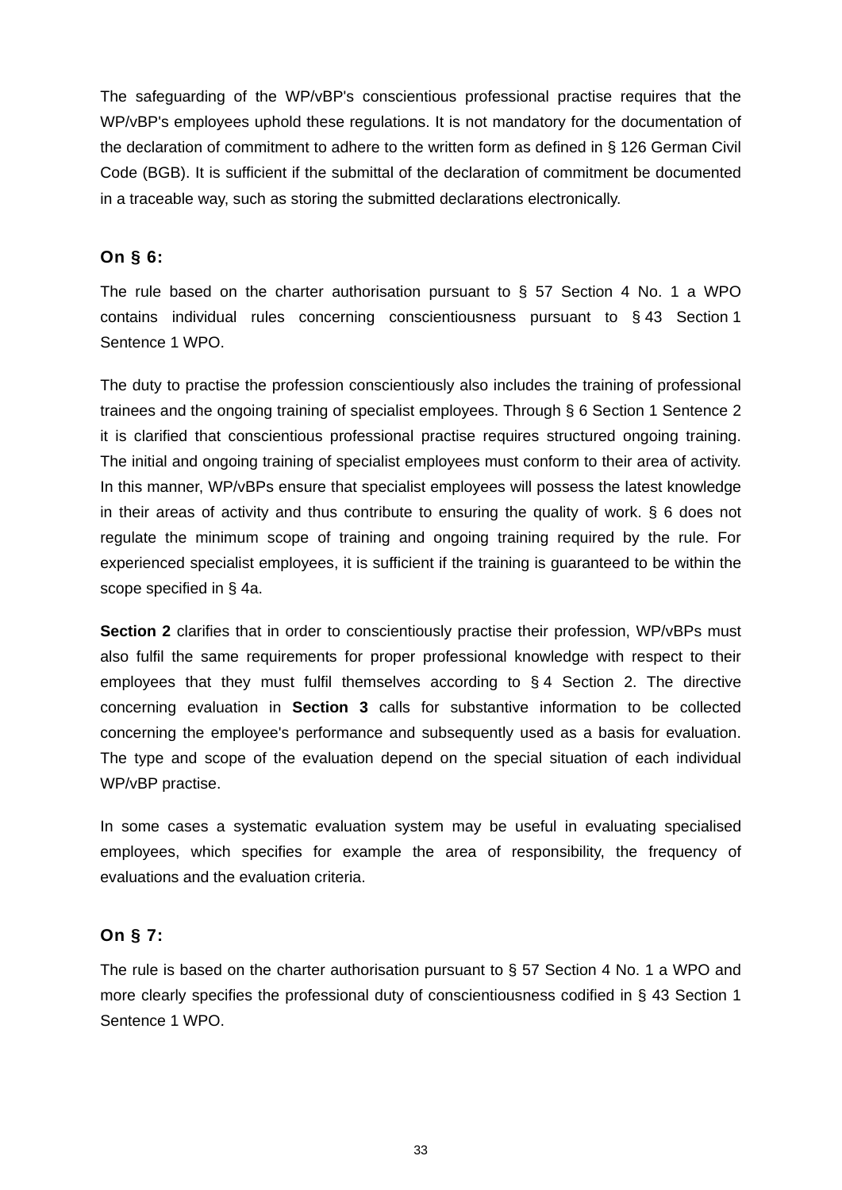The safeguarding of the WP/vBP's conscientious professional practise requires that the WP/vBP's employees uphold these regulations. It is not mandatory for the documentation of the declaration of commitment to adhere to the written form as defined in § 126 German Civil Code (BGB). It is sufficient if the submittal of the declaration of commitment be documented in a traceable way, such as storing the submitted declarations electronically.

### On § 6:

The rule based on the charter authorisation pursuant to § 57 Section 4 No. 1 a WPO contains individual rules concerning conscientiousness pursuant to § 43 Section 1 Sentence 1 WPO.

The duty to practise the profession conscientiously also includes the training of professional trainees and the ongoing training of specialist employees. Through § 6 Section 1 Sentence 2 it is clarified that conscientious professional practise requires structured ongoing training. The initial and ongoing training of specialist employees must conform to their area of activity. In this manner, WP/vBPs ensure that specialist employees will possess the latest knowledge in their areas of activity and thus contribute to ensuring the quality of work. § 6 does not regulate the minimum scope of training and ongoing training required by the rule. For experienced specialist employees, it is sufficient if the training is guaranteed to be within the scope specified in § 4a.

**Section 2** clarifies that in order to conscientiously practise their profession, WP/vBPs must also fulfil the same requirements for proper professional knowledge with respect to their employees that they must fulfil themselves according to § 4 Section 2. The directive concerning evaluation in **Section 3** calls for substantive information to be collected concerning the employee's performance and subsequently used as a basis for evaluation. The type and scope of the evaluation depend on the special situation of each individual WP/vBP practise.

In some cases a systematic evaluation system may be useful in evaluating specialised employees, which specifies for example the area of responsibility, the frequency of evaluations and the evaluation criteria.

### On § 7:

The rule is based on the charter authorisation pursuant to § 57 Section 4 No. 1 a WPO and more clearly specifies the professional duty of conscientiousness codified in § 43 Section 1 Sentence 1 WPO.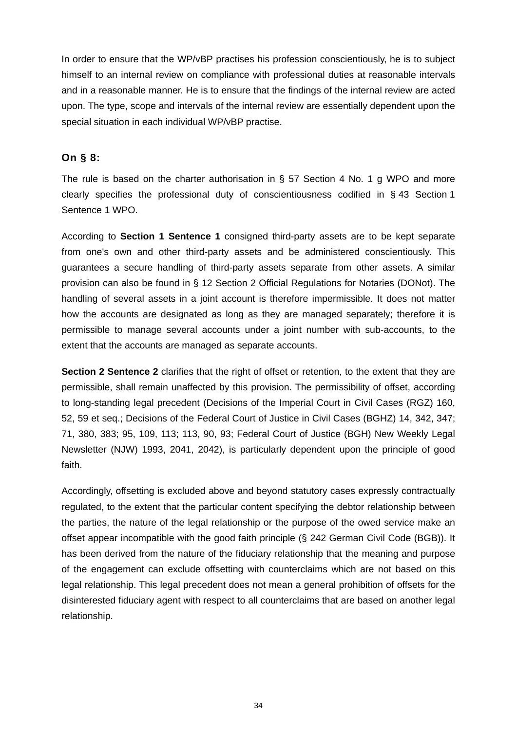In order to ensure that the WP/vBP practises his profession conscientiously, he is to subject himself to an internal review on compliance with professional duties at reasonable intervals and in a reasonable manner. He is to ensure that the findings of the internal review are acted upon. The type, scope and intervals of the internal review are essentially dependent upon the special situation in each individual WP/vBP practise.

### On § 8:

The rule is based on the charter authorisation in § 57 Section 4 No. 1 g WPO and more clearly specifies the professional duty of conscientiousness codified in § 43 Section 1 Sentence 1 WPO.

According to **Section 1 Sentence 1** consigned third-party assets are to be kept separate from one's own and other third-party assets and be administered conscientiously. This guarantees a secure handling of third-party assets separate from other assets. A similar provision can also be found in § 12 Section 2 Official Regulations for Notaries (DONot). The handling of several assets in a joint account is therefore impermissible. It does not matter how the accounts are designated as long as they are managed separately; therefore it is permissible to manage several accounts under a joint number with sub-accounts, to the extent that the accounts are managed as separate accounts.

**Section 2 Sentence 2** clarifies that the right of offset or retention, to the extent that they are permissible, shall remain unaffected by this provision. The permissibility of offset, according to long-standing legal precedent (Decisions of the Imperial Court in Civil Cases (RGZ) 160, 52, 59 et seq.; Decisions of the Federal Court of Justice in Civil Cases (BGHZ) 14, 342, 347; 71, 380, 383; 95, 109, 113; 113, 90, 93; Federal Court of Justice (BGH) New Weekly Legal Newsletter (NJW) 1993, 2041, 2042), is particularly dependent upon the principle of good faith.

Accordingly, offsetting is excluded above and beyond statutory cases expressly contractually regulated, to the extent that the particular content specifying the debtor relationship between the parties, the nature of the legal relationship or the purpose of the owed service make an offset appear incompatible with the good faith principle (§ 242 German Civil Code (BGB)). It has been derived from the nature of the fiduciary relationship that the meaning and purpose of the engagement can exclude offsetting with counterclaims which are not based on this legal relationship. This legal precedent does not mean a general prohibition of offsets for the disinterested fiduciary agent with respect to all counterclaims that are based on another legal relationship.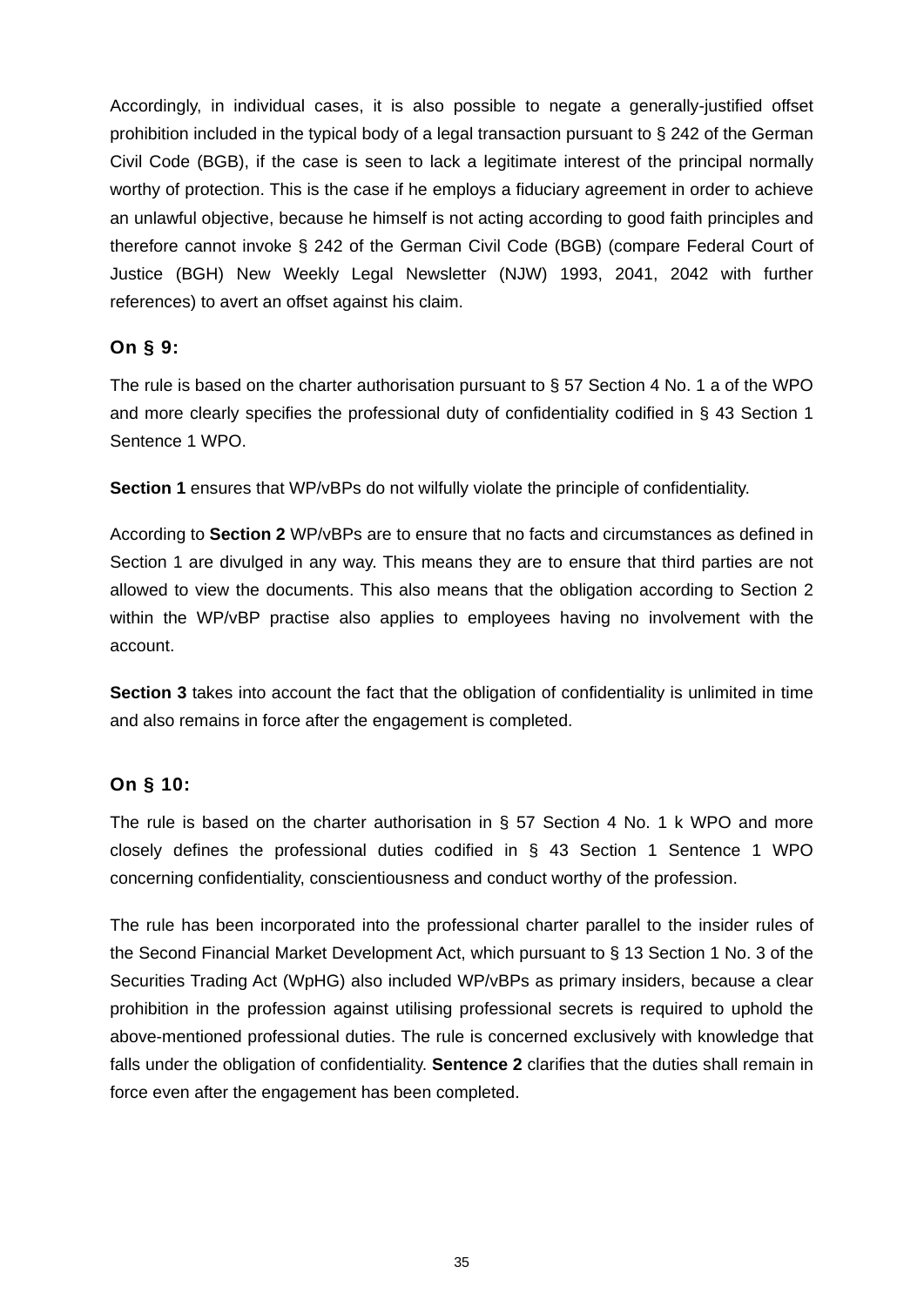Accordingly, in individual cases, it is also possible to negate a generally-justified offset prohibition included in the typical body of a legal transaction pursuant to § 242 of the German Civil Code (BGB), if the case is seen to lack a legitimate interest of the principal normally worthy of protection. This is the case if he employs a fiduciary agreement in order to achieve an unlawful objective, because he himself is not acting according to good faith principles and therefore cannot invoke § 242 of the German Civil Code (BGB) (compare Federal Court of Justice (BGH) New Weekly Legal Newsletter (NJW) 1993, 2041, 2042 with further references) to avert an offset against his claim.

### On § 9:

The rule is based on the charter authorisation pursuant to § 57 Section 4 No. 1 a of the WPO and more clearly specifies the professional duty of confidentiality codified in § 43 Section 1 Sentence 1 WPO.

**Section 1** ensures that WP/vBPs do not wilfully violate the principle of confidentiality.

According to **Section 2** WP/vBPs are to ensure that no facts and circumstances as defined in Section 1 are divulged in any way. This means they are to ensure that third parties are not allowed to view the documents. This also means that the obligation according to Section 2 within the WP/vBP practise also applies to employees having no involvement with the account.

**Section 3** takes into account the fact that the obligation of confidentiality is unlimited in time and also remains in force after the engagement is completed.

### On § 10:

The rule is based on the charter authorisation in § 57 Section 4 No. 1 k WPO and more closely defines the professional duties codified in § 43 Section 1 Sentence 1 WPO concerning confidentiality, conscientiousness and conduct worthy of the profession.

The rule has been incorporated into the professional charter parallel to the insider rules of the Second Financial Market Development Act, which pursuant to § 13 Section 1 No. 3 of the Securities Trading Act (WpHG) also included WP/vBPs as primary insiders, because a clear prohibition in the profession against utilising professional secrets is required to uphold the above-mentioned professional duties. The rule is concerned exclusively with knowledge that falls under the obligation of confidentiality. **Sentence 2** clarifies that the duties shall remain in force even after the engagement has been completed.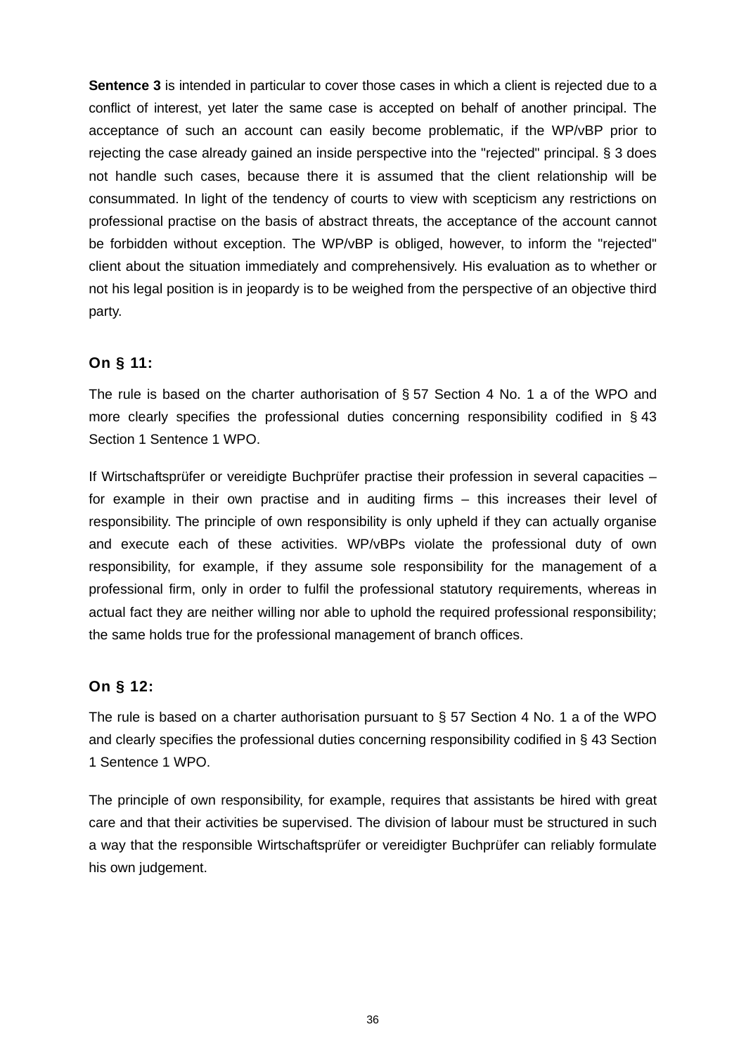**Sentence 3** is intended in particular to cover those cases in which a client is rejected due to a conflict of interest, yet later the same case is accepted on behalf of another principal. The acceptance of such an account can easily become problematic, if the WP/vBP prior to rejecting the case already gained an inside perspective into the "rejected" principal. § 3 does not handle such cases, because there it is assumed that the client relationship will be consummated. In light of the tendency of courts to view with scepticism any restrictions on professional practise on the basis of abstract threats, the acceptance of the account cannot be forbidden without exception. The WP/vBP is obliged, however, to inform the "rejected" client about the situation immediately and comprehensively. His evaluation as to whether or not his legal position is in jeopardy is to be weighed from the perspective of an objective third party.

### On § 11:

The rule is based on the charter authorisation of § 57 Section 4 No. 1 a of the WPO and more clearly specifies the professional duties concerning responsibility codified in § 43 Section 1 Sentence 1 WPO.

If Wirtschaftsprüfer or vereidigte Buchprüfer practise their profession in several capacities – for example in their own practise and in auditing firms – this increases their level of responsibility. The principle of own responsibility is only upheld if they can actually organise and execute each of these activities. WP/vBPs violate the professional duty of own responsibility, for example, if they assume sole responsibility for the management of a professional firm, only in order to fulfil the professional statutory requirements, whereas in actual fact they are neither willing nor able to uphold the required professional responsibility; the same holds true for the professional management of branch offices.

### On § 12:

The rule is based on a charter authorisation pursuant to § 57 Section 4 No. 1 a of the WPO and clearly specifies the professional duties concerning responsibility codified in § 43 Section 1 Sentence 1 WPO.

The principle of own responsibility, for example, requires that assistants be hired with great care and that their activities be supervised. The division of labour must be structured in such a way that the responsible Wirtschaftsprüfer or vereidigter Buchprüfer can reliably formulate his own judgement.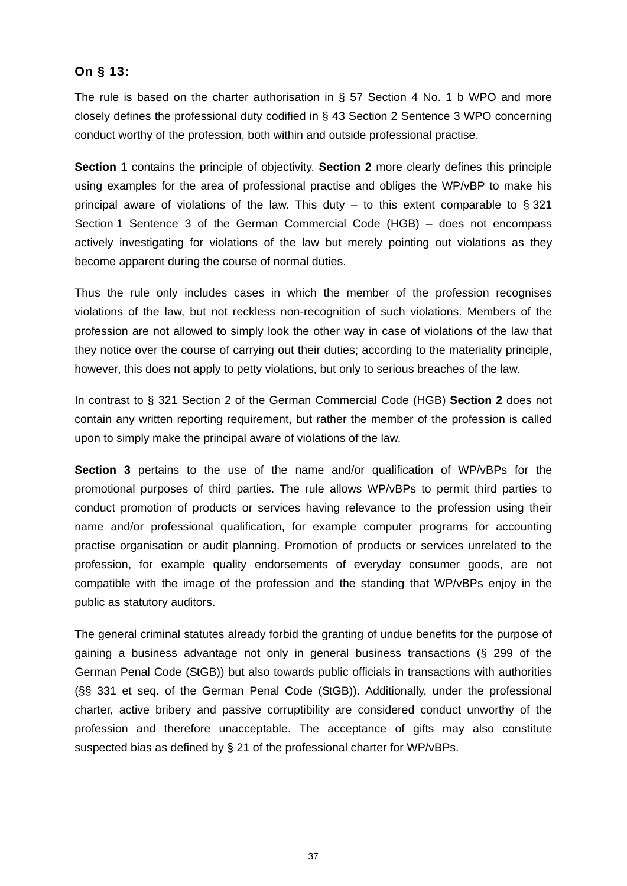**On § 13:**

The rule is based on the charter authorisation in § 57 Section 4 No. 1 b WPO and more closely defines the professional duty codified in § 43 Section 2 Sentence 3 WPO concerning conduct worthy of the profession, both within and outside professional practise.

**Section 1** contains the principle of objectivity. **Section 2** more clearly defines this principle using examples for the area of professional practise and obliges the WP/vBP to make his principal aware of violations of the law. This duty – to this extent comparable to § 321 Section 1 Sentence 3 of the German Commercial Code (HGB) – does not encompass actively investigating for violations of the law but merely pointing out violations as they become apparent during the course of normal duties.

Thus the rule only includes cases in which the member of the profession recognises violations of the law, but not reckless non-recognition of such violations. Members of the profession are not allowed to simply look the other way in case of violations of the law that they notice over the course of carrying out their duties; according to the materiality principle, however, this does not apply to petty violations, but only to serious breaches of the law.

In contrast to § 321 Section 2 of the German Commercial Code (HGB) **Section 2** does not contain any written reporting requirement, but rather the member of the profession is called upon to simply make the principal aware of violations of the law.

**Section 3** pertains to the use of the name and/or qualification of WP/vBPs for the promotional purposes of third parties. The rule allows WP/vBPs to permit third parties to conduct promotion of products or services having relevance to the profession using their name and/or professional qualification, for example computer programs for accounting practise organisation or audit planning. Promotion of products or services unrelated to the profession, for example quality endorsements of everyday consumer goods, are not compatible with the image of the profession and the standing that WP/vBPs enjoy in the public as statutory auditors.

The general criminal statutes already forbid the granting of undue benefits for the purpose of gaining a business advantage not only in general business transactions (§ 299 of the German Penal Code (StGB)) but also towards public officials in transactions with authorities (§§ 331 et seq. of the German Penal Code (StGB)). Additionally, under the professional charter, active bribery and passive corruptibility are considered conduct unworthy of the profession and therefore unacceptable. The acceptance of gifts may also constitute suspected bias as defined by § 21 of the professional charter for WP/vBPs.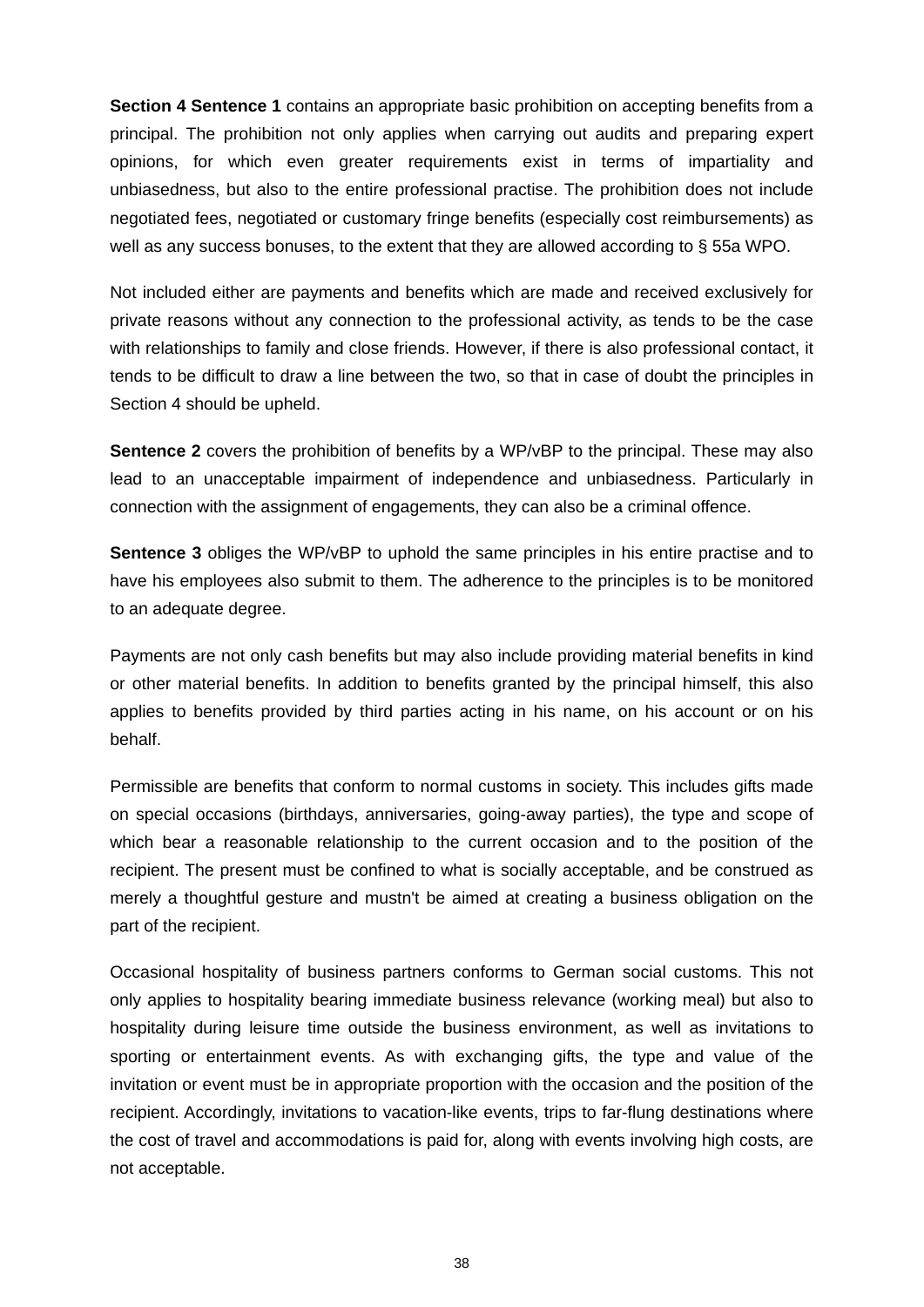**Section 4 Sentence 1** contains an appropriate basic prohibition on accepting benefits from a principal. The prohibition not only applies when carrying out audits and preparing expert opinions, for which even greater requirements exist in terms of impartiality and unbiasedness, but also to the entire professional practise. The prohibition does not include negotiated fees, negotiated or customary fringe benefits (especially cost reimbursements) as well as any success bonuses, to the extent that they are allowed according to § 55a WPO.

Not included either are payments and benefits which are made and received exclusively for private reasons without any connection to the professional activity, as tends to be the case with relationships to family and close friends. However, if there is also professional contact, it tends to be difficult to draw a line between the two, so that in case of doubt the principles in Section 4 should be upheld.

**Sentence 2** covers the prohibition of benefits by a WP/vBP to the principal. These may also lead to an unacceptable impairment of independence and unbiasedness. Particularly in connection with the assignment of engagements, they can also be a criminal offence.

**Sentence 3** obliges the WP/vBP to uphold the same principles in his entire practise and to have his employees also submit to them. The adherence to the principles is to be monitored to an adequate degree.

Payments are not only cash benefits but may also include providing material benefits in kind or other material benefits. In addition to benefits granted by the principal himself, this also applies to benefits provided by third parties acting in his name, on his account or on his behalf.

Permissible are benefits that conform to normal customs in society. This includes gifts made on special occasions (birthdays, anniversaries, going-away parties), the type and scope of which bear a reasonable relationship to the current occasion and to the position of the recipient. The present must be confined to what is socially acceptable, and be construed as merely a thoughtful gesture and mustn't be aimed at creating a business obligation on the part of the recipient.

Occasional hospitality of business partners conforms to German social customs. This not only applies to hospitality bearing immediate business relevance (working meal) but also to hospitality during leisure time outside the business environment, as well as invitations to sporting or entertainment events. As with exchanging gifts, the type and value of the invitation or event must be in appropriate proportion with the occasion and the position of the recipient. Accordingly, invitations to vacation-like events, trips to far-flung destinations where the cost of travel and accommodations is paid for, along with events involving high costs, are not acceptable.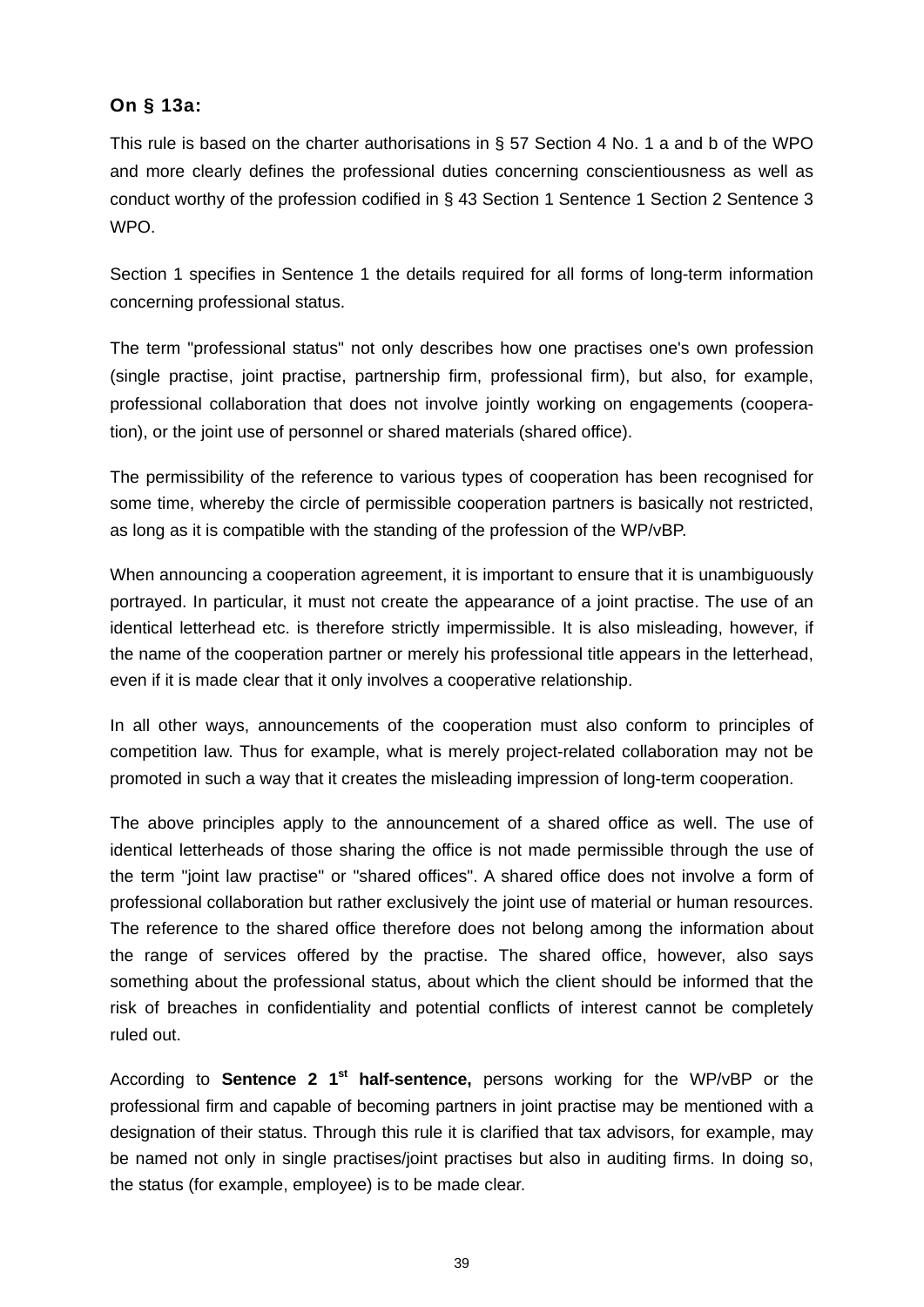### On § 13a:

This rule is based on the charter authorisations in § 57 Section 4 No. 1 a and b of the WPO and more clearly defines the professional duties concerning conscientiousness as well as conduct worthy of the profession codified in § 43 Section 1 Sentence 1 Section 2 Sentence 3 WPO.

Section 1 specifies in Sentence 1 the details required for all forms of long-term information concerning professional status.

The term "professional status" not only describes how one practises one's own profession (single practise, joint practise, partnership firm, professional firm), but also, for example, professional collaboration that does not involve jointly working on engagements (cooperation), or the joint use of personnel or shared materials (shared office).

The permissibility of the reference to various types of cooperation has been recognised for some time, whereby the circle of permissible cooperation partners is basically not restricted, as long as it is compatible with the standing of the profession of the WP/vBP.

When announcing a cooperation agreement, it is important to ensure that it is unambiguously portrayed. In particular, it must not create the appearance of a joint practise. The use of an identical letterhead etc. is therefore strictly impermissible. It is also misleading, however, if the name of the cooperation partner or merely his professional title appears in the letterhead, even if it is made clear that it only involves a cooperative relationship.

In all other ways, announcements of the cooperation must also conform to principles of competition law. Thus for example, what is merely project-related collaboration may not be promoted in such a way that it creates the misleading impression of long-term cooperation.

The above principles apply to the announcement of a shared office as well. The use of identical letterheads of those sharing the office is not made permissible through the use of the term "joint law practise" or "shared offices". A shared office does not involve a form of professional collaboration but rather exclusively the joint use of material or human resources. The reference to the shared office therefore does not belong among the information about the range of services offered by the practise. The shared office, however, also says something about the professional status, about which the client should be informed that the risk of breaches in confidentiality and potential conflicts of interest cannot be completely ruled out.

According to **Sentence 2 1st half-sentence,** persons working for the WP/vBP or the professional firm and capable of becoming partners in joint practise may be mentioned with a designation of their status. Through this rule it is clarified that tax advisors, for example, may be named not only in single practises/joint practises but also in auditing firms. In doing so, the status (for example, employee) is to be made clear.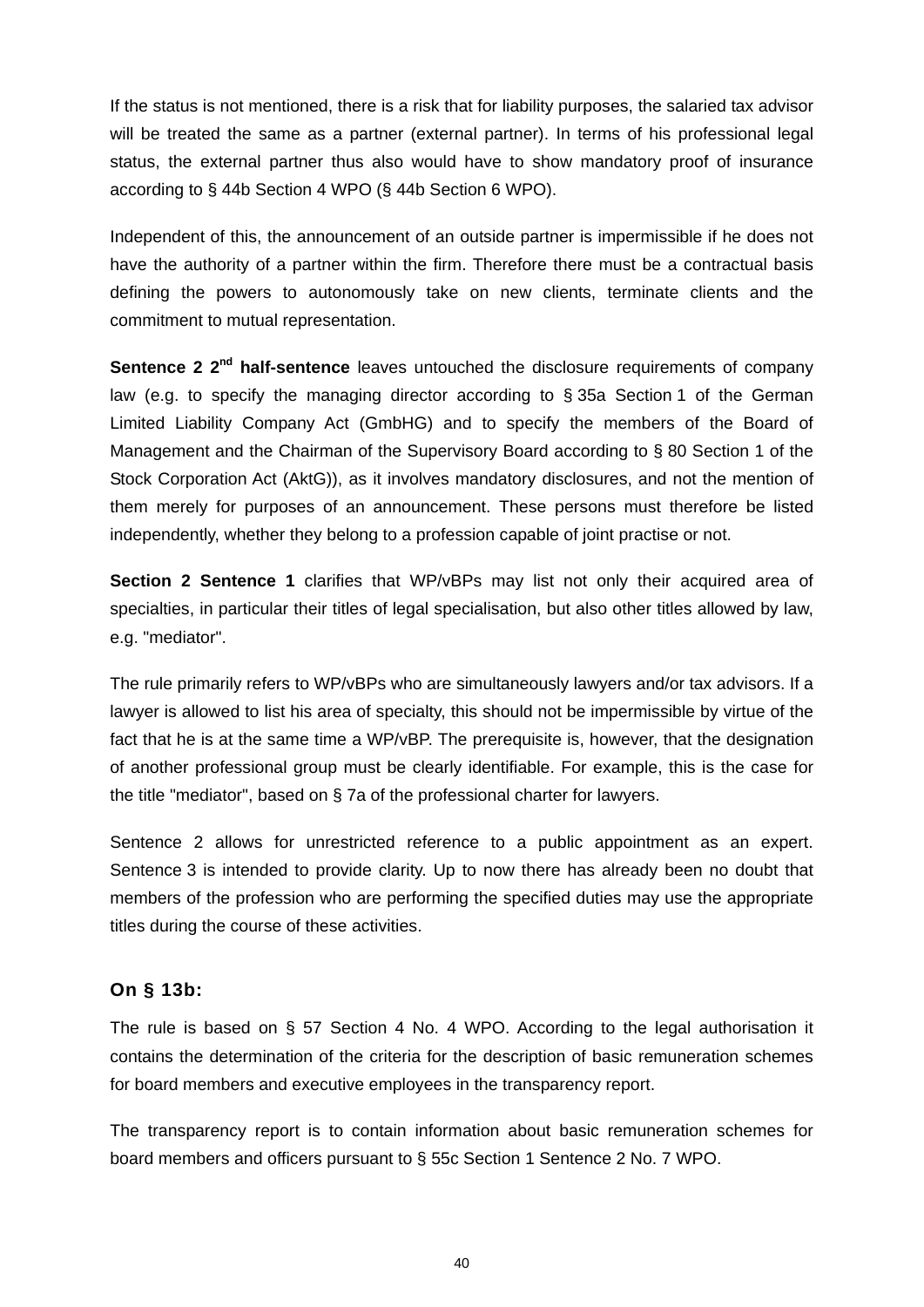If the status is not mentioned, there is a risk that for liability purposes, the salaried tax advisor will be treated the same as a partner (external partner). In terms of his professional legal status, the external partner thus also would have to show mandatory proof of insurance according to § 44b Section 4 WPO (§ 44b Section 6 WPO).

Independent of this, the announcement of an outside partner is impermissible if he does not have the authority of a partner within the firm. Therefore there must be a contractual basis defining the powers to autonomously take on new clients, terminate clients and the commitment to mutual representation.

**Sentence 2 2nd half-sentence** leaves untouched the disclosure requirements of company law (e.g. to specify the managing director according to § 35a Section 1 of the German Limited Liability Company Act (GmbHG) and to specify the members of the Board of Management and the Chairman of the Supervisory Board according to § 80 Section 1 of the Stock Corporation Act (AktG)), as it involves mandatory disclosures, and not the mention of them merely for purposes of an announcement. These persons must therefore be listed independently, whether they belong to a profession capable of joint practise or not.

**Section 2 Sentence 1** clarifies that WP/vBPs may list not only their acquired area of specialties, in particular their titles of legal specialisation, but also other titles allowed by law, e.g. "mediator".

The rule primarily refers to WP/vBPs who are simultaneously lawyers and/or tax advisors. If a lawyer is allowed to list his area of specialty, this should not be impermissible by virtue of the fact that he is at the same time a WP/vBP. The prerequisite is, however, that the designation of another professional group must be clearly identifiable. For example, this is the case for the title "mediator", based on § 7a of the professional charter for lawyers.

Sentence 2 allows for unrestricted reference to a public appointment as an expert. Sentence 3 is intended to provide clarity. Up to now there has already been no doubt that members of the profession who are performing the specified duties may use the appropriate titles during the course of these activities.

### On § 13b:

The rule is based on § 57 Section 4 No. 4 WPO. According to the legal authorisation it contains the determination of the criteria for the description of basic remuneration schemes for board members and executive employees in the transparency report.

The transparency report is to contain information about basic remuneration schemes for board members and officers pursuant to § 55c Section 1 Sentence 2 No. 7 WPO.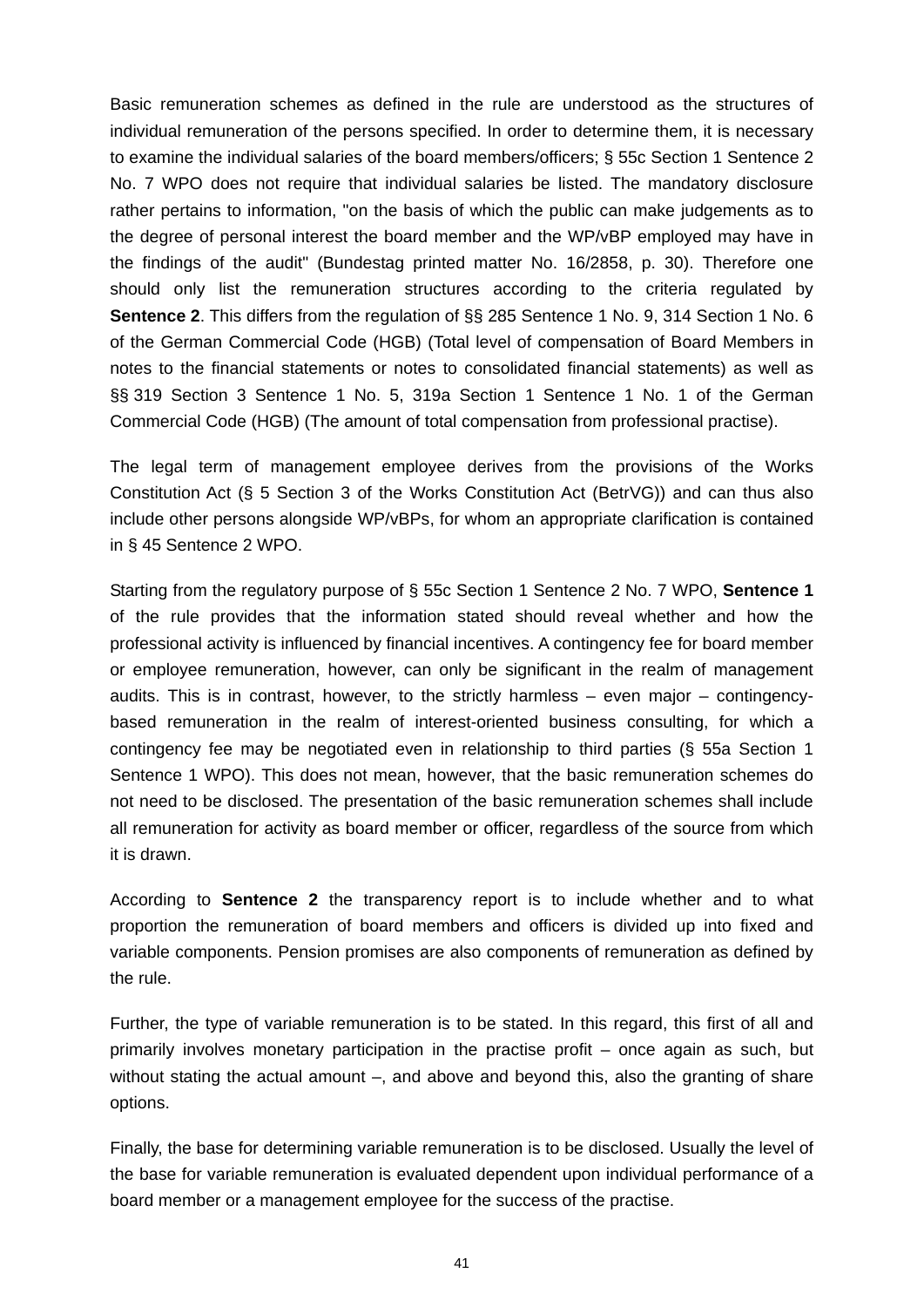Basic remuneration schemes as defined in the rule are understood as the structures of individual remuneration of the persons specified. In order to determine them, it is necessary to examine the individual salaries of the board members/officers; § 55c Section 1 Sentence 2 No. 7 WPO does not require that individual salaries be listed. The mandatory disclosure rather pertains to information, "on the basis of which the public can make judgements as to the degree of personal interest the board member and the WP/vBP employed may have in the findings of the audit" (Bundestag printed matter No. 16/2858, p. 30). Therefore one should only list the remuneration structures according to the criteria regulated by **Sentence 2**. This differs from the regulation of §§ 285 Sentence 1 No. 9, 314 Section 1 No. 6 of the German Commercial Code (HGB) (Total level of compensation of Board Members in notes to the financial statements or notes to consolidated financial statements) as well as §§ 319 Section 3 Sentence 1 No. 5, 319a Section 1 Sentence 1 No. 1 of the German Commercial Code (HGB) (The amount of total compensation from professional practise).

The legal term of management employee derives from the provisions of the Works Constitution Act (§ 5 Section 3 of the Works Constitution Act (BetrVG)) and can thus also include other persons alongside WP/vBPs, for whom an appropriate clarification is contained in § 45 Sentence 2 WPO.

Starting from the regulatory purpose of § 55c Section 1 Sentence 2 No. 7 WPO, **Sentence 1** of the rule provides that the information stated should reveal whether and how the professional activity is influenced by financial incentives. A contingency fee for board member or employee remuneration, however, can only be significant in the realm of management audits. This is in contrast, however, to the strictly harmless – even major – contingency-based remuneration in the realm of interest-oriented business consulting, for which a contingency fee may be negotiated even in relationship to third parties (§ 55a Section 1 Sentence 1 WPO). This does not mean, however, that the basic remuneration schemes do not need to be disclosed. The presentation of the basic remuneration schemes shall include all remuneration for activity as board member or officer, regardless of the source from which it is drawn.

According to **Sentence 2** the transparency report is to include whether and to what proportion the remuneration of board members and officers is divided up into fixed and variable components. Pension promises are also components of remuneration as defined by the rule.

Further, the type of variable remuneration is to be stated. In this regard, this first of all and primarily involves monetary participation in the practise profit – once again as such, but without stating the actual amount –, and above and beyond this, also the granting of share options.

Finally, the base for determining variable remuneration is to be disclosed. Usually the level of the base for variable remuneration is evaluated dependent upon individual performance of a board member or a management employee for the success of the practise.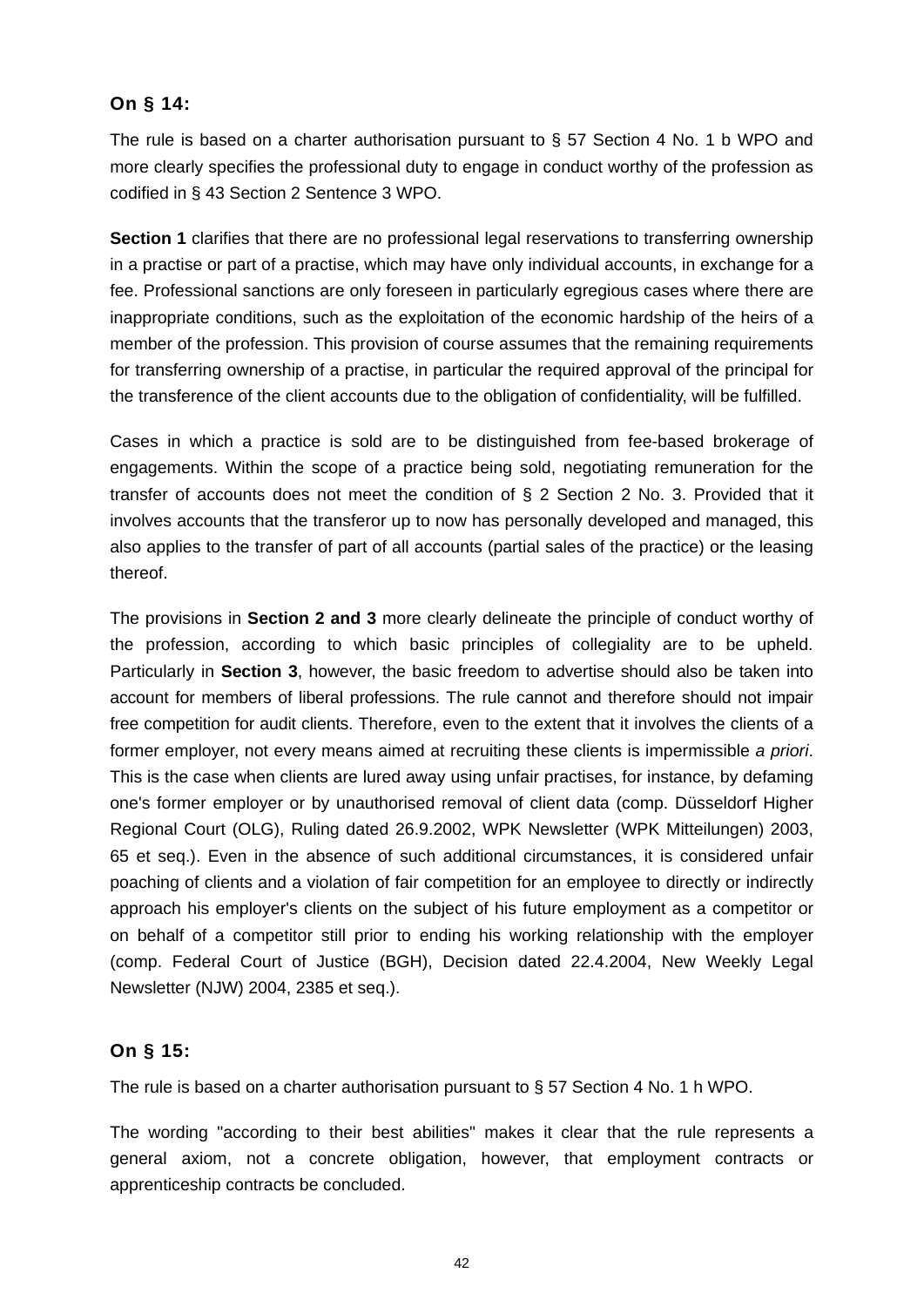## On § 14:

The rule is based on a charter authorisation pursuant to § 57 Section 4 No. 1 b WPO and more clearly specifies the professional duty to engage in conduct worthy of the profession as codified in § 43 Section 2 Sentence 3 WPO.

**Section 1** clarifies that there are no professional legal reservations to transferring ownership in a practise or part of a practise, which may have only individual accounts, in exchange for a fee. Professional sanctions are only foreseen in particularly egregious cases where there are inappropriate conditions, such as the exploitation of the economic hardship of the heirs of a member of the profession. This provision of course assumes that the remaining requirements for transferring ownership of a practise, in particular the required approval of the principal for the transference of the client accounts due to the obligation of confidentiality, will be fulfilled.

Cases in which a practice is sold are to be distinguished from fee-based brokerage of engagements. Within the scope of a practice being sold, negotiating remuneration for the transfer of accounts does not meet the condition of § 2 Section 2 No. 3. Provided that it involves accounts that the transferor up to now has personally developed and managed, this also applies to the transfer of part of all accounts (partial sales of the practice) or the leasing thereof.

The provisions in **Section 2 and 3** more clearly delineate the principle of conduct worthy of the profession, according to which basic principles of collegiality are to be upheld. Particularly in **Section 3**, however, the basic freedom to advertise should also be taken into account for members of liberal professions. The rule cannot and therefore should not impair free competition for audit clients. Therefore, even to the extent that it involves the clients of a former employer, not every means aimed at recruiting these clients is impermissible *a priori*. This is the case when clients are lured away using unfair practises, for instance, by defaming one's former employer or by unauthorised removal of client data (comp. Düsseldorf Higher Regional Court (OLG), Ruling dated 26.9.2002, WPK Newsletter (WPK Mitteilungen) 2003, 65 et seq.). Even in the absence of such additional circumstances, it is considered unfair poaching of clients and a violation of fair competition for an employee to directly or indirectly approach his employer's clients on the subject of his future employment as a competitor or on behalf of a competitor still prior to ending his working relationship with the employer (comp. Federal Court of Justice (BGH), Decision dated 22.4.2004, New Weekly Legal Newsletter (NJW) 2004, 2385 et seq.).

## On § 15:

The rule is based on a charter authorisation pursuant to § 57 Section 4 No. 1 h WPO.

The wording "according to their best abilities" makes it clear that the rule represents a general axiom, not a concrete obligation, however, that employment contracts or apprenticeship contracts be concluded.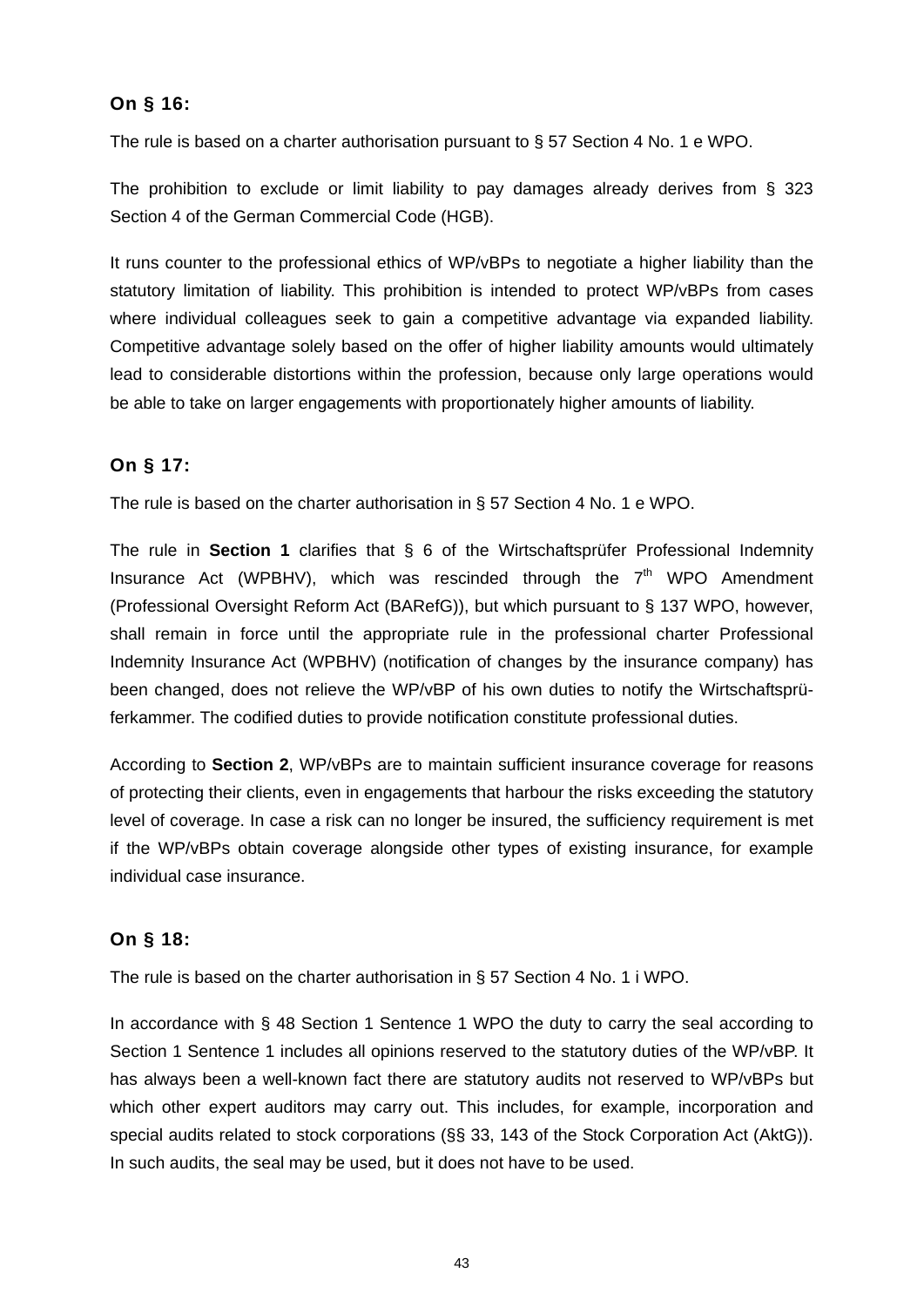### On § 16:

The rule is based on a charter authorisation pursuant to § 57 Section 4 No. 1 e WPO.

The prohibition to exclude or limit liability to pay damages already derives from § 323 Section 4 of the German Commercial Code (HGB).

It runs counter to the professional ethics of WP/vBPs to negotiate a higher liability than the statutory limitation of liability. This prohibition is intended to protect WP/vBPs from cases where individual colleagues seek to gain a competitive advantage via expanded liability. Competitive advantage solely based on the offer of higher liability amounts would ultimately lead to considerable distortions within the profession, because only large operations would be able to take on larger engagements with proportionately higher amounts of liability.

### On § 17:

The rule is based on the charter authorisation in § 57 Section 4 No. 1 e WPO.

The rule in **Section 1** clarifies that § 6 of the Wirtschaftsprüfer Professional Indemnity Insurance Act (WPBHV), which was rescinded through the 7th WPO Amendment (Professional Oversight Reform Act (BARefG)), but which pursuant to § 137 WPO, however, shall remain in force until the appropriate rule in the professional charter Professional Indemnity Insurance Act (WPBHV) (notification of changes by the insurance company) has been changed, does not relieve the WP/vBP of his own duties to notify the Wirtschaftsprüferkammer. The codified duties to provide notification constitute professional duties.

According to **Section 2**, WP/vBPs are to maintain sufficient insurance coverage for reasons of protecting their clients, even in engagements that harbour the risks exceeding the statutory level of coverage. In case a risk can no longer be insured, the sufficiency requirement is met if the WP/vBPs obtain coverage alongside other types of existing insurance, for example individual case insurance.

### On § 18:

The rule is based on the charter authorisation in § 57 Section 4 No. 1 i WPO.

In accordance with § 48 Section 1 Sentence 1 WPO the duty to carry the seal according to Section 1 Sentence 1 includes all opinions reserved to the statutory duties of the WP/vBP. It has always been a well-known fact there are statutory audits not reserved to WP/vBPs but which other expert auditors may carry out. This includes, for example, incorporation and special audits related to stock corporations (§§ 33, 143 of the Stock Corporation Act (AktG)). In such audits, the seal may be used, but it does not have to be used.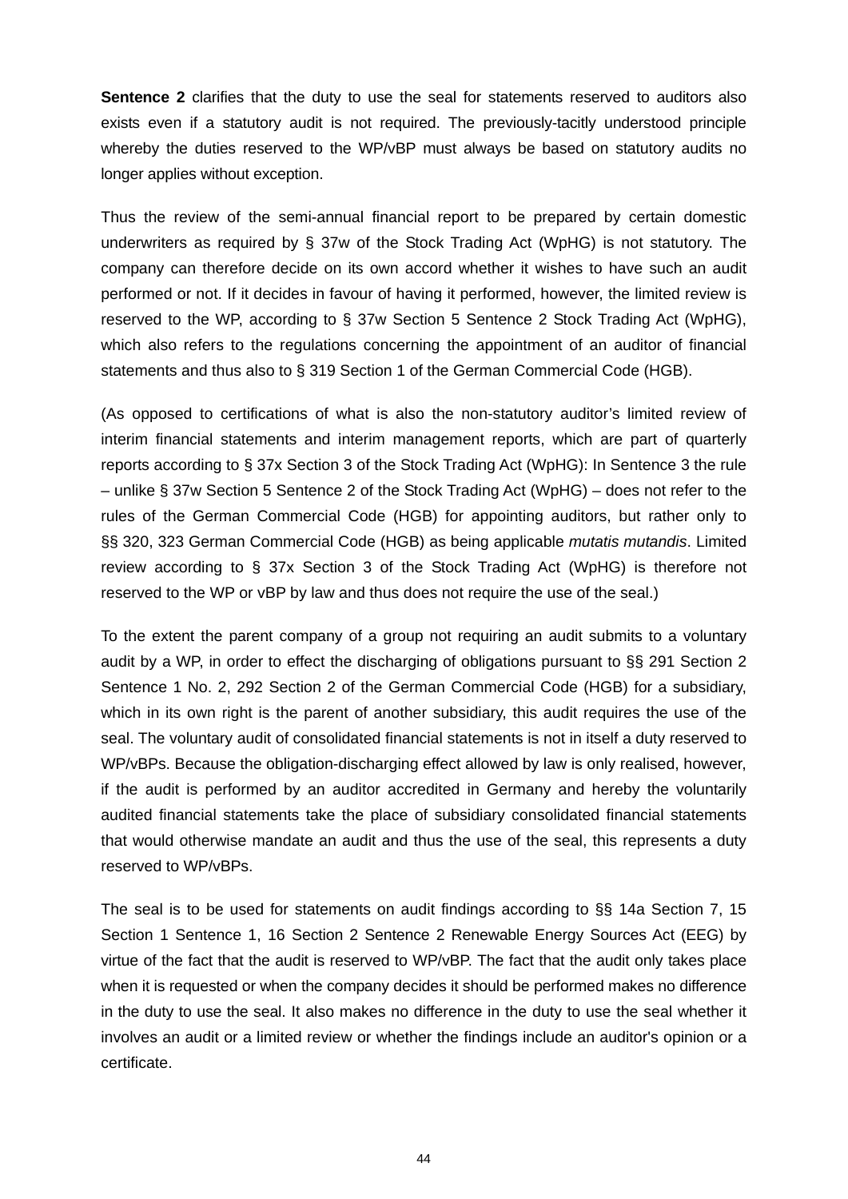**Sentence 2** clarifies that the duty to use the seal for statements reserved to auditors also exists even if a statutory audit is not required. The previously-tacitly understood principle whereby the duties reserved to the WP/vBP must always be based on statutory audits no longer applies without exception.

Thus the review of the semi-annual financial report to be prepared by certain domestic underwriters as required by § 37w of the Stock Trading Act (WpHG) is not statutory. The company can therefore decide on its own accord whether it wishes to have such an audit performed or not. If it decides in favour of having it performed, however, the limited review is reserved to the WP, according to § 37w Section 5 Sentence 2 Stock Trading Act (WpHG), which also refers to the regulations concerning the appointment of an auditor of financial statements and thus also to § 319 Section 1 of the German Commercial Code (HGB).

(As opposed to certifications of what is also the non-statutory auditor's limited review of interim financial statements and interim management reports, which are part of quarterly reports according to § 37x Section 3 of the Stock Trading Act (WpHG): In Sentence 3 the rule – unlike § 37w Section 5 Sentence 2 of the Stock Trading Act (WpHG) – does not refer to the rules of the German Commercial Code (HGB) for appointing auditors, but rather only to §§ 320, 323 German Commercial Code (HGB) as being applicable *mutatis mutandis*. Limited review according to § 37x Section 3 of the Stock Trading Act (WpHG) is therefore not reserved to the WP or vBP by law and thus does not require the use of the seal.)

To the extent the parent company of a group not requiring an audit submits to a voluntary audit by a WP, in order to effect the discharging of obligations pursuant to §§ 291 Section 2 Sentence 1 No. 2, 292 Section 2 of the German Commercial Code (HGB) for a subsidiary, which in its own right is the parent of another subsidiary, this audit requires the use of the seal. The voluntary audit of consolidated financial statements is not in itself a duty reserved to WP/vBPs. Because the obligation-discharging effect allowed by law is only realised, however, if the audit is performed by an auditor accredited in Germany and hereby the voluntarily audited financial statements take the place of subsidiary consolidated financial statements that would otherwise mandate an audit and thus the use of the seal, this represents a duty reserved to WP/vBPs.

The seal is to be used for statements on audit findings according to §§ 14a Section 7, 15 Section 1 Sentence 1, 16 Section 2 Sentence 2 Renewable Energy Sources Act (EEG) by virtue of the fact that the audit is reserved to WP/vBP. The fact that the audit only takes place when it is requested or when the company decides it should be performed makes no difference in the duty to use the seal. It also makes no difference in the duty to use the seal whether it involves an audit or a limited review or whether the findings include an auditor's opinion or a certificate.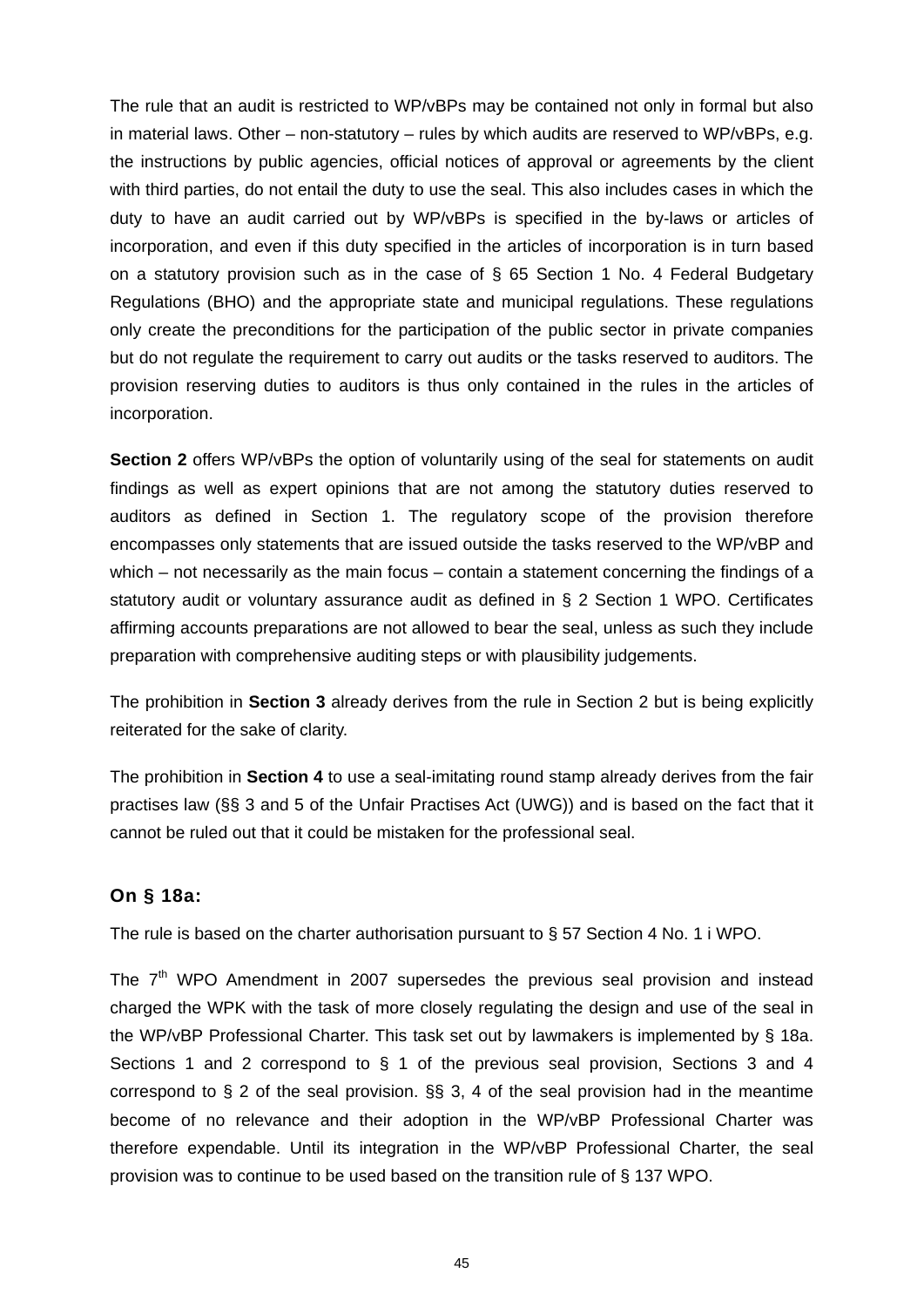The rule that an audit is restricted to WP/vBPs may be contained not only in formal but also in material laws. Other – non-statutory – rules by which audits are reserved to WP/vBPs, e.g. the instructions by public agencies, official notices of approval or agreements by the client with third parties, do not entail the duty to use the seal. This also includes cases in which the duty to have an audit carried out by WP/vBPs is specified in the by-laws or articles of incorporation, and even if this duty specified in the articles of incorporation is in turn based on a statutory provision such as in the case of § 65 Section 1 No. 4 Federal Budgetary Regulations (BHO) and the appropriate state and municipal regulations. These regulations only create the preconditions for the participation of the public sector in private companies but do not regulate the requirement to carry out audits or the tasks reserved to auditors. The provision reserving duties to auditors is thus only contained in the rules in the articles of incorporation.

**Section 2** offers WP/vBPs the option of voluntarily using of the seal for statements on audit findings as well as expert opinions that are not among the statutory duties reserved to auditors as defined in Section 1. The regulatory scope of the provision therefore encompasses only statements that are issued outside the tasks reserved to the WP/vBP and which – not necessarily as the main focus – contain a statement concerning the findings of a statutory audit or voluntary assurance audit as defined in § 2 Section 1 WPO. Certificates affirming accounts preparations are not allowed to bear the seal, unless as such they include preparation with comprehensive auditing steps or with plausibility judgements.

The prohibition in **Section 3** already derives from the rule in Section 2 but is being explicitly reiterated for the sake of clarity.

The prohibition in **Section 4** to use a seal-imitating round stamp already derives from the fair practises law (§§ 3 and 5 of the Unfair Practises Act (UWG)) and is based on the fact that it cannot be ruled out that it could be mistaken for the professional seal.

### On § 18a:

The rule is based on the charter authorisation pursuant to § 57 Section 4 No. 1 i WPO.

The 7th WPO Amendment in 2007 supersedes the previous seal provision and instead charged the WPK with the task of more closely regulating the design and use of the seal in the WP/vBP Professional Charter. This task set out by lawmakers is implemented by § 18a. Sections 1 and 2 correspond to § 1 of the previous seal provision, Sections 3 and 4 correspond to § 2 of the seal provision. §§ 3, 4 of the seal provision had in the meantime become of no relevance and their adoption in the WP/vBP Professional Charter was therefore expendable. Until its integration in the WP/vBP Professional Charter, the seal provision was to continue to be used based on the transition rule of § 137 WPO.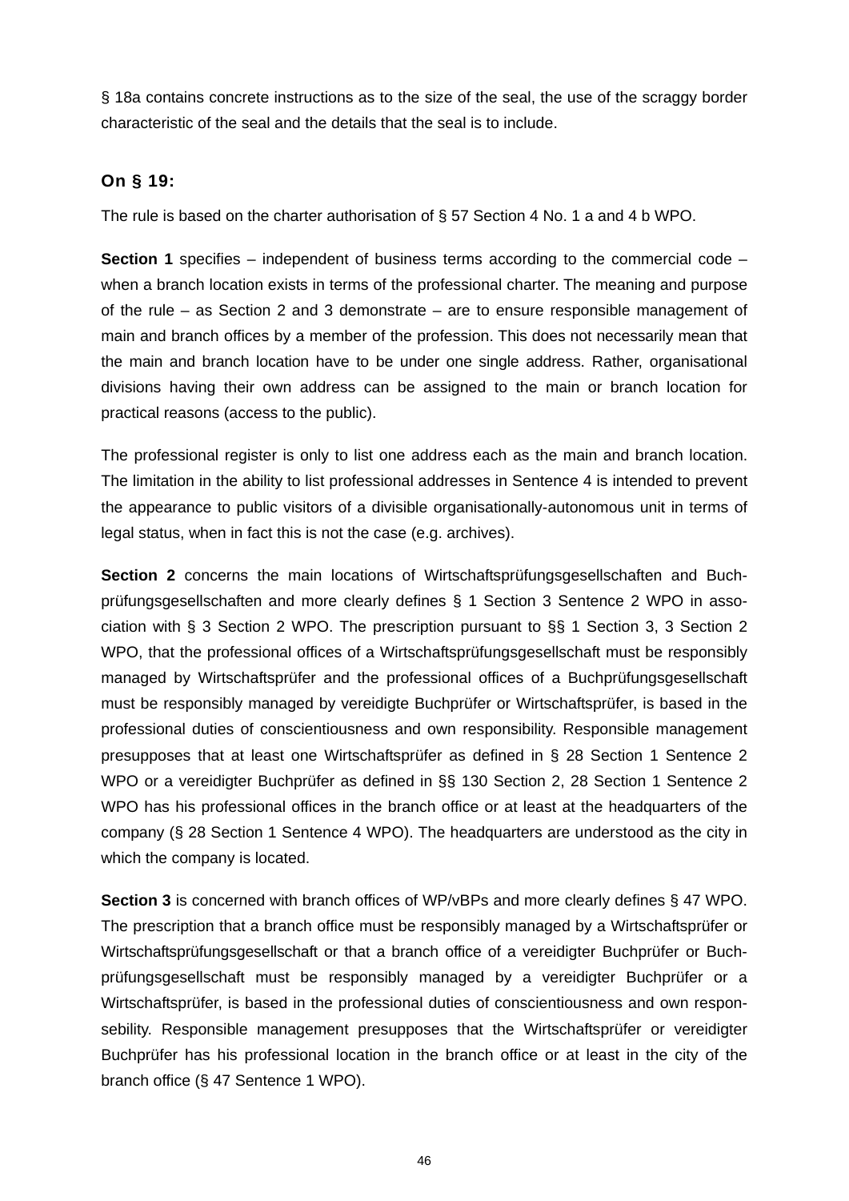§ 18a contains concrete instructions as to the size of the seal, the use of the scraggy border characteristic of the seal and the details that the seal is to include.

### On § 19:

The rule is based on the charter authorisation of § 57 Section 4 No. 1 a and 4 b WPO.

**Section 1** specifies – independent of business terms according to the commercial code – when a branch location exists in terms of the professional charter. The meaning and purpose of the rule – as Section 2 and 3 demonstrate – are to ensure responsible management of main and branch offices by a member of the profession. This does not necessarily mean that the main and branch location have to be under one single address. Rather, organisational divisions having their own address can be assigned to the main or branch location for practical reasons (access to the public).

The professional register is only to list one address each as the main and branch location. The limitation in the ability to list professional addresses in Sentence 4 is intended to prevent the appearance to public visitors of a divisible organisationally-autonomous unit in terms of legal status, when in fact this is not the case (e.g. archives).

**Section 2** concerns the main locations of Wirtschaftsprüfungsgesellschaften and Buchprüfungsgesellschaften and more clearly defines § 1 Section 3 Sentence 2 WPO in association with § 3 Section 2 WPO. The prescription pursuant to §§ 1 Section 3, 3 Section 2 WPO, that the professional offices of a Wirtschaftsprüfungsgesellschaft must be responsibly managed by Wirtschaftsprüfer and the professional offices of a Buchprüfungsgesellschaft must be responsibly managed by vereidigte Buchprüfer or Wirtschaftsprüfer, is based in the professional duties of conscientiousness and own responsibility. Responsible management presupposes that at least one Wirtschaftsprüfer as defined in § 28 Section 1 Sentence 2 WPO or a vereidigter Buchprüfer as defined in §§ 130 Section 2, 28 Section 1 Sentence 2 WPO has his professional offices in the branch office or at least at the headquarters of the company (§ 28 Section 1 Sentence 4 WPO). The headquarters are understood as the city in which the company is located.

**Section 3** is concerned with branch offices of WP/vBPs and more clearly defines § 47 WPO. The prescription that a branch office must be responsibly managed by a Wirtschaftsprüfer or Wirtschaftsprüfungsgesellschaft or that a branch office of a vereidigter Buchprüfer or Buchprüfungsgesellschaft must be responsibly managed by a vereidigter Buchprüfer or a Wirtschaftsprüfer, is based in the professional duties of conscientiousness and own responsebility. Responsible management presupposes that the Wirtschaftsprüfer or vereidigter Buchprüfer has his professional location in the branch office or at least in the city of the branch office (§ 47 Sentence 1 WPO).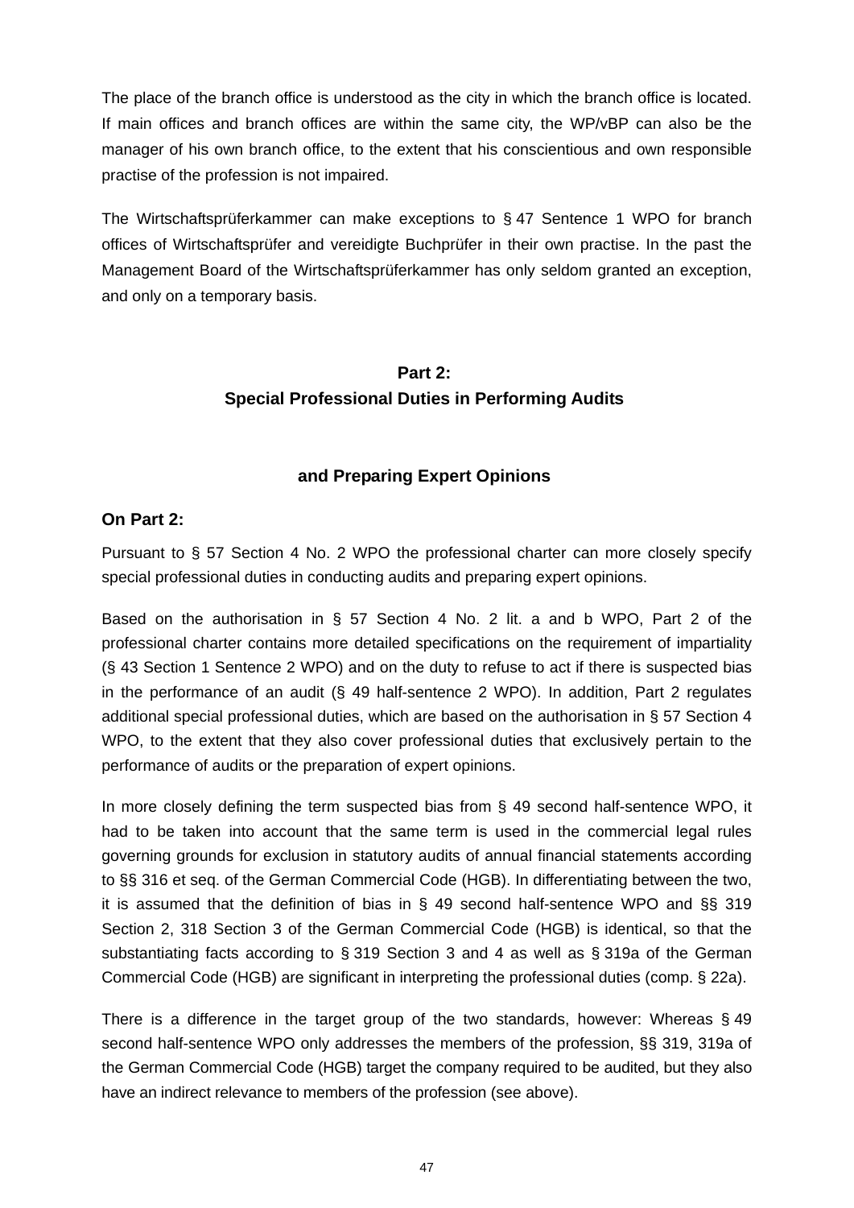The place of the branch office is understood as the city in which the branch office is located. If main offices and branch offices are within the same city, the WP/vBP can also be the manager of his own branch office, to the extent that his conscientious and own responsible practise of the profession is not impaired.

The Wirtschaftsprüferkammer can make exceptions to § 47 Sentence 1 WPO for branch offices of Wirtschaftsprüfer and vereidigte Buchprüfer in their own practise. In the past the Management Board of the Wirtschaftsprüferkammer has only seldom granted an exception, and only on a temporary basis.

## Part 2:
## Special Professional Duties in Performing Audits

## and Preparing Expert Opinions

### On Part 2:

Pursuant to § 57 Section 4 No. 2 WPO the professional charter can more closely specify special professional duties in conducting audits and preparing expert opinions.

Based on the authorisation in § 57 Section 4 No. 2 lit. a and b WPO, Part 2 of the professional charter contains more detailed specifications on the requirement of impartiality (§ 43 Section 1 Sentence 2 WPO) and on the duty to refuse to act if there is suspected bias in the performance of an audit (§ 49 half-sentence 2 WPO). In addition, Part 2 regulates additional special professional duties, which are based on the authorisation in § 57 Section 4 WPO, to the extent that they also cover professional duties that exclusively pertain to the performance of audits or the preparation of expert opinions.

In more closely defining the term suspected bias from § 49 second half-sentence WPO, it had to be taken into account that the same term is used in the commercial legal rules governing grounds for exclusion in statutory audits of annual financial statements according to §§ 316 et seq. of the German Commercial Code (HGB). In differentiating between the two, it is assumed that the definition of bias in § 49 second half-sentence WPO and §§ 319 Section 2, 318 Section 3 of the German Commercial Code (HGB) is identical, so that the substantiating facts according to § 319 Section 3 and 4 as well as § 319a of the German Commercial Code (HGB) are significant in interpreting the professional duties (comp. § 22a).

There is a difference in the target group of the two standards, however: Whereas § 49 second half-sentence WPO only addresses the members of the profession, §§ 319, 319a of the German Commercial Code (HGB) target the company required to be audited, but they also have an indirect relevance to members of the profession (see above).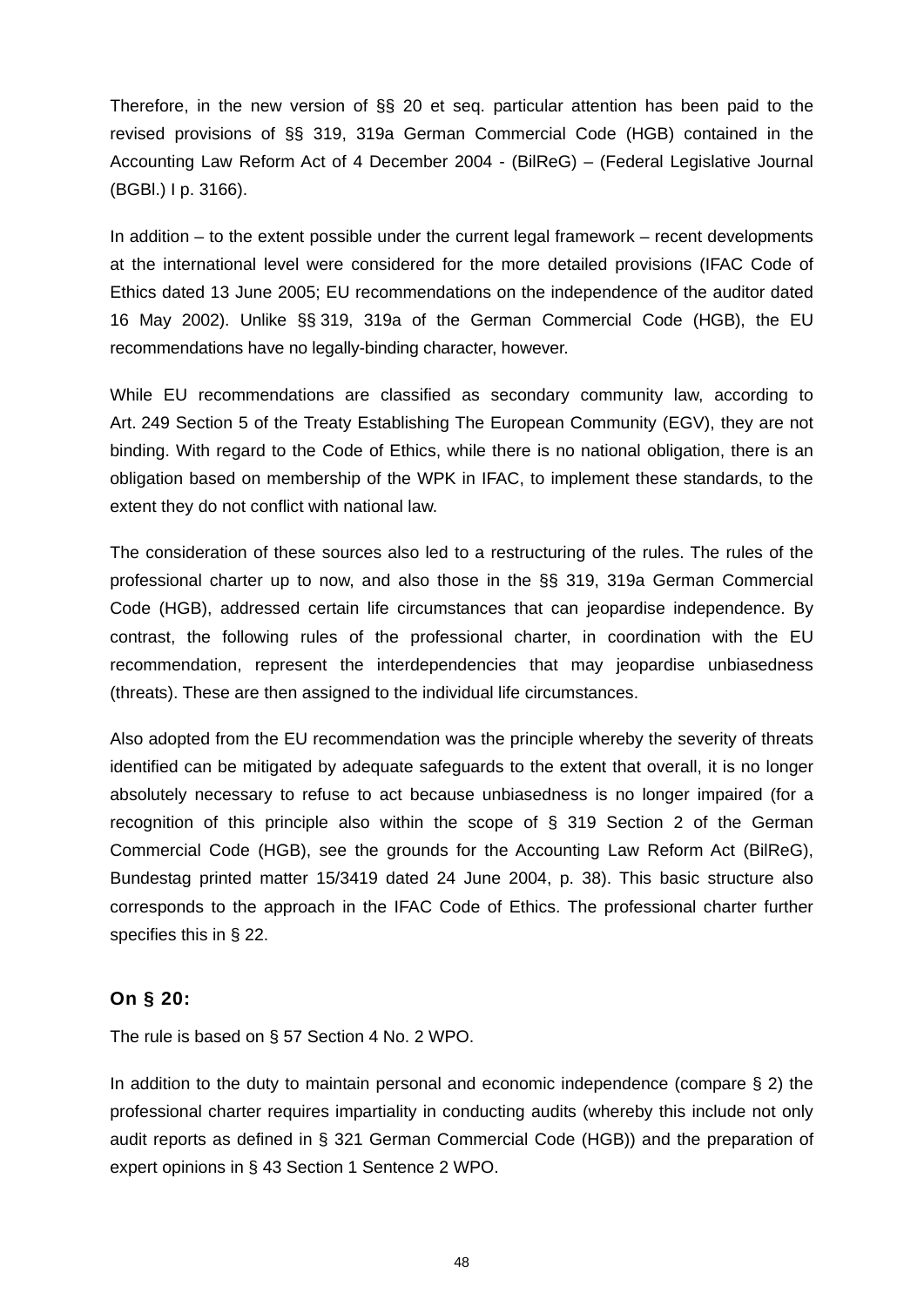Therefore, in the new version of §§ 20 et seq. particular attention has been paid to the revised provisions of §§ 319, 319a German Commercial Code (HGB) contained in the Accounting Law Reform Act of 4 December 2004 - (BilReG) – (Federal Legislative Journal (BGBl.) I p. 3166).

In addition – to the extent possible under the current legal framework – recent developments at the international level were considered for the more detailed provisions (IFAC Code of Ethics dated 13 June 2005; EU recommendations on the independence of the auditor dated 16 May 2002). Unlike §§ 319, 319a of the German Commercial Code (HGB), the EU recommendations have no legally-binding character, however.

While EU recommendations are classified as secondary community law, according to Art. 249 Section 5 of the Treaty Establishing The European Community (EGV), they are not binding. With regard to the Code of Ethics, while there is no national obligation, there is an obligation based on membership of the WPK in IFAC, to implement these standards, to the extent they do not conflict with national law.

The consideration of these sources also led to a restructuring of the rules. The rules of the professional charter up to now, and also those in the §§ 319, 319a German Commercial Code (HGB), addressed certain life circumstances that can jeopardise independence. By contrast, the following rules of the professional charter, in coordination with the EU recommendation, represent the interdependencies that may jeopardise unbiasedness (threats). These are then assigned to the individual life circumstances.

Also adopted from the EU recommendation was the principle whereby the severity of threats identified can be mitigated by adequate safeguards to the extent that overall, it is no longer absolutely necessary to refuse to act because unbiasedness is no longer impaired (for a recognition of this principle also within the scope of § 319 Section 2 of the German Commercial Code (HGB), see the grounds for the Accounting Law Reform Act (BilReG), Bundestag printed matter 15/3419 dated 24 June 2004, p. 38). This basic structure also corresponds to the approach in the IFAC Code of Ethics. The professional charter further specifies this in § 22.

### On § 20:

The rule is based on § 57 Section 4 No. 2 WPO.

In addition to the duty to maintain personal and economic independence (compare § 2) the professional charter requires impartiality in conducting audits (whereby this include not only audit reports as defined in § 321 German Commercial Code (HGB)) and the preparation of expert opinions in § 43 Section 1 Sentence 2 WPO.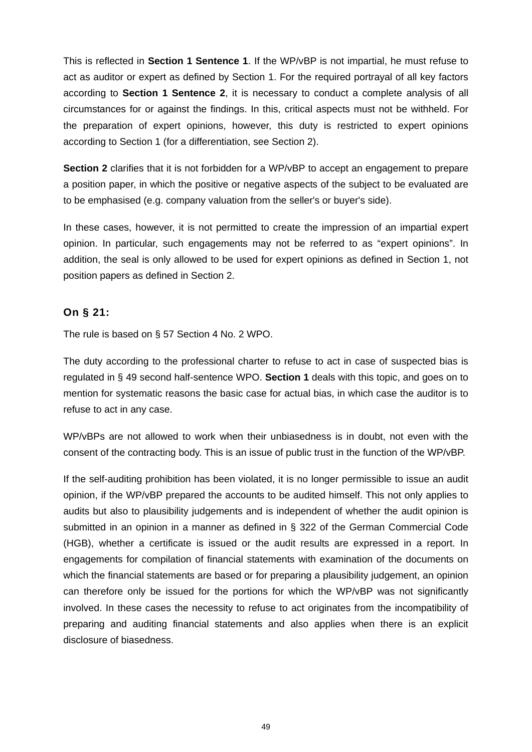This is reflected in **Section 1 Sentence 1**. If the WP/vBP is not impartial, he must refuse to act as auditor or expert as defined by Section 1. For the required portrayal of all key factors according to **Section 1 Sentence 2**, it is necessary to conduct a complete analysis of all circumstances for or against the findings. In this, critical aspects must not be withheld. For the preparation of expert opinions, however, this duty is restricted to expert opinions according to Section 1 (for a differentiation, see Section 2).

**Section 2** clarifies that it is not forbidden for a WP/vBP to accept an engagement to prepare a position paper, in which the positive or negative aspects of the subject to be evaluated are to be emphasised (e.g. company valuation from the seller's or buyer's side).

In these cases, however, it is not permitted to create the impression of an impartial expert opinion. In particular, such engagements may not be referred to as “expert opinions”. In addition, the seal is only allowed to be used for expert opinions as defined in Section 1, not position papers as defined in Section 2.

### On § 21:

The rule is based on § 57 Section 4 No. 2 WPO.

The duty according to the professional charter to refuse to act in case of suspected bias is regulated in § 49 second half-sentence WPO. **Section 1** deals with this topic, and goes on to mention for systematic reasons the basic case for actual bias, in which case the auditor is to refuse to act in any case.

WP/vBPs are not allowed to work when their unbiasedness is in doubt, not even with the consent of the contracting body. This is an issue of public trust in the function of the WP/vBP.

If the self-auditing prohibition has been violated, it is no longer permissible to issue an audit opinion, if the WP/vBP prepared the accounts to be audited himself. This not only applies to audits but also to plausibility judgements and is independent of whether the audit opinion is submitted in an opinion in a manner as defined in § 322 of the German Commercial Code (HGB), whether a certificate is issued or the audit results are expressed in a report. In engagements for compilation of financial statements with examination of the documents on which the financial statements are based or for preparing a plausibility judgement, an opinion can therefore only be issued for the portions for which the WP/vBP was not significantly involved. In these cases the necessity to refuse to act originates from the incompatibility of preparing and auditing financial statements and also applies when there is an explicit disclosure of biasedness.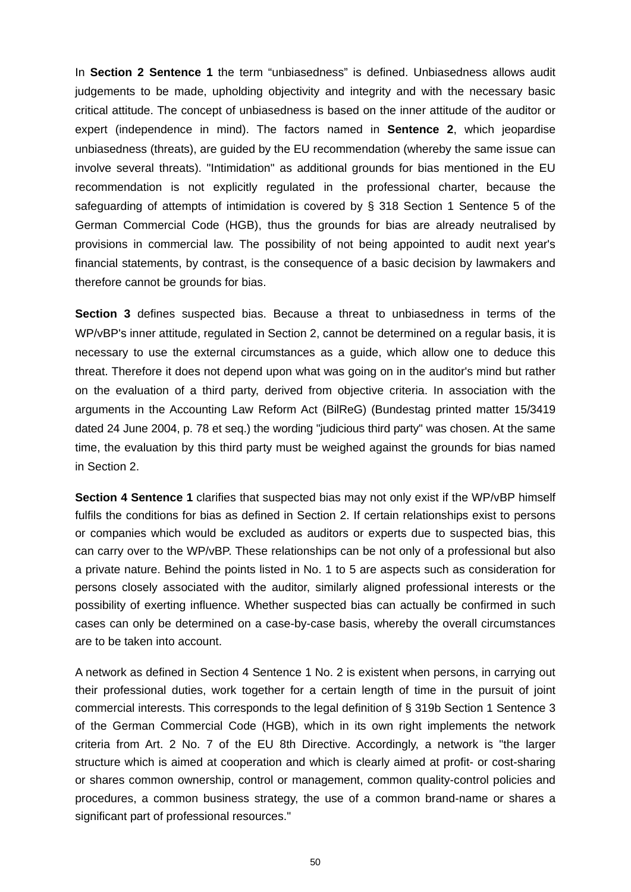In **Section 2 Sentence 1** the term “unbiasedness” is defined. Unbiasedness allows audit judgements to be made, upholding objectivity and integrity and with the necessary basic critical attitude. The concept of unbiasedness is based on the inner attitude of the auditor or expert (independence in mind). The factors named in **Sentence 2**, which jeopardise unbiasedness (threats), are guided by the EU recommendation (whereby the same issue can involve several threats). "Intimidation" as additional grounds for bias mentioned in the EU recommendation is not explicitly regulated in the professional charter, because the safeguarding of attempts of intimidation is covered by § 318 Section 1 Sentence 5 of the German Commercial Code (HGB), thus the grounds for bias are already neutralised by provisions in commercial law. The possibility of not being appointed to audit next year's financial statements, by contrast, is the consequence of a basic decision by lawmakers and therefore cannot be grounds for bias.

**Section 3** defines suspected bias. Because a threat to unbiasedness in terms of the WP/vBP's inner attitude, regulated in Section 2, cannot be determined on a regular basis, it is necessary to use the external circumstances as a guide, which allow one to deduce this threat. Therefore it does not depend upon what was going on in the auditor's mind but rather on the evaluation of a third party, derived from objective criteria. In association with the arguments in the Accounting Law Reform Act (BilReG) (Bundestag printed matter 15/3419 dated 24 June 2004, p. 78 et seq.) the wording "judicious third party" was chosen. At the same time, the evaluation by this third party must be weighed against the grounds for bias named in Section 2.

**Section 4 Sentence 1** clarifies that suspected bias may not only exist if the WP/vBP himself fulfils the conditions for bias as defined in Section 2. If certain relationships exist to persons or companies which would be excluded as auditors or experts due to suspected bias, this can carry over to the WP/vBP. These relationships can be not only of a professional but also a private nature. Behind the points listed in No. 1 to 5 are aspects such as consideration for persons closely associated with the auditor, similarly aligned professional interests or the possibility of exerting influence. Whether suspected bias can actually be confirmed in such cases can only be determined on a case-by-case basis, whereby the overall circumstances are to be taken into account.

A network as defined in Section 4 Sentence 1 No. 2 is existent when persons, in carrying out their professional duties, work together for a certain length of time in the pursuit of joint commercial interests. This corresponds to the legal definition of § 319b Section 1 Sentence 3 of the German Commercial Code (HGB), which in its own right implements the network criteria from Art. 2 No. 7 of the EU 8th Directive. Accordingly, a network is "the larger structure which is aimed at cooperation and which is clearly aimed at profit- or cost-sharing or shares common ownership, control or management, common quality-control policies and procedures, a common business strategy, the use of a common brand-name or shares a significant part of professional resources."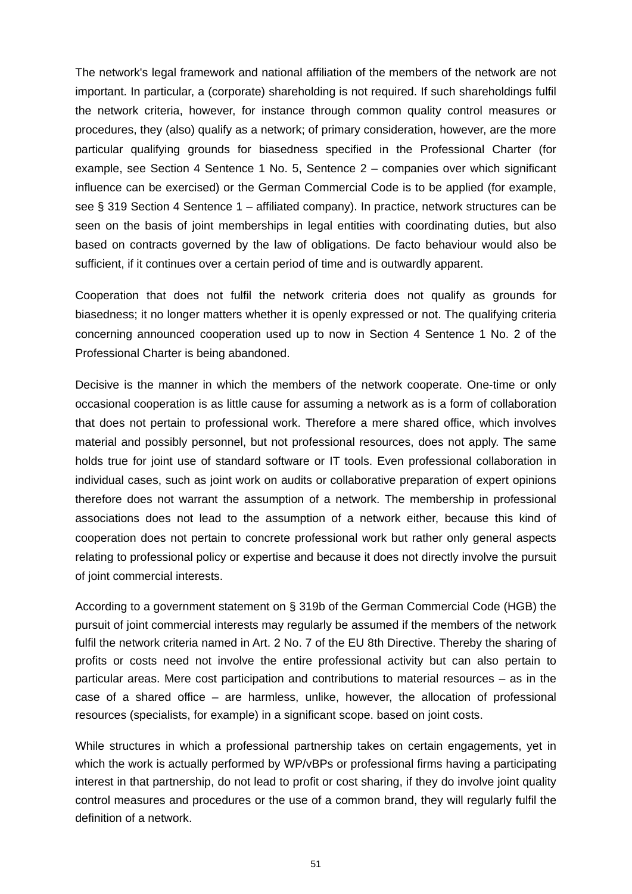The network's legal framework and national affiliation of the members of the network are not important. In particular, a (corporate) shareholding is not required. If such shareholdings fulfil the network criteria, however, for instance through common quality control measures or procedures, they (also) qualify as a network; of primary consideration, however, are the more particular qualifying grounds for biasedness specified in the Professional Charter (for example, see Section 4 Sentence 1 No. 5, Sentence 2 – companies over which significant influence can be exercised) or the German Commercial Code is to be applied (for example, see § 319 Section 4 Sentence 1 – affiliated company). In practice, network structures can be seen on the basis of joint memberships in legal entities with coordinating duties, but also based on contracts governed by the law of obligations. De facto behaviour would also be sufficient, if it continues over a certain period of time and is outwardly apparent.

Cooperation that does not fulfil the network criteria does not qualify as grounds for biasedness; it no longer matters whether it is openly expressed or not. The qualifying criteria concerning announced cooperation used up to now in Section 4 Sentence 1 No. 2 of the Professional Charter is being abandoned.

Decisive is the manner in which the members of the network cooperate. One-time or only occasional cooperation is as little cause for assuming a network as is a form of collaboration that does not pertain to professional work. Therefore a mere shared office, which involves material and possibly personnel, but not professional resources, does not apply. The same holds true for joint use of standard software or IT tools. Even professional collaboration in individual cases, such as joint work on audits or collaborative preparation of expert opinions therefore does not warrant the assumption of a network. The membership in professional associations does not lead to the assumption of a network either, because this kind of cooperation does not pertain to concrete professional work but rather only general aspects relating to professional policy or expertise and because it does not directly involve the pursuit of joint commercial interests.

According to a government statement on § 319b of the German Commercial Code (HGB) the pursuit of joint commercial interests may regularly be assumed if the members of the network fulfil the network criteria named in Art. 2 No. 7 of the EU 8th Directive. Thereby the sharing of profits or costs need not involve the entire professional activity but can also pertain to particular areas. Mere cost participation and contributions to material resources – as in the case of a shared office – are harmless, unlike, however, the allocation of professional resources (specialists, for example) in a significant scope. based on joint costs.

While structures in which a professional partnership takes on certain engagements, yet in which the work is actually performed by WP/vBPs or professional firms having a participating interest in that partnership, do not lead to profit or cost sharing, if they do involve joint quality control measures and procedures or the use of a common brand, they will regularly fulfil the definition of a network.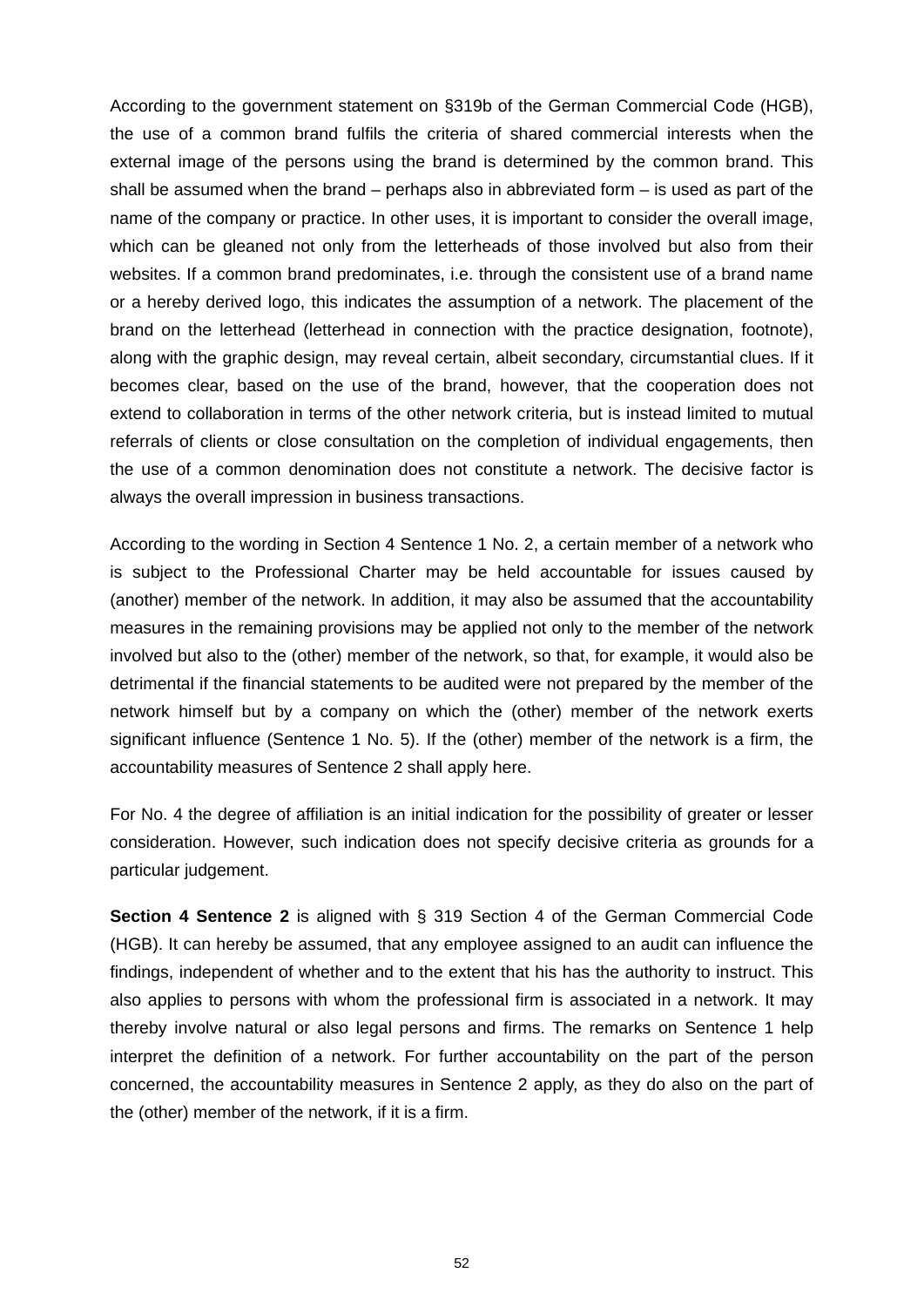According to the government statement on §319b of the German Commercial Code (HGB), the use of a common brand fulfils the criteria of shared commercial interests when the external image of the persons using the brand is determined by the common brand. This shall be assumed when the brand – perhaps also in abbreviated form – is used as part of the name of the company or practice. In other uses, it is important to consider the overall image, which can be gleaned not only from the letterheads of those involved but also from their websites. If a common brand predominates, i.e. through the consistent use of a brand name or a hereby derived logo, this indicates the assumption of a network. The placement of the brand on the letterhead (letterhead in connection with the practice designation, footnote), along with the graphic design, may reveal certain, albeit secondary, circumstantial clues. If it becomes clear, based on the use of the brand, however, that the cooperation does not extend to collaboration in terms of the other network criteria, but is instead limited to mutual referrals of clients or close consultation on the completion of individual engagements, then the use of a common denomination does not constitute a network. The decisive factor is always the overall impression in business transactions.

According to the wording in Section 4 Sentence 1 No. 2, a certain member of a network who is subject to the Professional Charter may be held accountable for issues caused by (another) member of the network. In addition, it may also be assumed that the accountability measures in the remaining provisions may be applied not only to the member of the network involved but also to the (other) member of the network, so that, for example, it would also be detrimental if the financial statements to be audited were not prepared by the member of the network himself but by a company on which the (other) member of the network exerts significant influence (Sentence 1 No. 5). If the (other) member of the network is a firm, the accountability measures of Sentence 2 shall apply here.

For No. 4 the degree of affiliation is an initial indication for the possibility of greater or lesser consideration. However, such indication does not specify decisive criteria as grounds for a particular judgement.

**Section 4 Sentence 2** is aligned with § 319 Section 4 of the German Commercial Code (HGB). It can hereby be assumed, that any employee assigned to an audit can influence the findings, independent of whether and to the extent that his has the authority to instruct. This also applies to persons with whom the professional firm is associated in a network. It may thereby involve natural or also legal persons and firms. The remarks on Sentence 1 help interpret the definition of a network. For further accountability on the part of the person concerned, the accountability measures in Sentence 2 apply, as they do also on the part of the (other) member of the network, if it is a firm.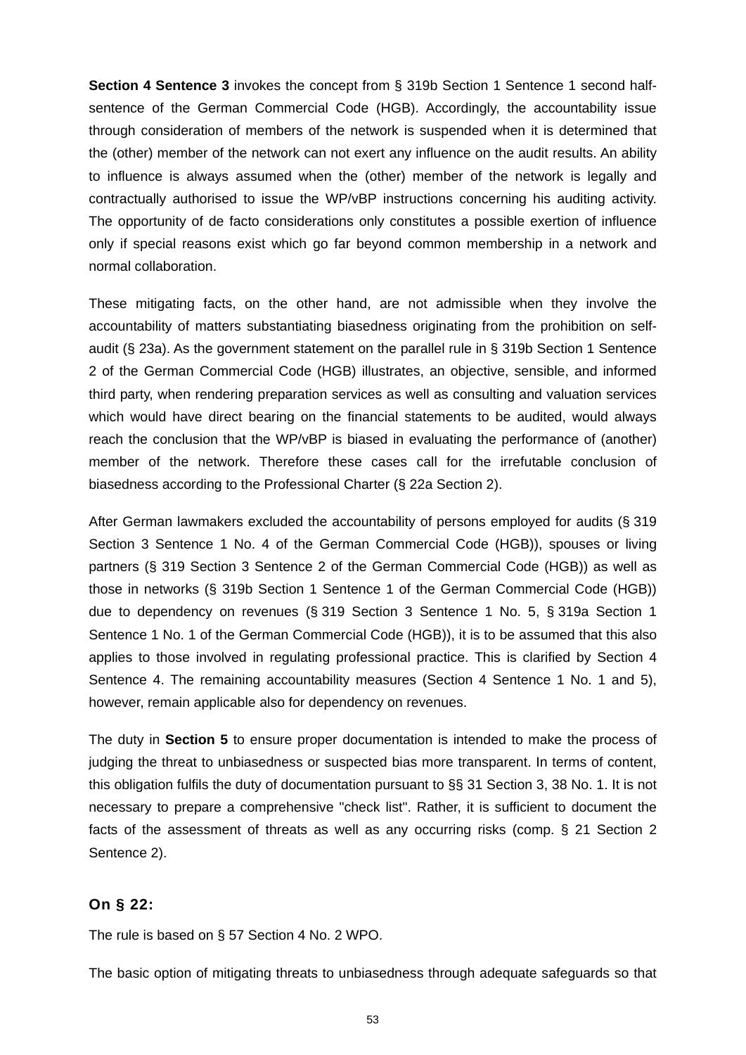**Section 4 Sentence 3** invokes the concept from § 319b Section 1 Sentence 1 second half-sentence of the German Commercial Code (HGB). Accordingly, the accountability issue through consideration of members of the network is suspended when it is determined that the (other) member of the network can not exert any influence on the audit results. An ability to influence is always assumed when the (other) member of the network is legally and contractually authorised to issue the WP/vBP instructions concerning his auditing activity. The opportunity of de facto considerations only constitutes a possible exertion of influence only if special reasons exist which go far beyond common membership in a network and normal collaboration.

These mitigating facts, on the other hand, are not admissible when they involve the accountability of matters substantiating biasedness originating from the prohibition on self-audit (§ 23a). As the government statement on the parallel rule in § 319b Section 1 Sentence 2 of the German Commercial Code (HGB) illustrates, an objective, sensible, and informed third party, when rendering preparation services as well as consulting and valuation services which would have direct bearing on the financial statements to be audited, would always reach the conclusion that the WP/vBP is biased in evaluating the performance of (another) member of the network. Therefore these cases call for the irrefutable conclusion of biasedness according to the Professional Charter (§ 22a Section 2).

After German lawmakers excluded the accountability of persons employed for audits (§ 319 Section 3 Sentence 1 No. 4 of the German Commercial Code (HGB)), spouses or living partners (§ 319 Section 3 Sentence 2 of the German Commercial Code (HGB)) as well as those in networks (§ 319b Section 1 Sentence 1 of the German Commercial Code (HGB)) due to dependency on revenues (§ 319 Section 3 Sentence 1 No. 5, § 319a Section 1 Sentence 1 No. 1 of the German Commercial Code (HGB)), it is to be assumed that this also applies to those involved in regulating professional practice. This is clarified by Section 4 Sentence 4. The remaining accountability measures (Section 4 Sentence 1 No. 1 and 5), however, remain applicable also for dependency on revenues.

The duty in **Section 5** to ensure proper documentation is intended to make the process of judging the threat to unbiasedness or suspected bias more transparent. In terms of content, this obligation fulfils the duty of documentation pursuant to §§ 31 Section 3, 38 No. 1. It is not necessary to prepare a comprehensive "check list". Rather, it is sufficient to document the facts of the assessment of threats as well as any occurring risks (comp. § 21 Section 2 Sentence 2).

### On § 22:

The rule is based on § 57 Section 4 No. 2 WPO.

The basic option of mitigating threats to unbiasedness through adequate safeguards so that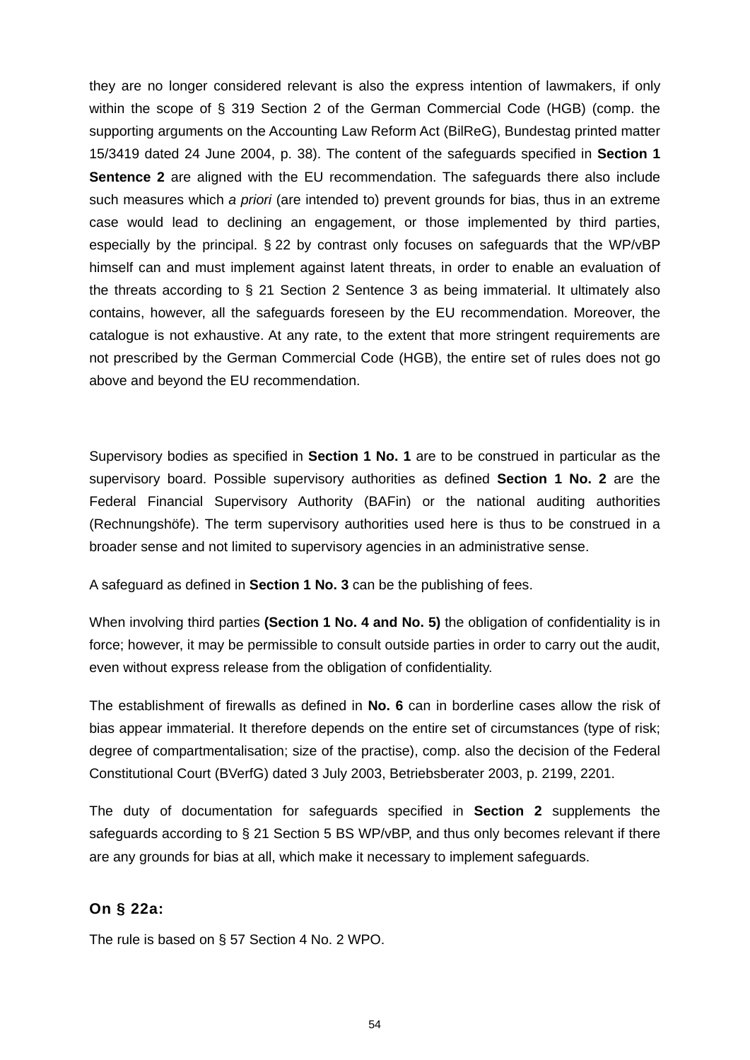they are no longer considered relevant is also the express intention of lawmakers, if only within the scope of § 319 Section 2 of the German Commercial Code (HGB) (comp. the supporting arguments on the Accounting Law Reform Act (BilReG), Bundestag printed matter 15/3419 dated 24 June 2004, p. 38). The content of the safeguards specified in **Section 1 Sentence 2** are aligned with the EU recommendation. The safeguards there also include such measures which *a priori* (are intended to) prevent grounds for bias, thus in an extreme case would lead to declining an engagement, or those implemented by third parties, especially by the principal. § 22 by contrast only focuses on safeguards that the WP/vBP himself can and must implement against latent threats, in order to enable an evaluation of the threats according to § 21 Section 2 Sentence 3 as being immaterial. It ultimately also contains, however, all the safeguards foreseen by the EU recommendation. Moreover, the catalogue is not exhaustive. At any rate, to the extent that more stringent requirements are not prescribed by the German Commercial Code (HGB), the entire set of rules does not go above and beyond the EU recommendation.

Supervisory bodies as specified in **Section 1 No. 1** are to be construed in particular as the supervisory board. Possible supervisory authorities as defined **Section 1 No. 2** are the Federal Financial Supervisory Authority (BAFin) or the national auditing authorities (Rechnungshöfe). The term supervisory authorities used here is thus to be construed in a broader sense and not limited to supervisory agencies in an administrative sense.

A safeguard as defined in **Section 1 No. 3** can be the publishing of fees.

When involving third parties **(Section 1 No. 4 and No. 5)** the obligation of confidentiality is in force; however, it may be permissible to consult outside parties in order to carry out the audit, even without express release from the obligation of confidentiality.

The establishment of firewalls as defined in **No. 6** can in borderline cases allow the risk of bias appear immaterial. It therefore depends on the entire set of circumstances (type of risk; degree of compartmentalisation; size of the practise), comp. also the decision of the Federal Constitutional Court (BVerfG) dated 3 July 2003, Betriebsberater 2003, p. 2199, 2201.

The duty of documentation for safeguards specified in **Section 2** supplements the safeguards according to § 21 Section 5 BS WP/vBP, and thus only becomes relevant if there are any grounds for bias at all, which make it necessary to implement safeguards.

### On § 22a:

The rule is based on § 57 Section 4 No. 2 WPO.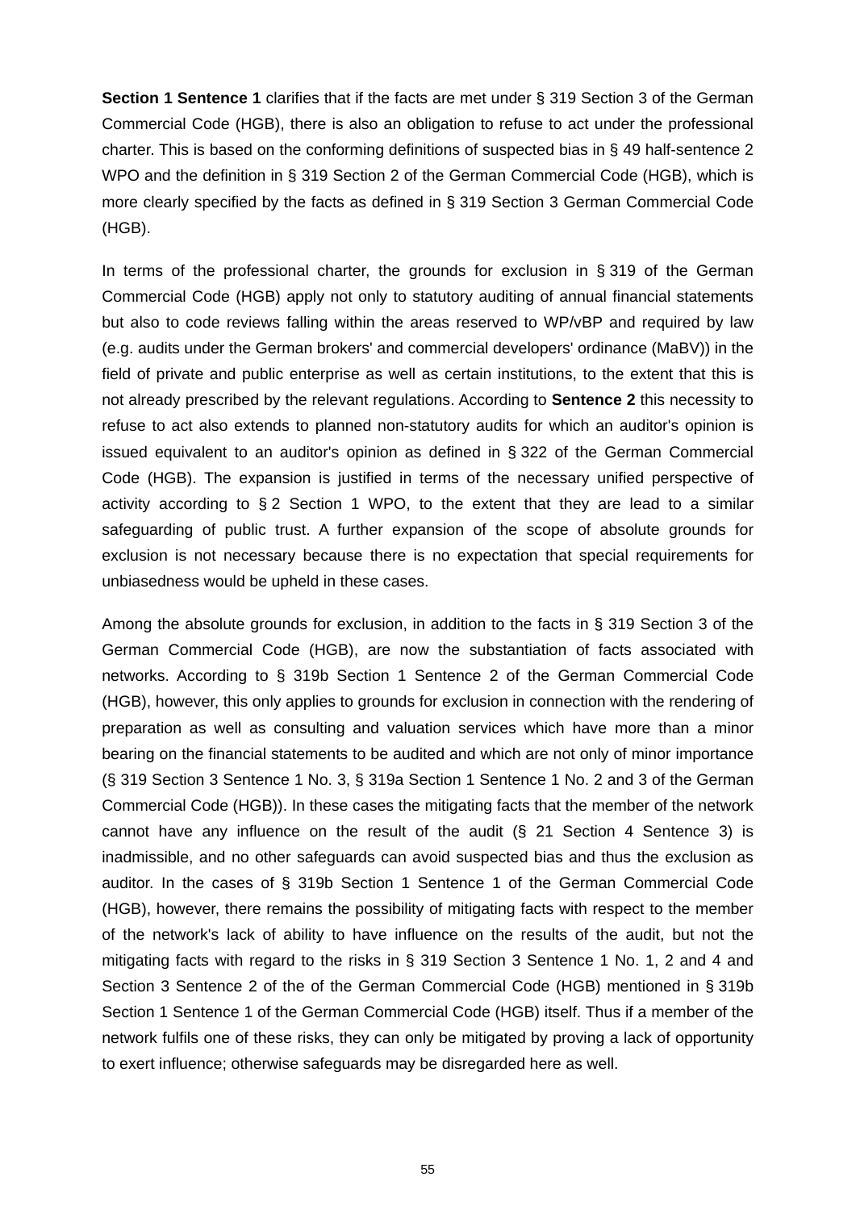**Section 1 Sentence 1** clarifies that if the facts are met under § 319 Section 3 of the German Commercial Code (HGB), there is also an obligation to refuse to act under the professional charter. This is based on the conforming definitions of suspected bias in § 49 half-sentence 2 WPO and the definition in § 319 Section 2 of the German Commercial Code (HGB), which is more clearly specified by the facts as defined in § 319 Section 3 German Commercial Code (HGB).

In terms of the professional charter, the grounds for exclusion in § 319 of the German Commercial Code (HGB) apply not only to statutory auditing of annual financial statements but also to code reviews falling within the areas reserved to WP/vBP and required by law (e.g. audits under the German brokers' and commercial developers' ordinance (MaBV)) in the field of private and public enterprise as well as certain institutions, to the extent that this is not already prescribed by the relevant regulations. According to **Sentence 2** this necessity to refuse to act also extends to planned non-statutory audits for which an auditor's opinion is issued equivalent to an auditor's opinion as defined in § 322 of the German Commercial Code (HGB). The expansion is justified in terms of the necessary unified perspective of activity according to § 2 Section 1 WPO, to the extent that they are lead to a similar safeguarding of public trust. A further expansion of the scope of absolute grounds for exclusion is not necessary because there is no expectation that special requirements for unbiasedness would be upheld in these cases.

Among the absolute grounds for exclusion, in addition to the facts in § 319 Section 3 of the German Commercial Code (HGB), are now the substantiation of facts associated with networks. According to § 319b Section 1 Sentence 2 of the German Commercial Code (HGB), however, this only applies to grounds for exclusion in connection with the rendering of preparation as well as consulting and valuation services which have more than a minor bearing on the financial statements to be audited and which are not only of minor importance (§ 319 Section 3 Sentence 1 No. 3, § 319a Section 1 Sentence 1 No. 2 and 3 of the German Commercial Code (HGB)). In these cases the mitigating facts that the member of the network cannot have any influence on the result of the audit (§ 21 Section 4 Sentence 3) is inadmissible, and no other safeguards can avoid suspected bias and thus the exclusion as auditor. In the cases of § 319b Section 1 Sentence 1 of the German Commercial Code (HGB), however, there remains the possibility of mitigating facts with respect to the member of the network's lack of ability to have influence on the results of the audit, but not the mitigating facts with regard to the risks in § 319 Section 3 Sentence 1 No. 1, 2 and 4 and Section 3 Sentence 2 of the of the German Commercial Code (HGB) mentioned in § 319b Section 1 Sentence 1 of the German Commercial Code (HGB) itself. Thus if a member of the network fulfils one of these risks, they can only be mitigated by proving a lack of opportunity to exert influence; otherwise safeguards may be disregarded here as well.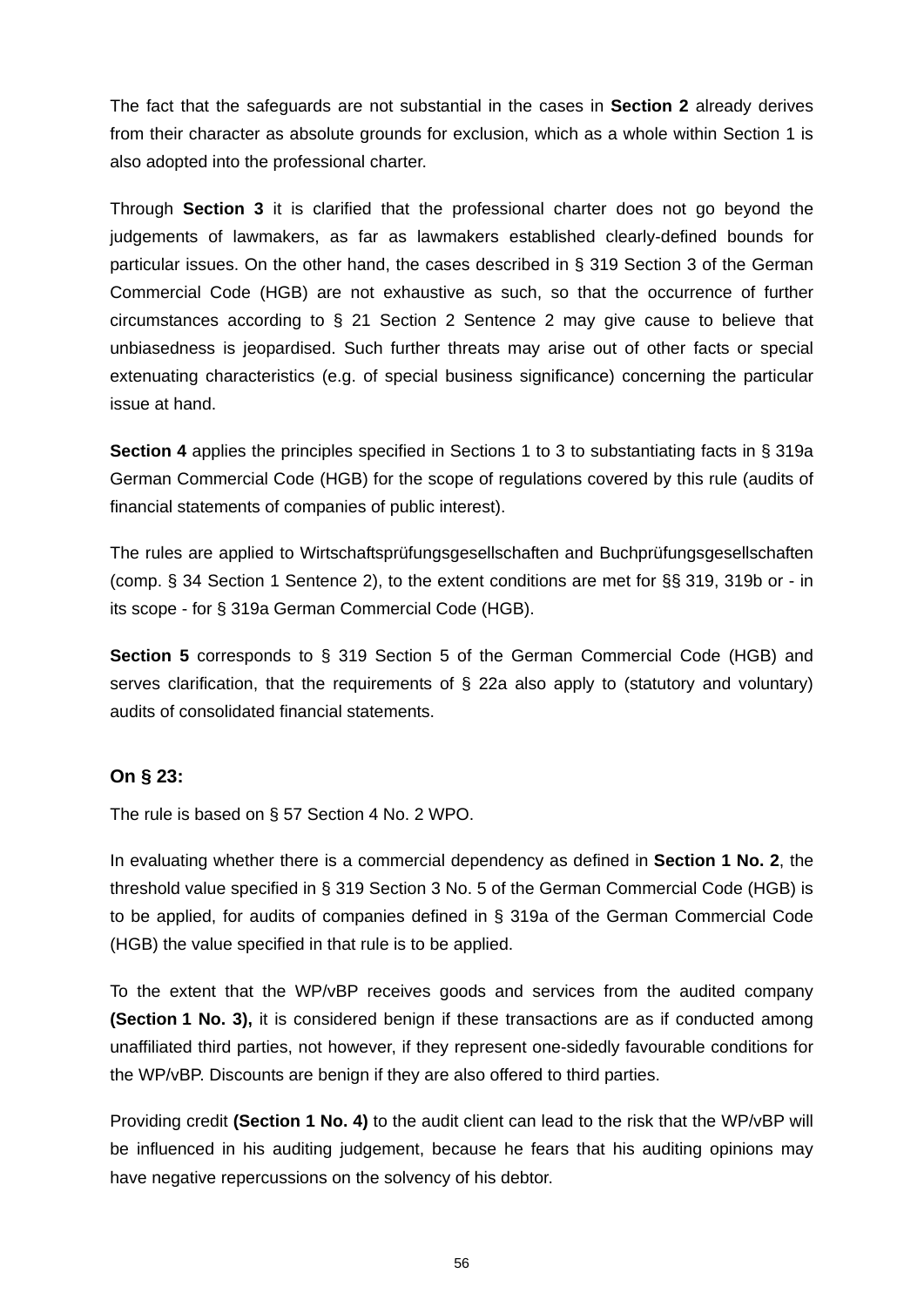The fact that the safeguards are not substantial in the cases in **Section 2** already derives from their character as absolute grounds for exclusion, which as a whole within Section 1 is also adopted into the professional charter.

Through **Section 3** it is clarified that the professional charter does not go beyond the judgements of lawmakers, as far as lawmakers established clearly-defined bounds for particular issues. On the other hand, the cases described in § 319 Section 3 of the German Commercial Code (HGB) are not exhaustive as such, so that the occurrence of further circumstances according to § 21 Section 2 Sentence 2 may give cause to believe that unbiasedness is jeopardised. Such further threats may arise out of other facts or special extenuating characteristics (e.g. of special business significance) concerning the particular issue at hand.

**Section 4** applies the principles specified in Sections 1 to 3 to substantiating facts in § 319a German Commercial Code (HGB) for the scope of regulations covered by this rule (audits of financial statements of companies of public interest).

The rules are applied to Wirtschaftsprüfungsgesellschaften and Buchprüfungsgesellschaften (comp. § 34 Section 1 Sentence 2), to the extent conditions are met for §§ 319, 319b or - in its scope - for § 319a German Commercial Code (HGB).

**Section 5** corresponds to § 319 Section 5 of the German Commercial Code (HGB) and serves clarification, that the requirements of § 22a also apply to (statutory and voluntary) audits of consolidated financial statements.

### On § 23:

The rule is based on § 57 Section 4 No. 2 WPO.

In evaluating whether there is a commercial dependency as defined in **Section 1 No. 2**, the threshold value specified in § 319 Section 3 No. 5 of the German Commercial Code (HGB) is to be applied, for audits of companies defined in § 319a of the German Commercial Code (HGB) the value specified in that rule is to be applied.

To the extent that the WP/vBP receives goods and services from the audited company **(Section 1 No. 3),** it is considered benign if these transactions are as if conducted among unaffiliated third parties, not however, if they represent one-sidedly favourable conditions for the WP/vBP. Discounts are benign if they are also offered to third parties.

Providing credit **(Section 1 No. 4)** to the audit client can lead to the risk that the WP/vBP will be influenced in his auditing judgement, because he fears that his auditing opinions may have negative repercussions on the solvency of his debtor.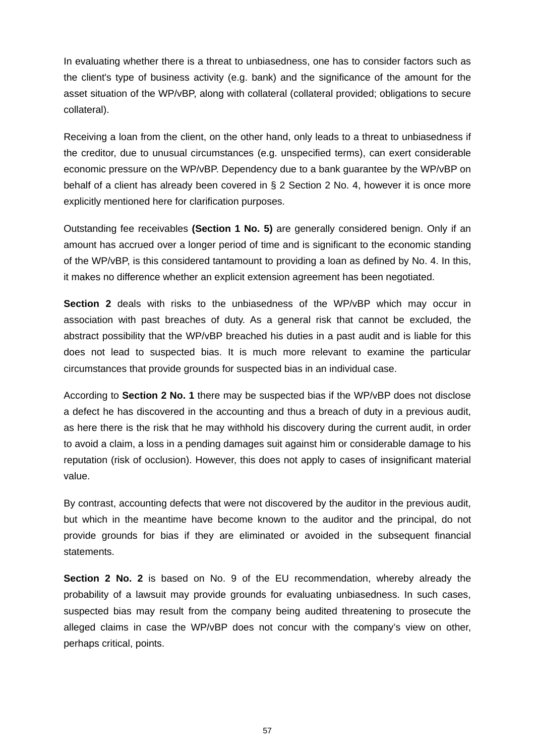In evaluating whether there is a threat to unbiasedness, one has to consider factors such as the client's type of business activity (e.g. bank) and the significance of the amount for the asset situation of the WP/vBP, along with collateral (collateral provided; obligations to secure collateral).

Receiving a loan from the client, on the other hand, only leads to a threat to unbiasedness if the creditor, due to unusual circumstances (e.g. unspecified terms), can exert considerable economic pressure on the WP/vBP. Dependency due to a bank guarantee by the WP/vBP on behalf of a client has already been covered in § 2 Section 2 No. 4, however it is once more explicitly mentioned here for clarification purposes.

Outstanding fee receivables **(Section 1 No. 5)** are generally considered benign. Only if an amount has accrued over a longer period of time and is significant to the economic standing of the WP/vBP, is this considered tantamount to providing a loan as defined by No. 4. In this, it makes no difference whether an explicit extension agreement has been negotiated.

**Section 2** deals with risks to the unbiasedness of the WP/vBP which may occur in association with past breaches of duty. As a general risk that cannot be excluded, the abstract possibility that the WP/vBP breached his duties in a past audit and is liable for this does not lead to suspected bias. It is much more relevant to examine the particular circumstances that provide grounds for suspected bias in an individual case.

According to **Section 2 No. 1** there may be suspected bias if the WP/vBP does not disclose a defect he has discovered in the accounting and thus a breach of duty in a previous audit, as here there is the risk that he may withhold his discovery during the current audit, in order to avoid a claim, a loss in a pending damages suit against him or considerable damage to his reputation (risk of occlusion). However, this does not apply to cases of insignificant material value.

By contrast, accounting defects that were not discovered by the auditor in the previous audit, but which in the meantime have become known to the auditor and the principal, do not provide grounds for bias if they are eliminated or avoided in the subsequent financial statements.

**Section 2 No. 2** is based on No. 9 of the EU recommendation, whereby already the probability of a lawsuit may provide grounds for evaluating unbiasedness. In such cases, suspected bias may result from the company being audited threatening to prosecute the alleged claims in case the WP/vBP does not concur with the company's view on other, perhaps critical, points.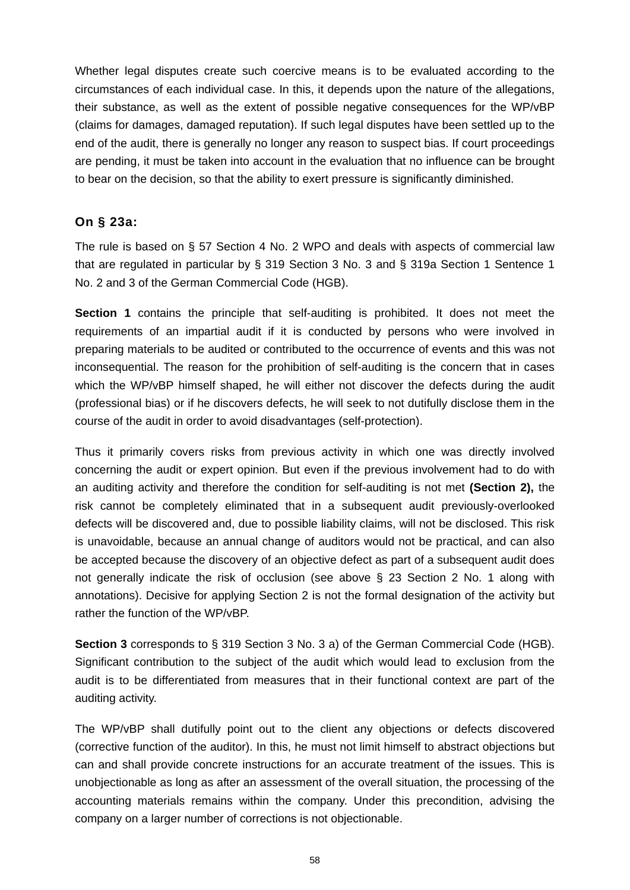Whether legal disputes create such coercive means is to be evaluated according to the circumstances of each individual case. In this, it depends upon the nature of the allegations, their substance, as well as the extent of possible negative consequences for the WP/vBP (claims for damages, damaged reputation). If such legal disputes have been settled up to the end of the audit, there is generally no longer any reason to suspect bias. If court proceedings are pending, it must be taken into account in the evaluation that no influence can be brought to bear on the decision, so that the ability to exert pressure is significantly diminished.

### On § 23a:

The rule is based on § 57 Section 4 No. 2 WPO and deals with aspects of commercial law that are regulated in particular by § 319 Section 3 No. 3 and § 319a Section 1 Sentence 1 No. 2 and 3 of the German Commercial Code (HGB).

**Section 1** contains the principle that self-auditing is prohibited. It does not meet the requirements of an impartial audit if it is conducted by persons who were involved in preparing materials to be audited or contributed to the occurrence of events and this was not inconsequential. The reason for the prohibition of self-auditing is the concern that in cases which the WP/vBP himself shaped, he will either not discover the defects during the audit (professional bias) or if he discovers defects, he will seek to not dutifully disclose them in the course of the audit in order to avoid disadvantages (self-protection).

Thus it primarily covers risks from previous activity in which one was directly involved concerning the audit or expert opinion. But even if the previous involvement had to do with an auditing activity and therefore the condition for self-auditing is not met **(Section 2),** the risk cannot be completely eliminated that in a subsequent audit previously-overlooked defects will be discovered and, due to possible liability claims, will not be disclosed. This risk is unavoidable, because an annual change of auditors would not be practical, and can also be accepted because the discovery of an objective defect as part of a subsequent audit does not generally indicate the risk of occlusion (see above § 23 Section 2 No. 1 along with annotations). Decisive for applying Section 2 is not the formal designation of the activity but rather the function of the WP/vBP.

**Section 3** corresponds to § 319 Section 3 No. 3 a) of the German Commercial Code (HGB). Significant contribution to the subject of the audit which would lead to exclusion from the audit is to be differentiated from measures that in their functional context are part of the auditing activity.

The WP/vBP shall dutifully point out to the client any objections or defects discovered (corrective function of the auditor). In this, he must not limit himself to abstract objections but can and shall provide concrete instructions for an accurate treatment of the issues. This is unobjectionable as long as after an assessment of the overall situation, the processing of the accounting materials remains within the company. Under this precondition, advising the company on a larger number of corrections is not objectionable.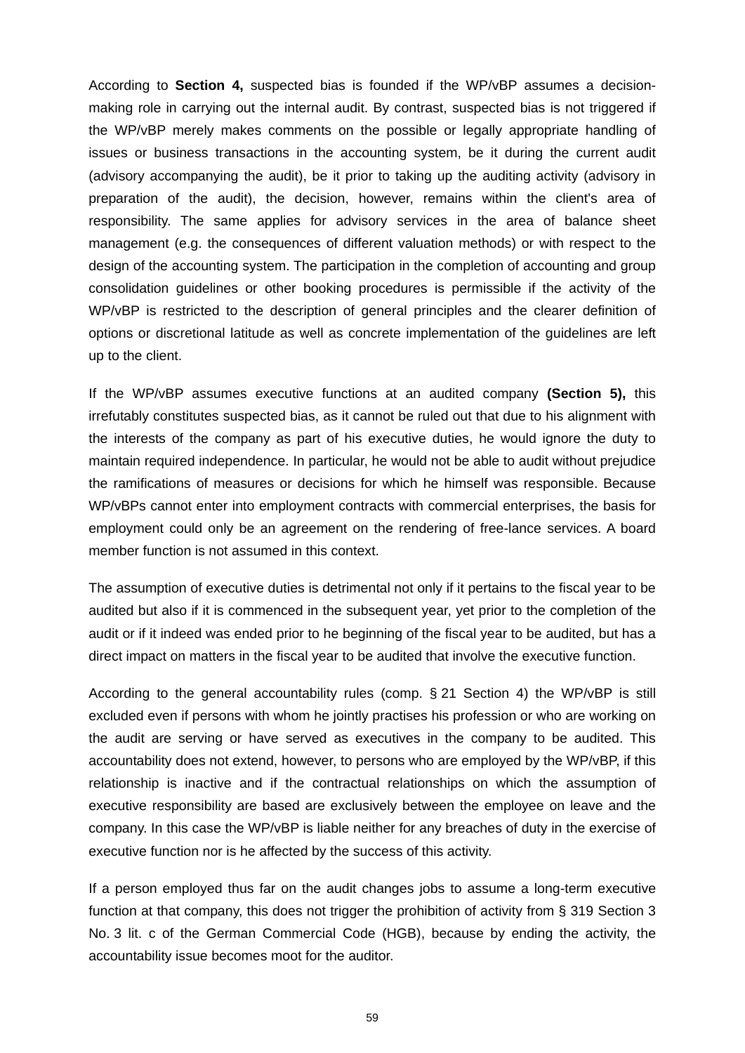According to **Section 4,** suspected bias is founded if the WP/vBP assumes a decision-making role in carrying out the internal audit. By contrast, suspected bias is not triggered if the WP/vBP merely makes comments on the possible or legally appropriate handling of issues or business transactions in the accounting system, be it during the current audit (advisory accompanying the audit), be it prior to taking up the auditing activity (advisory in preparation of the audit), the decision, however, remains within the client's area of responsibility. The same applies for advisory services in the area of balance sheet management (e.g. the consequences of different valuation methods) or with respect to the design of the accounting system. The participation in the completion of accounting and group consolidation guidelines or other booking procedures is permissible if the activity of the WP/vBP is restricted to the description of general principles and the clearer definition of options or discretional latitude as well as concrete implementation of the guidelines are left up to the client.

If the WP/vBP assumes executive functions at an audited company **(Section 5),** this irrefutably constitutes suspected bias, as it cannot be ruled out that due to his alignment with the interests of the company as part of his executive duties, he would ignore the duty to maintain required independence. In particular, he would not be able to audit without prejudice the ramifications of measures or decisions for which he himself was responsible. Because WP/vBPs cannot enter into employment contracts with commercial enterprises, the basis for employment could only be an agreement on the rendering of free-lance services. A board member function is not assumed in this context.

The assumption of executive duties is detrimental not only if it pertains to the fiscal year to be audited but also if it is commenced in the subsequent year, yet prior to the completion of the audit or if it indeed was ended prior to he beginning of the fiscal year to be audited, but has a direct impact on matters in the fiscal year to be audited that involve the executive function.

According to the general accountability rules (comp. § 21 Section 4) the WP/vBP is still excluded even if persons with whom he jointly practises his profession or who are working on the audit are serving or have served as executives in the company to be audited. This accountability does not extend, however, to persons who are employed by the WP/vBP, if this relationship is inactive and if the contractual relationships on which the assumption of executive responsibility are based are exclusively between the employee on leave and the company. In this case the WP/vBP is liable neither for any breaches of duty in the exercise of executive function nor is he affected by the success of this activity.

If a person employed thus far on the audit changes jobs to assume a long-term executive function at that company, this does not trigger the prohibition of activity from § 319 Section 3 No. 3 lit. c of the German Commercial Code (HGB), because by ending the activity, the accountability issue becomes moot for the auditor.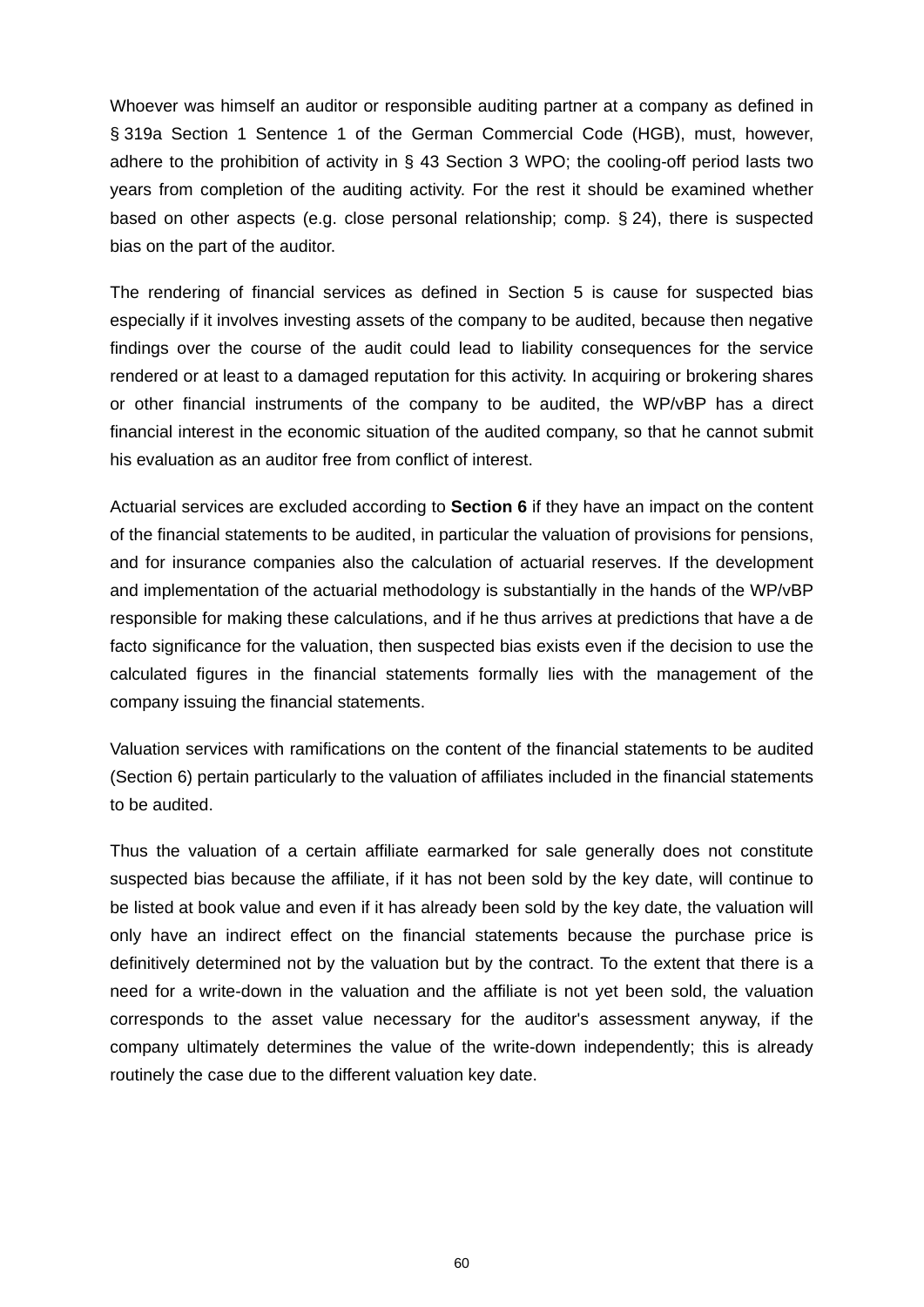Whoever was himself an auditor or responsible auditing partner at a company as defined in § 319a Section 1 Sentence 1 of the German Commercial Code (HGB), must, however, adhere to the prohibition of activity in § 43 Section 3 WPO; the cooling-off period lasts two years from completion of the auditing activity. For the rest it should be examined whether based on other aspects (e.g. close personal relationship; comp. § 24), there is suspected bias on the part of the auditor.

The rendering of financial services as defined in Section 5 is cause for suspected bias especially if it involves investing assets of the company to be audited, because then negative findings over the course of the audit could lead to liability consequences for the service rendered or at least to a damaged reputation for this activity. In acquiring or brokering shares or other financial instruments of the company to be audited, the WP/vBP has a direct financial interest in the economic situation of the audited company, so that he cannot submit his evaluation as an auditor free from conflict of interest.

Actuarial services are excluded according to **Section 6** if they have an impact on the content of the financial statements to be audited, in particular the valuation of provisions for pensions, and for insurance companies also the calculation of actuarial reserves. If the development and implementation of the actuarial methodology is substantially in the hands of the WP/vBP responsible for making these calculations, and if he thus arrives at predictions that have a de facto significance for the valuation, then suspected bias exists even if the decision to use the calculated figures in the financial statements formally lies with the management of the company issuing the financial statements.

Valuation services with ramifications on the content of the financial statements to be audited (Section 6) pertain particularly to the valuation of affiliates included in the financial statements to be audited.

Thus the valuation of a certain affiliate earmarked for sale generally does not constitute suspected bias because the affiliate, if it has not been sold by the key date, will continue to be listed at book value and even if it has already been sold by the key date, the valuation will only have an indirect effect on the financial statements because the purchase price is definitively determined not by the valuation but by the contract. To the extent that there is a need for a write-down in the valuation and the affiliate is not yet been sold, the valuation corresponds to the asset value necessary for the auditor's assessment anyway, if the company ultimately determines the value of the write-down independently; this is already routinely the case due to the different valuation key date.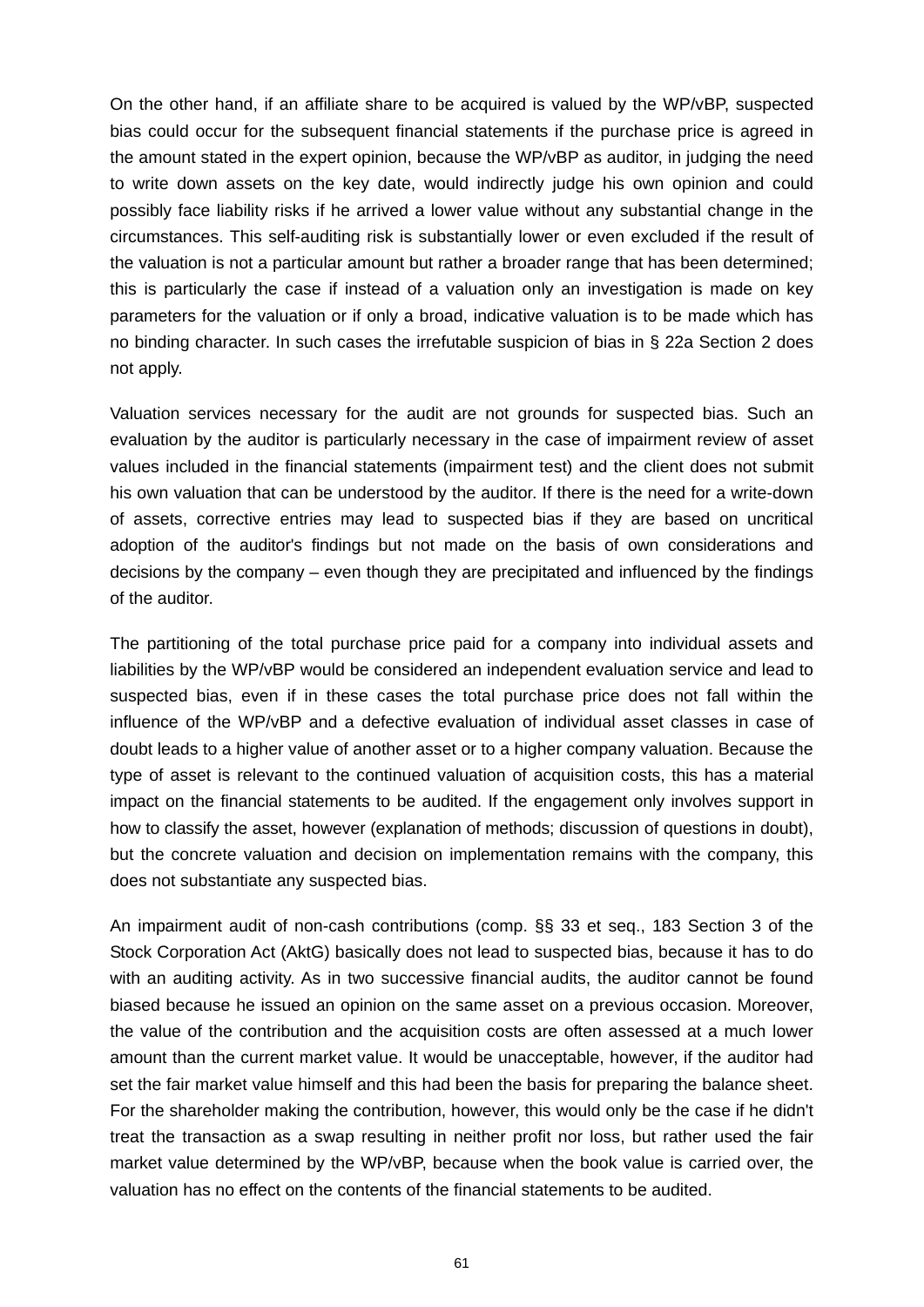On the other hand, if an affiliate share to be acquired is valued by the WP/vBP, suspected bias could occur for the subsequent financial statements if the purchase price is agreed in the amount stated in the expert opinion, because the WP/vBP as auditor, in judging the need to write down assets on the key date, would indirectly judge his own opinion and could possibly face liability risks if he arrived a lower value without any substantial change in the circumstances. This self-auditing risk is substantially lower or even excluded if the result of the valuation is not a particular amount but rather a broader range that has been determined; this is particularly the case if instead of a valuation only an investigation is made on key parameters for the valuation or if only a broad, indicative valuation is to be made which has no binding character. In such cases the irrefutable suspicion of bias in § 22a Section 2 does not apply.

Valuation services necessary for the audit are not grounds for suspected bias. Such an evaluation by the auditor is particularly necessary in the case of impairment review of asset values included in the financial statements (impairment test) and the client does not submit his own valuation that can be understood by the auditor. If there is the need for a write-down of assets, corrective entries may lead to suspected bias if they are based on uncritical adoption of the auditor's findings but not made on the basis of own considerations and decisions by the company – even though they are precipitated and influenced by the findings of the auditor.

The partitioning of the total purchase price paid for a company into individual assets and liabilities by the WP/vBP would be considered an independent evaluation service and lead to suspected bias, even if in these cases the total purchase price does not fall within the influence of the WP/vBP and a defective evaluation of individual asset classes in case of doubt leads to a higher value of another asset or to a higher company valuation. Because the type of asset is relevant to the continued valuation of acquisition costs, this has a material impact on the financial statements to be audited. If the engagement only involves support in how to classify the asset, however (explanation of methods; discussion of questions in doubt), but the concrete valuation and decision on implementation remains with the company, this does not substantiate any suspected bias.

An impairment audit of non-cash contributions (comp. §§ 33 et seq., 183 Section 3 of the Stock Corporation Act (AktG) basically does not lead to suspected bias, because it has to do with an auditing activity. As in two successive financial audits, the auditor cannot be found biased because he issued an opinion on the same asset on a previous occasion. Moreover, the value of the contribution and the acquisition costs are often assessed at a much lower amount than the current market value. It would be unacceptable, however, if the auditor had set the fair market value himself and this had been the basis for preparing the balance sheet. For the shareholder making the contribution, however, this would only be the case if he didn't treat the transaction as a swap resulting in neither profit nor loss, but rather used the fair market value determined by the WP/vBP, because when the book value is carried over, the valuation has no effect on the contents of the financial statements to be audited.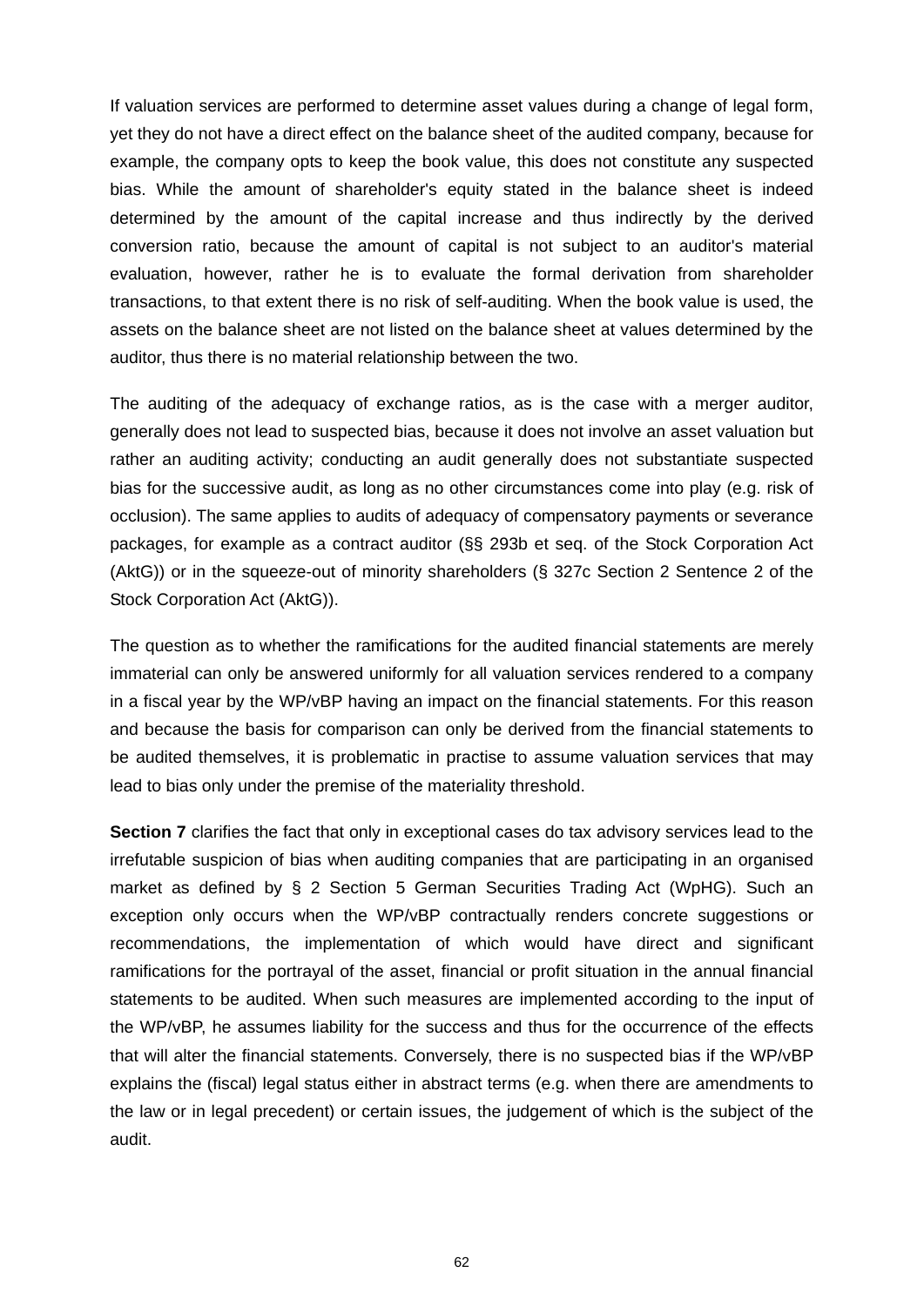If valuation services are performed to determine asset values during a change of legal form, yet they do not have a direct effect on the balance sheet of the audited company, because for example, the company opts to keep the book value, this does not constitute any suspected bias. While the amount of shareholder's equity stated in the balance sheet is indeed determined by the amount of the capital increase and thus indirectly by the derived conversion ratio, because the amount of capital is not subject to an auditor's material evaluation, however, rather he is to evaluate the formal derivation from shareholder transactions, to that extent there is no risk of self-auditing. When the book value is used, the assets on the balance sheet are not listed on the balance sheet at values determined by the auditor, thus there is no material relationship between the two.

The auditing of the adequacy of exchange ratios, as is the case with a merger auditor, generally does not lead to suspected bias, because it does not involve an asset valuation but rather an auditing activity; conducting an audit generally does not substantiate suspected bias for the successive audit, as long as no other circumstances come into play (e.g. risk of occlusion). The same applies to audits of adequacy of compensatory payments or severance packages, for example as a contract auditor (§§ 293b et seq. of the Stock Corporation Act (AktG)) or in the squeeze-out of minority shareholders (§ 327c Section 2 Sentence 2 of the Stock Corporation Act (AktG)).

The question as to whether the ramifications for the audited financial statements are merely immaterial can only be answered uniformly for all valuation services rendered to a company in a fiscal year by the WP/vBP having an impact on the financial statements. For this reason and because the basis for comparison can only be derived from the financial statements to be audited themselves, it is problematic in practise to assume valuation services that may lead to bias only under the premise of the materiality threshold.

**Section 7** clarifies the fact that only in exceptional cases do tax advisory services lead to the irrefutable suspicion of bias when auditing companies that are participating in an organised market as defined by § 2 Section 5 German Securities Trading Act (WpHG). Such an exception only occurs when the WP/vBP contractually renders concrete suggestions or recommendations, the implementation of which would have direct and significant ramifications for the portrayal of the asset, financial or profit situation in the annual financial statements to be audited. When such measures are implemented according to the input of the WP/vBP, he assumes liability for the success and thus for the occurrence of the effects that will alter the financial statements. Conversely, there is no suspected bias if the WP/vBP explains the (fiscal) legal status either in abstract terms (e.g. when there are amendments to the law or in legal precedent) or certain issues, the judgement of which is the subject of the audit.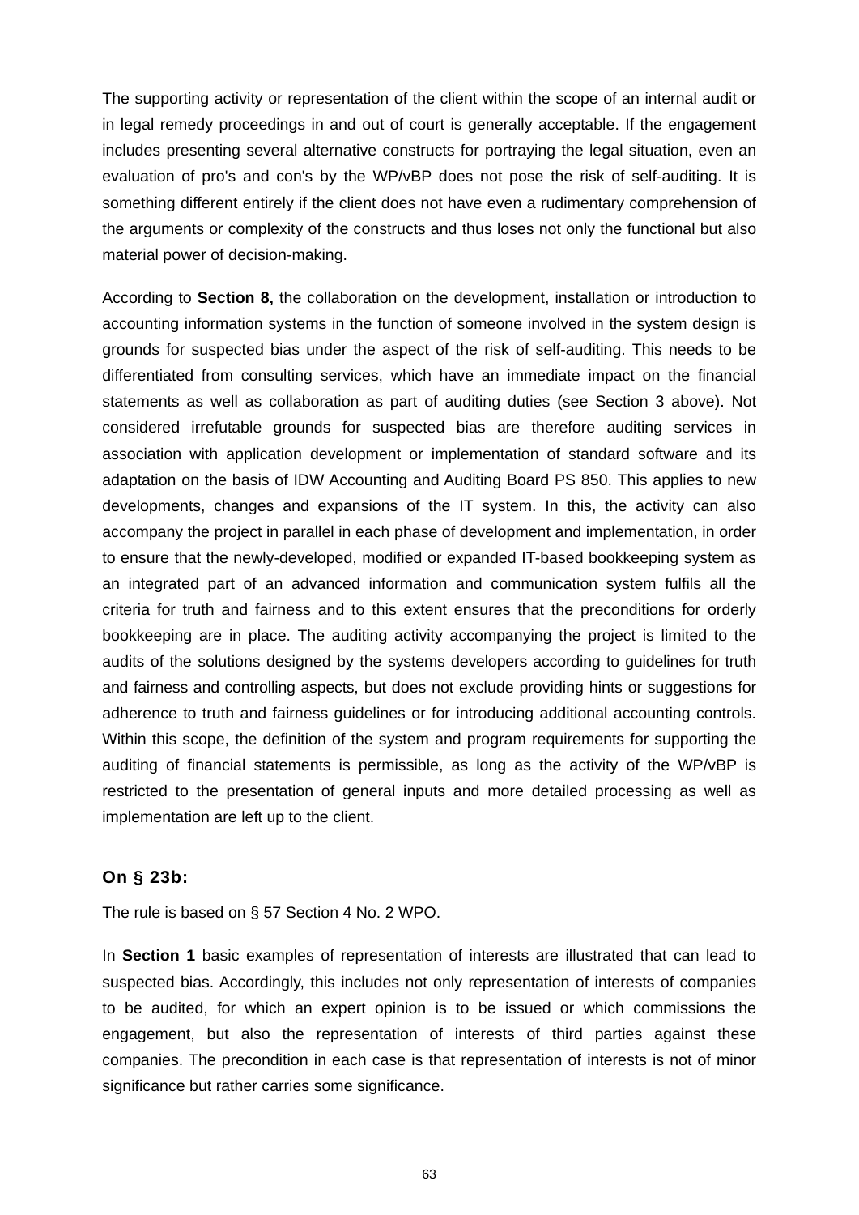The supporting activity or representation of the client within the scope of an internal audit or in legal remedy proceedings in and out of court is generally acceptable. If the engagement includes presenting several alternative constructs for portraying the legal situation, even an evaluation of pro's and con's by the WP/vBP does not pose the risk of self-auditing. It is something different entirely if the client does not have even a rudimentary comprehension of the arguments or complexity of the constructs and thus loses not only the functional but also material power of decision-making.

According to **Section 8,** the collaboration on the development, installation or introduction to accounting information systems in the function of someone involved in the system design is grounds for suspected bias under the aspect of the risk of self-auditing. This needs to be differentiated from consulting services, which have an immediate impact on the financial statements as well as collaboration as part of auditing duties (see Section 3 above). Not considered irrefutable grounds for suspected bias are therefore auditing services in association with application development or implementation of standard software and its adaptation on the basis of IDW Accounting and Auditing Board PS 850. This applies to new developments, changes and expansions of the IT system. In this, the activity can also accompany the project in parallel in each phase of development and implementation, in order to ensure that the newly-developed, modified or expanded IT-based bookkeeping system as an integrated part of an advanced information and communication system fulfils all the criteria for truth and fairness and to this extent ensures that the preconditions for orderly bookkeeping are in place. The auditing activity accompanying the project is limited to the audits of the solutions designed by the systems developers according to guidelines for truth and fairness and controlling aspects, but does not exclude providing hints or suggestions for adherence to truth and fairness guidelines or for introducing additional accounting controls. Within this scope, the definition of the system and program requirements for supporting the auditing of financial statements is permissible, as long as the activity of the WP/vBP is restricted to the presentation of general inputs and more detailed processing as well as implementation are left up to the client.

### On § 23b:

The rule is based on § 57 Section 4 No. 2 WPO.

In **Section 1** basic examples of representation of interests are illustrated that can lead to suspected bias. Accordingly, this includes not only representation of interests of companies to be audited, for which an expert opinion is to be issued or which commissions the engagement, but also the representation of interests of third parties against these companies. The precondition in each case is that representation of interests is not of minor significance but rather carries some significance.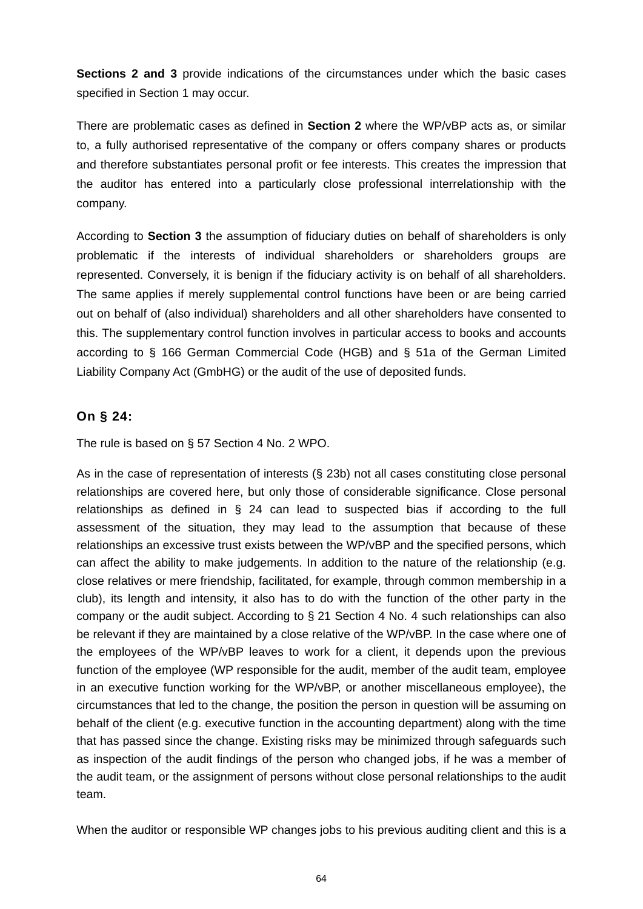**Sections 2 and 3** provide indications of the circumstances under which the basic cases specified in Section 1 may occur.

There are problematic cases as defined in **Section 2** where the WP/vBP acts as, or similar to, a fully authorised representative of the company or offers company shares or products and therefore substantiates personal profit or fee interests. This creates the impression that the auditor has entered into a particularly close professional interrelationship with the company.

According to **Section 3** the assumption of fiduciary duties on behalf of shareholders is only problematic if the interests of individual shareholders or shareholders groups are represented. Conversely, it is benign if the fiduciary activity is on behalf of all shareholders. The same applies if merely supplemental control functions have been or are being carried out on behalf of (also individual) shareholders and all other shareholders have consented to this. The supplementary control function involves in particular access to books and accounts according to § 166 German Commercial Code (HGB) and § 51a of the German Limited Liability Company Act (GmbHG) or the audit of the use of deposited funds.

## On § 24:

The rule is based on § 57 Section 4 No. 2 WPO.

As in the case of representation of interests (§ 23b) not all cases constituting close personal relationships are covered here, but only those of considerable significance. Close personal relationships as defined in § 24 can lead to suspected bias if according to the full assessment of the situation, they may lead to the assumption that because of these relationships an excessive trust exists between the WP/vBP and the specified persons, which can affect the ability to make judgements. In addition to the nature of the relationship (e.g. close relatives or mere friendship, facilitated, for example, through common membership in a club), its length and intensity, it also has to do with the function of the other party in the company or the audit subject. According to § 21 Section 4 No. 4 such relationships can also be relevant if they are maintained by a close relative of the WP/vBP. In the case where one of the employees of the WP/vBP leaves to work for a client, it depends upon the previous function of the employee (WP responsible for the audit, member of the audit team, employee in an executive function working for the WP/vBP, or another miscellaneous employee), the circumstances that led to the change, the position the person in question will be assuming on behalf of the client (e.g. executive function in the accounting department) along with the time that has passed since the change. Existing risks may be minimized through safeguards such as inspection of the audit findings of the person who changed jobs, if he was a member of the audit team, or the assignment of persons without close personal relationships to the audit team.

When the auditor or responsible WP changes jobs to his previous auditing client and this is a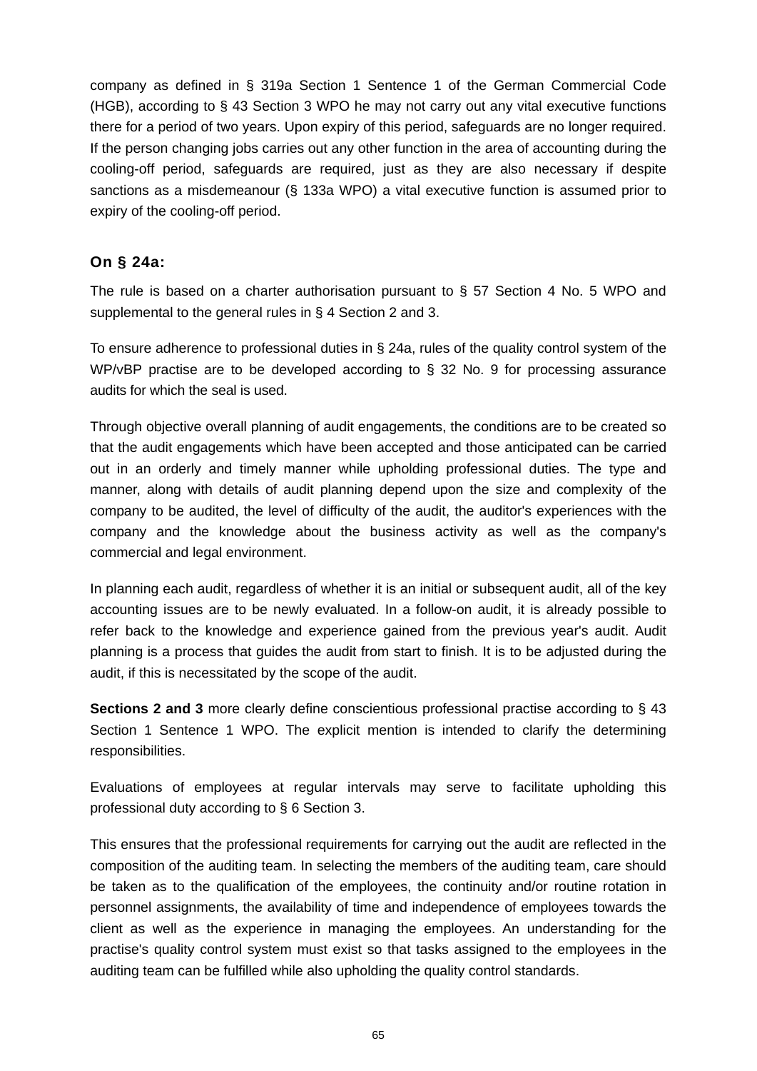company as defined in § 319a Section 1 Sentence 1 of the German Commercial Code (HGB), according to § 43 Section 3 WPO he may not carry out any vital executive functions there for a period of two years. Upon expiry of this period, safeguards are no longer required. If the person changing jobs carries out any other function in the area of accounting during the cooling-off period, safeguards are required, just as they are also necessary if despite sanctions as a misdemeanour (§ 133a WPO) a vital executive function is assumed prior to expiry of the cooling-off period.

### On § 24a:

The rule is based on a charter authorisation pursuant to § 57 Section 4 No. 5 WPO and supplemental to the general rules in § 4 Section 2 and 3.

To ensure adherence to professional duties in § 24a, rules of the quality control system of the WP/vBP practise are to be developed according to § 32 No. 9 for processing assurance audits for which the seal is used.

Through objective overall planning of audit engagements, the conditions are to be created so that the audit engagements which have been accepted and those anticipated can be carried out in an orderly and timely manner while upholding professional duties. The type and manner, along with details of audit planning depend upon the size and complexity of the company to be audited, the level of difficulty of the audit, the auditor's experiences with the company and the knowledge about the business activity as well as the company's commercial and legal environment.

In planning each audit, regardless of whether it is an initial or subsequent audit, all of the key accounting issues are to be newly evaluated. In a follow-on audit, it is already possible to refer back to the knowledge and experience gained from the previous year's audit. Audit planning is a process that guides the audit from start to finish. It is to be adjusted during the audit, if this is necessitated by the scope of the audit.

**Sections 2 and 3** more clearly define conscientious professional practise according to § 43 Section 1 Sentence 1 WPO. The explicit mention is intended to clarify the determining responsibilities.

Evaluations of employees at regular intervals may serve to facilitate upholding this professional duty according to § 6 Section 3.

This ensures that the professional requirements for carrying out the audit are reflected in the composition of the auditing team. In selecting the members of the auditing team, care should be taken as to the qualification of the employees, the continuity and/or routine rotation in personnel assignments, the availability of time and independence of employees towards the client as well as the experience in managing the employees. An understanding for the practise's quality control system must exist so that tasks assigned to the employees in the auditing team can be fulfilled while also upholding the quality control standards.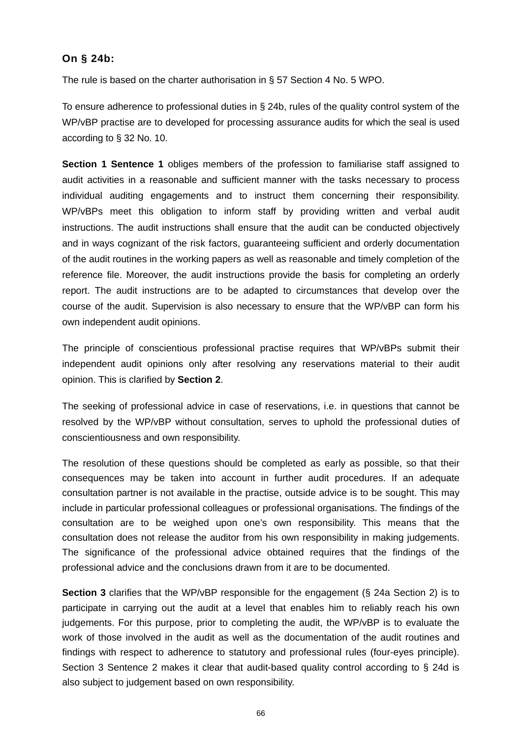**On § 24b:**

The rule is based on the charter authorisation in § 57 Section 4 No. 5 WPO.

To ensure adherence to professional duties in § 24b, rules of the quality control system of the WP/vBP practise are to developed for processing assurance audits for which the seal is used according to § 32 No. 10.

**Section 1 Sentence 1** obliges members of the profession to familiarise staff assigned to audit activities in a reasonable and sufficient manner with the tasks necessary to process individual auditing engagements and to instruct them concerning their responsibility. WP/vBPs meet this obligation to inform staff by providing written and verbal audit instructions. The audit instructions shall ensure that the audit can be conducted objectively and in ways cognizant of the risk factors, guaranteeing sufficient and orderly documentation of the audit routines in the working papers as well as reasonable and timely completion of the reference file. Moreover, the audit instructions provide the basis for completing an orderly report. The audit instructions are to be adapted to circumstances that develop over the course of the audit. Supervision is also necessary to ensure that the WP/vBP can form his own independent audit opinions.

The principle of conscientious professional practise requires that WP/vBPs submit their independent audit opinions only after resolving any reservations material to their audit opinion. This is clarified by **Section 2**.

The seeking of professional advice in case of reservations, i.e. in questions that cannot be resolved by the WP/vBP without consultation, serves to uphold the professional duties of conscientiousness and own responsibility.

The resolution of these questions should be completed as early as possible, so that their consequences may be taken into account in further audit procedures. If an adequate consultation partner is not available in the practise, outside advice is to be sought. This may include in particular professional colleagues or professional organisations. The findings of the consultation are to be weighed upon one’s own responsibility. This means that the consultation does not release the auditor from his own responsibility in making judgements. The significance of the professional advice obtained requires that the findings of the professional advice and the conclusions drawn from it are to be documented.

**Section 3** clarifies that the WP/vBP responsible for the engagement (§ 24a Section 2) is to participate in carrying out the audit at a level that enables him to reliably reach his own judgements. For this purpose, prior to completing the audit, the WP/vBP is to evaluate the work of those involved in the audit as well as the documentation of the audit routines and findings with respect to adherence to statutory and professional rules (four-eyes principle). Section 3 Sentence 2 makes it clear that audit-based quality control according to § 24d is also subject to judgement based on own responsibility.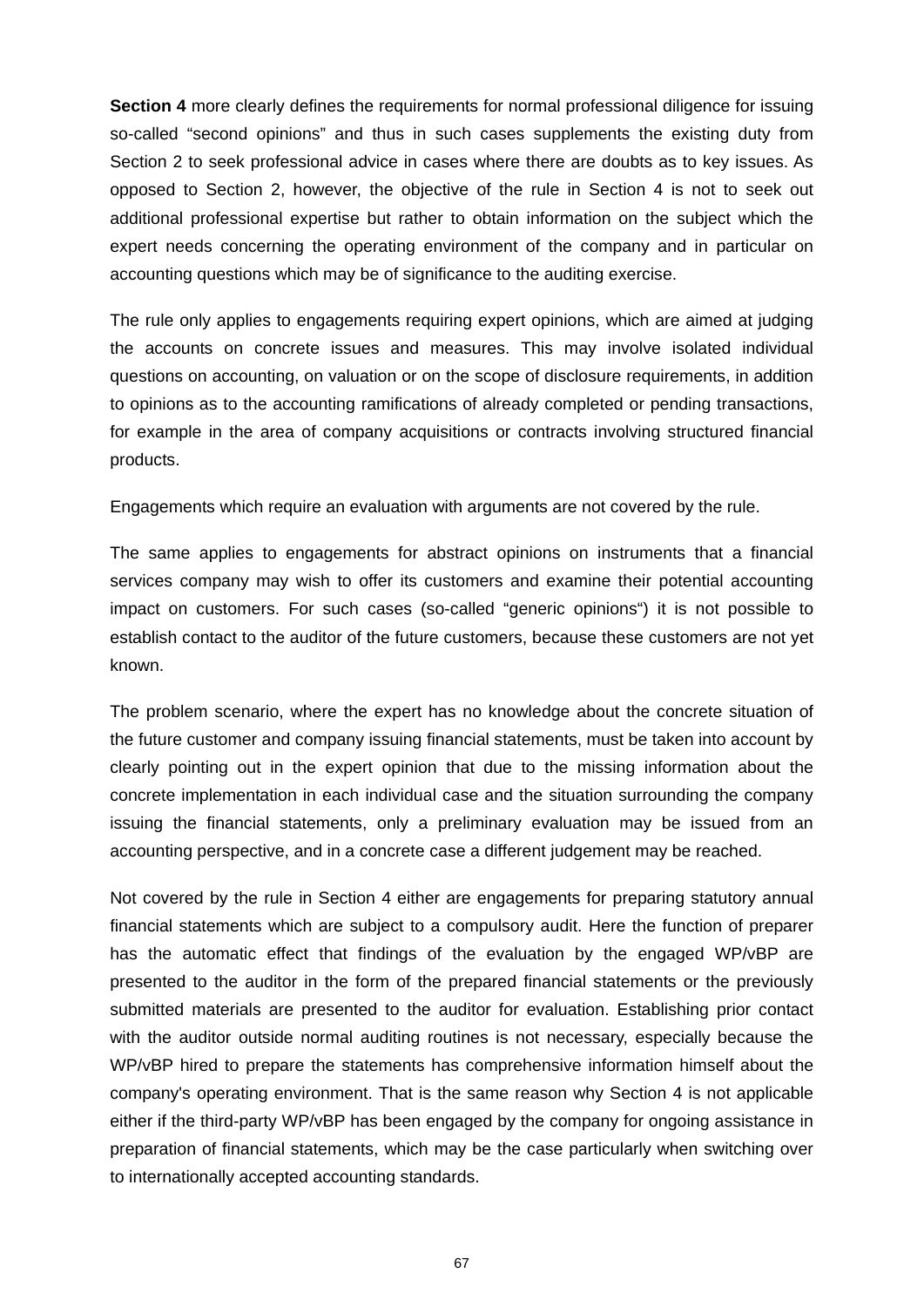**Section 4** more clearly defines the requirements for normal professional diligence for issuing so-called “second opinions” and thus in such cases supplements the existing duty from Section 2 to seek professional advice in cases where there are doubts as to key issues. As opposed to Section 2, however, the objective of the rule in Section 4 is not to seek out additional professional expertise but rather to obtain information on the subject which the expert needs concerning the operating environment of the company and in particular on accounting questions which may be of significance to the auditing exercise.

The rule only applies to engagements requiring expert opinions, which are aimed at judging the accounts on concrete issues and measures. This may involve isolated individual questions on accounting, on valuation or on the scope of disclosure requirements, in addition to opinions as to the accounting ramifications of already completed or pending transactions, for example in the area of company acquisitions or contracts involving structured financial products.

Engagements which require an evaluation with arguments are not covered by the rule.

The same applies to engagements for abstract opinions on instruments that a financial services company may wish to offer its customers and examine their potential accounting impact on customers. For such cases (so-called “generic opinions“) it is not possible to establish contact to the auditor of the future customers, because these customers are not yet known.

The problem scenario, where the expert has no knowledge about the concrete situation of the future customer and company issuing financial statements, must be taken into account by clearly pointing out in the expert opinion that due to the missing information about the concrete implementation in each individual case and the situation surrounding the company issuing the financial statements, only a preliminary evaluation may be issued from an accounting perspective, and in a concrete case a different judgement may be reached.

Not covered by the rule in Section 4 either are engagements for preparing statutory annual financial statements which are subject to a compulsory audit. Here the function of preparer has the automatic effect that findings of the evaluation by the engaged WP/vBP are presented to the auditor in the form of the prepared financial statements or the previously submitted materials are presented to the auditor for evaluation. Establishing prior contact with the auditor outside normal auditing routines is not necessary, especially because the WP/vBP hired to prepare the statements has comprehensive information himself about the company's operating environment. That is the same reason why Section 4 is not applicable either if the third-party WP/vBP has been engaged by the company for ongoing assistance in preparation of financial statements, which may be the case particularly when switching over to internationally accepted accounting standards.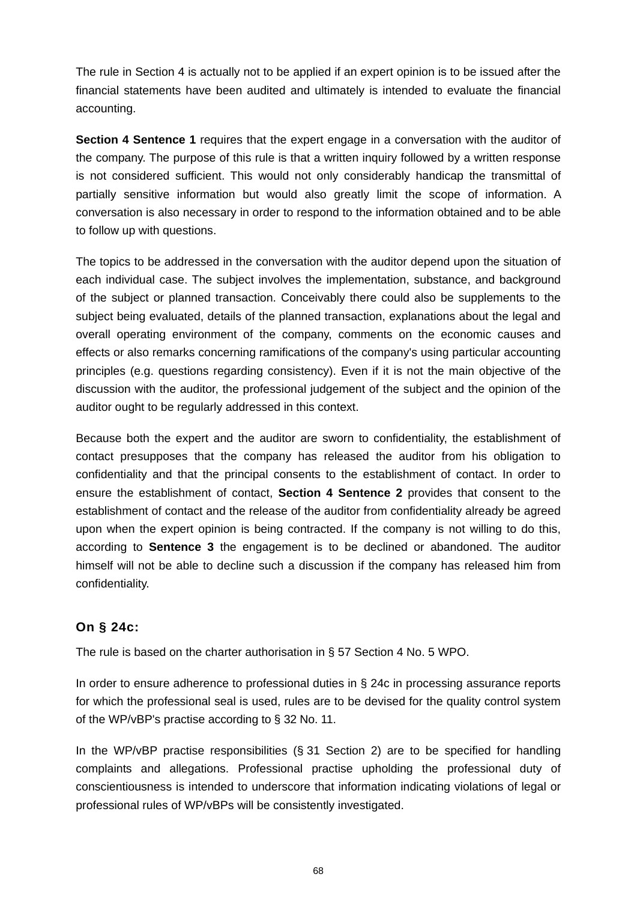The rule in Section 4 is actually not to be applied if an expert opinion is to be issued after the financial statements have been audited and ultimately is intended to evaluate the financial accounting.

**Section 4 Sentence 1** requires that the expert engage in a conversation with the auditor of the company. The purpose of this rule is that a written inquiry followed by a written response is not considered sufficient. This would not only considerably handicap the transmittal of partially sensitive information but would also greatly limit the scope of information. A conversation is also necessary in order to respond to the information obtained and to be able to follow up with questions.

The topics to be addressed in the conversation with the auditor depend upon the situation of each individual case. The subject involves the implementation, substance, and background of the subject or planned transaction. Conceivably there could also be supplements to the subject being evaluated, details of the planned transaction, explanations about the legal and overall operating environment of the company, comments on the economic causes and effects or also remarks concerning ramifications of the company's using particular accounting principles (e.g. questions regarding consistency). Even if it is not the main objective of the discussion with the auditor, the professional judgement of the subject and the opinion of the auditor ought to be regularly addressed in this context.

Because both the expert and the auditor are sworn to confidentiality, the establishment of contact presupposes that the company has released the auditor from his obligation to confidentiality and that the principal consents to the establishment of contact. In order to ensure the establishment of contact, **Section 4 Sentence 2** provides that consent to the establishment of contact and the release of the auditor from confidentiality already be agreed upon when the expert opinion is being contracted. If the company is not willing to do this, according to **Sentence 3** the engagement is to be declined or abandoned. The auditor himself will not be able to decline such a discussion if the company has released him from confidentiality.

### On § 24c:

The rule is based on the charter authorisation in § 57 Section 4 No. 5 WPO.

In order to ensure adherence to professional duties in § 24c in processing assurance reports for which the professional seal is used, rules are to be devised for the quality control system of the WP/vBP's practise according to § 32 No. 11.

In the WP/vBP practise responsibilities (§ 31 Section 2) are to be specified for handling complaints and allegations. Professional practise upholding the professional duty of conscientiousness is intended to underscore that information indicating violations of legal or professional rules of WP/vBPs will be consistently investigated.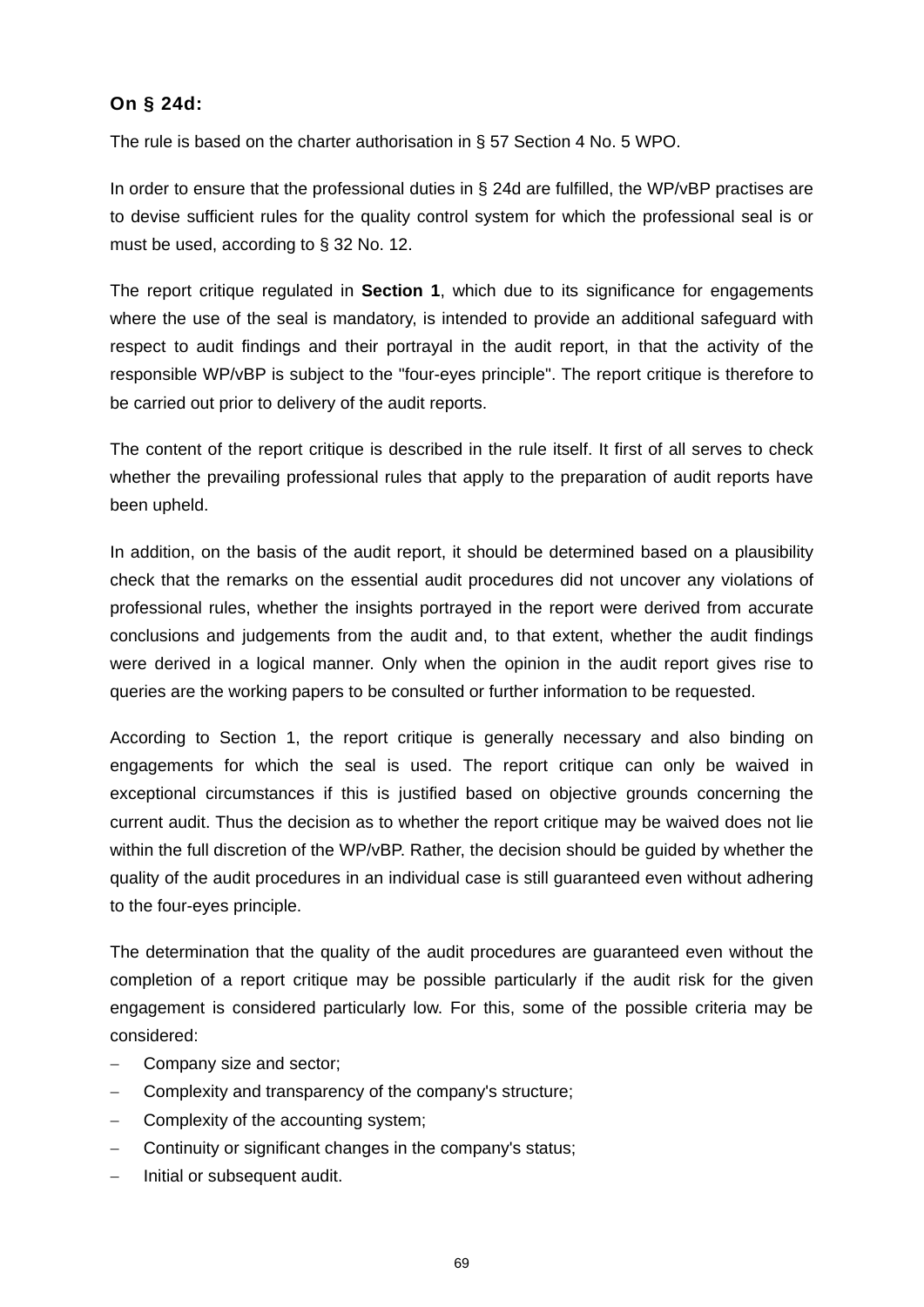### On § 24d:

The rule is based on the charter authorisation in § 57 Section 4 No. 5 WPO.

In order to ensure that the professional duties in § 24d are fulfilled, the WP/vBP practises are to devise sufficient rules for the quality control system for which the professional seal is or must be used, according to § 32 No. 12.

The report critique regulated in **Section 1**, which due to its significance for engagements where the use of the seal is mandatory, is intended to provide an additional safeguard with respect to audit findings and their portrayal in the audit report, in that the activity of the responsible WP/vBP is subject to the "four-eyes principle". The report critique is therefore to be carried out prior to delivery of the audit reports.

The content of the report critique is described in the rule itself. It first of all serves to check whether the prevailing professional rules that apply to the preparation of audit reports have been upheld.

In addition, on the basis of the audit report, it should be determined based on a plausibility check that the remarks on the essential audit procedures did not uncover any violations of professional rules, whether the insights portrayed in the report were derived from accurate conclusions and judgements from the audit and, to that extent, whether the audit findings were derived in a logical manner. Only when the opinion in the audit report gives rise to queries are the working papers to be consulted or further information to be requested.

According to Section 1, the report critique is generally necessary and also binding on engagements for which the seal is used. The report critique can only be waived in exceptional circumstances if this is justified based on objective grounds concerning the current audit. Thus the decision as to whether the report critique may be waived does not lie within the full discretion of the WP/vBP. Rather, the decision should be guided by whether the quality of the audit procedures in an individual case is still guaranteed even without adhering to the four-eyes principle.

The determination that the quality of the audit procedures are guaranteed even without the completion of a report critique may be possible particularly if the audit risk for the given engagement is considered particularly low. For this, some of the possible criteria may be considered:

- Company size and sector;
- Complexity and transparency of the company's structure;
- Complexity of the accounting system;
- Continuity or significant changes in the company's status;
- Initial or subsequent audit.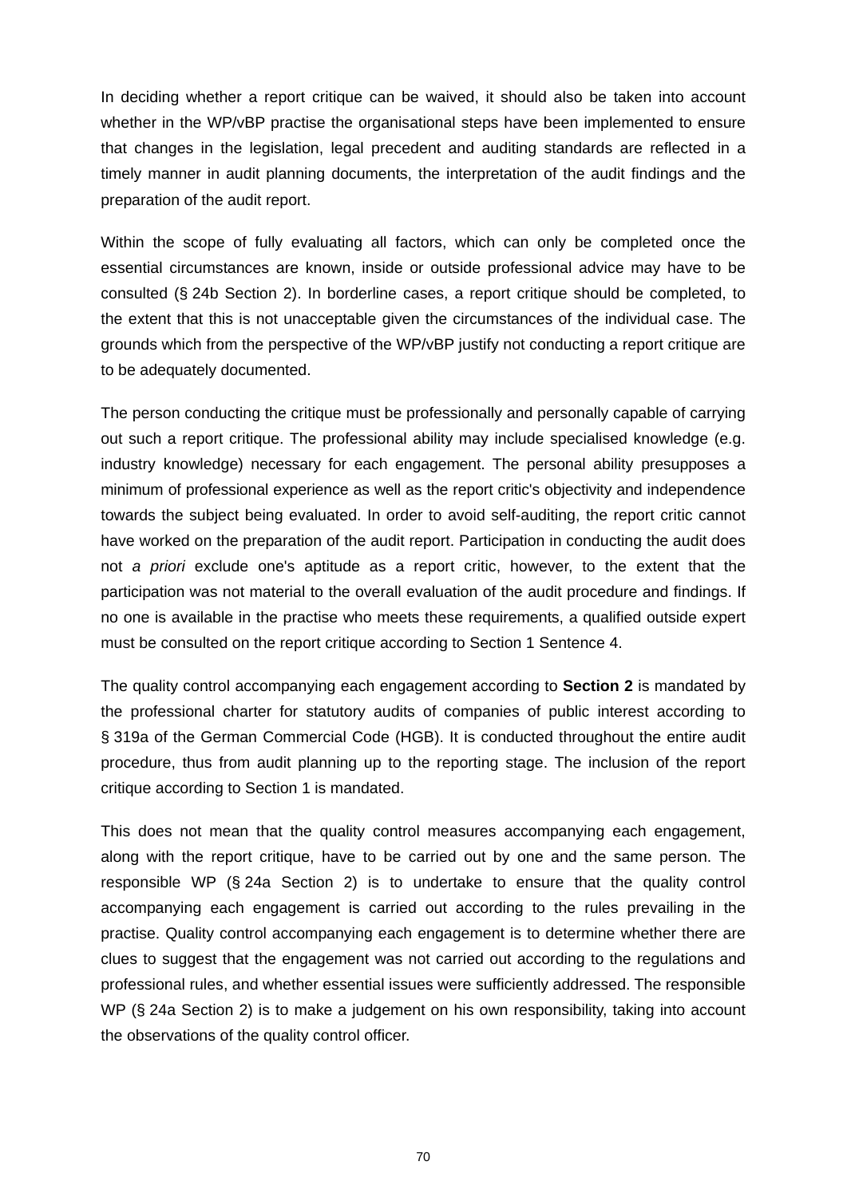In deciding whether a report critique can be waived, it should also be taken into account whether in the WP/vBP practise the organisational steps have been implemented to ensure that changes in the legislation, legal precedent and auditing standards are reflected in a timely manner in audit planning documents, the interpretation of the audit findings and the preparation of the audit report.

Within the scope of fully evaluating all factors, which can only be completed once the essential circumstances are known, inside or outside professional advice may have to be consulted (§ 24b Section 2). In borderline cases, a report critique should be completed, to the extent that this is not unacceptable given the circumstances of the individual case. The grounds which from the perspective of the WP/vBP justify not conducting a report critique are to be adequately documented.

The person conducting the critique must be professionally and personally capable of carrying out such a report critique. The professional ability may include specialised knowledge (e.g. industry knowledge) necessary for each engagement. The personal ability presupposes a minimum of professional experience as well as the report critic's objectivity and independence towards the subject being evaluated. In order to avoid self-auditing, the report critic cannot have worked on the preparation of the audit report. Participation in conducting the audit does not *a priori* exclude one's aptitude as a report critic, however, to the extent that the participation was not material to the overall evaluation of the audit procedure and findings. If no one is available in the practise who meets these requirements, a qualified outside expert must be consulted on the report critique according to Section 1 Sentence 4.

The quality control accompanying each engagement according to **Section 2** is mandated by the professional charter for statutory audits of companies of public interest according to § 319a of the German Commercial Code (HGB). It is conducted throughout the entire audit procedure, thus from audit planning up to the reporting stage. The inclusion of the report critique according to Section 1 is mandated.

This does not mean that the quality control measures accompanying each engagement, along with the report critique, have to be carried out by one and the same person. The responsible WP (§ 24a Section 2) is to undertake to ensure that the quality control accompanying each engagement is carried out according to the rules prevailing in the practise. Quality control accompanying each engagement is to determine whether there are clues to suggest that the engagement was not carried out according to the regulations and professional rules, and whether essential issues were sufficiently addressed. The responsible WP (§ 24a Section 2) is to make a judgement on his own responsibility, taking into account the observations of the quality control officer.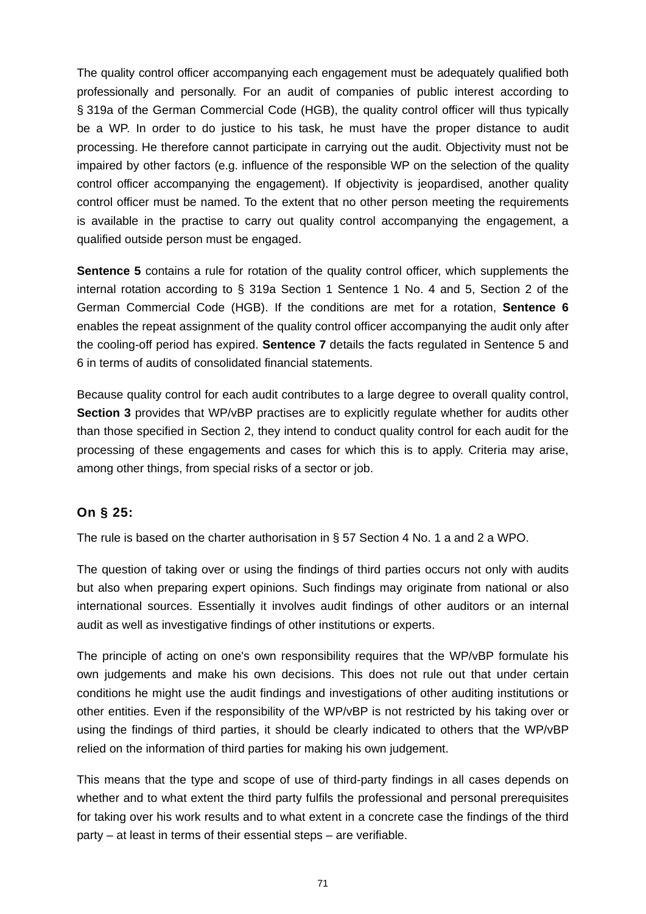The quality control officer accompanying each engagement must be adequately qualified both professionally and personally. For an audit of companies of public interest according to § 319a of the German Commercial Code (HGB), the quality control officer will thus typically be a WP. In order to do justice to his task, he must have the proper distance to audit processing. He therefore cannot participate in carrying out the audit. Objectivity must not be impaired by other factors (e.g. influence of the responsible WP on the selection of the quality control officer accompanying the engagement). If objectivity is jeopardised, another quality control officer must be named. To the extent that no other person meeting the requirements is available in the practise to carry out quality control accompanying the engagement, a qualified outside person must be engaged.

**Sentence 5** contains a rule for rotation of the quality control officer, which supplements the internal rotation according to § 319a Section 1 Sentence 1 No. 4 and 5, Section 2 of the German Commercial Code (HGB). If the conditions are met for a rotation, **Sentence 6** enables the repeat assignment of the quality control officer accompanying the audit only after the cooling-off period has expired. **Sentence 7** details the facts regulated in Sentence 5 and 6 in terms of audits of consolidated financial statements.

Because quality control for each audit contributes to a large degree to overall quality control, **Section 3** provides that WP/vBP practises are to explicitly regulate whether for audits other than those specified in Section 2, they intend to conduct quality control for each audit for the processing of these engagements and cases for which this is to apply. Criteria may arise, among other things, from special risks of a sector or job.

### On § 25:

The rule is based on the charter authorisation in § 57 Section 4 No. 1 a and 2 a WPO.

The question of taking over or using the findings of third parties occurs not only with audits but also when preparing expert opinions. Such findings may originate from national or also international sources. Essentially it involves audit findings of other auditors or an internal audit as well as investigative findings of other institutions or experts.

The principle of acting on one's own responsibility requires that the WP/vBP formulate his own judgements and make his own decisions. This does not rule out that under certain conditions he might use the audit findings and investigations of other auditing institutions or other entities. Even if the responsibility of the WP/vBP is not restricted by his taking over or using the findings of third parties, it should be clearly indicated to others that the WP/vBP relied on the information of third parties for making his own judgement.

This means that the type and scope of use of third-party findings in all cases depends on whether and to what extent the third party fulfils the professional and personal prerequisites for taking over his work results and to what extent in a concrete case the findings of the third party – at least in terms of their essential steps – are verifiable.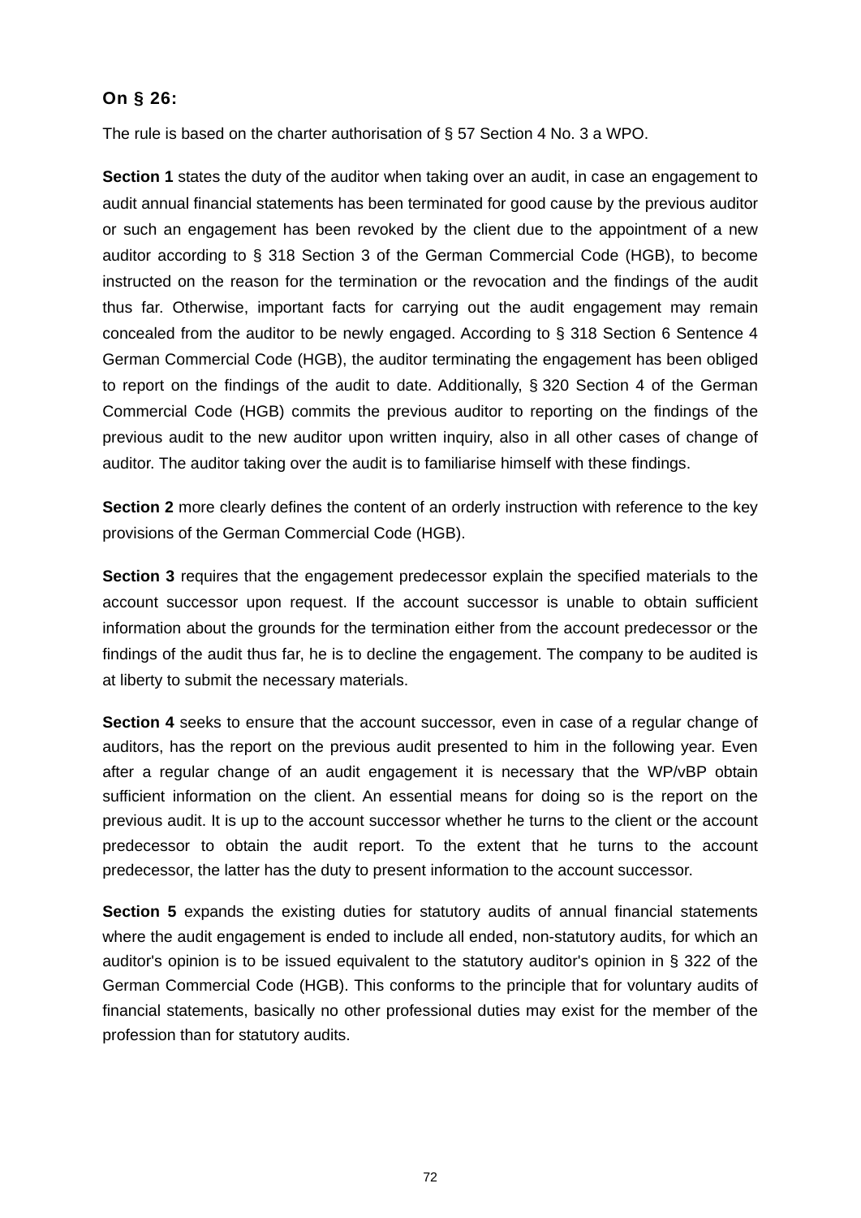### On § 26:

The rule is based on the charter authorisation of § 57 Section 4 No. 3 a WPO.

**Section 1** states the duty of the auditor when taking over an audit, in case an engagement to audit annual financial statements has been terminated for good cause by the previous auditor or such an engagement has been revoked by the client due to the appointment of a new auditor according to § 318 Section 3 of the German Commercial Code (HGB), to become instructed on the reason for the termination or the revocation and the findings of the audit thus far. Otherwise, important facts for carrying out the audit engagement may remain concealed from the auditor to be newly engaged. According to § 318 Section 6 Sentence 4 German Commercial Code (HGB), the auditor terminating the engagement has been obliged to report on the findings of the audit to date. Additionally, § 320 Section 4 of the German Commercial Code (HGB) commits the previous auditor to reporting on the findings of the previous audit to the new auditor upon written inquiry, also in all other cases of change of auditor. The auditor taking over the audit is to familiarise himself with these findings.

**Section 2** more clearly defines the content of an orderly instruction with reference to the key provisions of the German Commercial Code (HGB).

**Section 3** requires that the engagement predecessor explain the specified materials to the account successor upon request. If the account successor is unable to obtain sufficient information about the grounds for the termination either from the account predecessor or the findings of the audit thus far, he is to decline the engagement. The company to be audited is at liberty to submit the necessary materials.

**Section 4** seeks to ensure that the account successor, even in case of a regular change of auditors, has the report on the previous audit presented to him in the following year. Even after a regular change of an audit engagement it is necessary that the WP/vBP obtain sufficient information on the client. An essential means for doing so is the report on the previous audit. It is up to the account successor whether he turns to the client or the account predecessor to obtain the audit report. To the extent that he turns to the account predecessor, the latter has the duty to present information to the account successor.

**Section 5** expands the existing duties for statutory audits of annual financial statements where the audit engagement is ended to include all ended, non-statutory audits, for which an auditor's opinion is to be issued equivalent to the statutory auditor's opinion in § 322 of the German Commercial Code (HGB). This conforms to the principle that for voluntary audits of financial statements, basically no other professional duties may exist for the member of the profession than for statutory audits.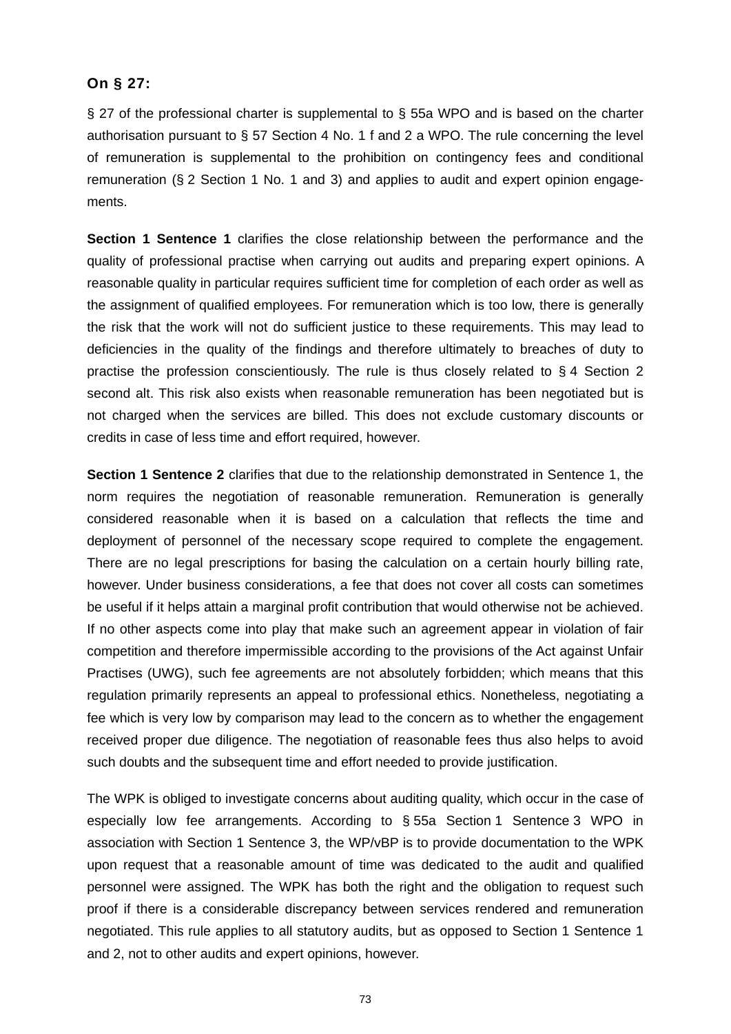### On § 27:

§ 27 of the professional charter is supplemental to § 55a WPO and is based on the charter authorisation pursuant to § 57 Section 4 No. 1 f and 2 a WPO. The rule concerning the level of remuneration is supplemental to the prohibition on contingency fees and conditional remuneration (§ 2 Section 1 No. 1 and 3) and applies to audit and expert opinion engagements.

**Section 1 Sentence 1** clarifies the close relationship between the performance and the quality of professional practise when carrying out audits and preparing expert opinions. A reasonable quality in particular requires sufficient time for completion of each order as well as the assignment of qualified employees. For remuneration which is too low, there is generally the risk that the work will not do sufficient justice to these requirements. This may lead to deficiencies in the quality of the findings and therefore ultimately to breaches of duty to practise the profession conscientiously. The rule is thus closely related to § 4 Section 2 second alt. This risk also exists when reasonable remuneration has been negotiated but is not charged when the services are billed. This does not exclude customary discounts or credits in case of less time and effort required, however.

**Section 1 Sentence 2** clarifies that due to the relationship demonstrated in Sentence 1, the norm requires the negotiation of reasonable remuneration. Remuneration is generally considered reasonable when it is based on a calculation that reflects the time and deployment of personnel of the necessary scope required to complete the engagement. There are no legal prescriptions for basing the calculation on a certain hourly billing rate, however. Under business considerations, a fee that does not cover all costs can sometimes be useful if it helps attain a marginal profit contribution that would otherwise not be achieved. If no other aspects come into play that make such an agreement appear in violation of fair competition and therefore impermissible according to the provisions of the Act against Unfair Practises (UWG), such fee agreements are not absolutely forbidden; which means that this regulation primarily represents an appeal to professional ethics. Nonetheless, negotiating a fee which is very low by comparison may lead to the concern as to whether the engagement received proper due diligence. The negotiation of reasonable fees thus also helps to avoid such doubts and the subsequent time and effort needed to provide justification.

The WPK is obliged to investigate concerns about auditing quality, which occur in the case of especially low fee arrangements. According to § 55a Section 1 Sentence 3 WPO in association with Section 1 Sentence 3, the WP/vBP is to provide documentation to the WPK upon request that a reasonable amount of time was dedicated to the audit and qualified personnel were assigned. The WPK has both the right and the obligation to request such proof if there is a considerable discrepancy between services rendered and remuneration negotiated. This rule applies to all statutory audits, but as opposed to Section 1 Sentence 1 and 2, not to other audits and expert opinions, however.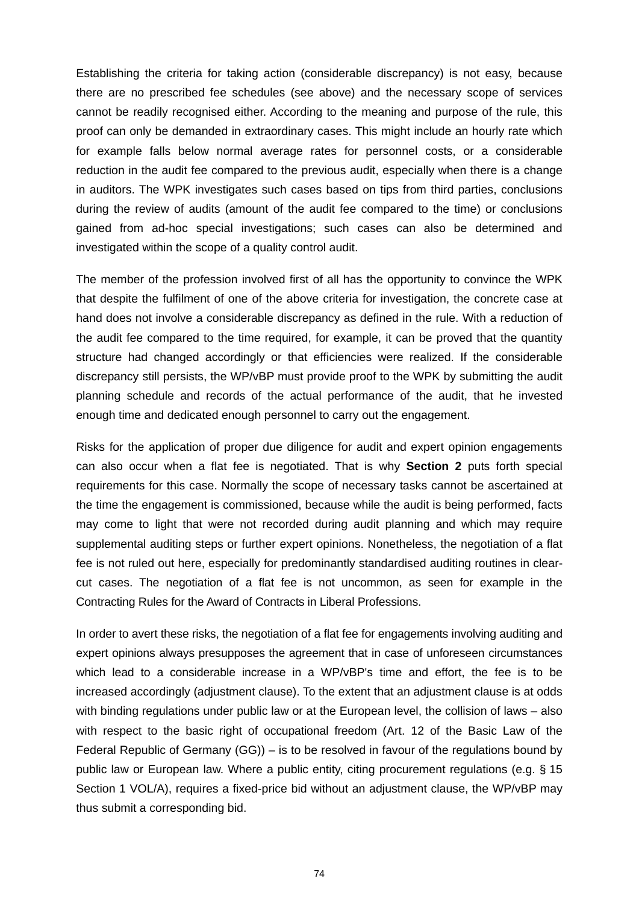Establishing the criteria for taking action (considerable discrepancy) is not easy, because there are no prescribed fee schedules (see above) and the necessary scope of services cannot be readily recognised either. According to the meaning and purpose of the rule, this proof can only be demanded in extraordinary cases. This might include an hourly rate which for example falls below normal average rates for personnel costs, or a considerable reduction in the audit fee compared to the previous audit, especially when there is a change in auditors. The WPK investigates such cases based on tips from third parties, conclusions during the review of audits (amount of the audit fee compared to the time) or conclusions gained from ad-hoc special investigations; such cases can also be determined and investigated within the scope of a quality control audit.

The member of the profession involved first of all has the opportunity to convince the WPK that despite the fulfilment of one of the above criteria for investigation, the concrete case at hand does not involve a considerable discrepancy as defined in the rule. With a reduction of the audit fee compared to the time required, for example, it can be proved that the quantity structure had changed accordingly or that efficiencies were realized. If the considerable discrepancy still persists, the WP/vBP must provide proof to the WPK by submitting the audit planning schedule and records of the actual performance of the audit, that he invested enough time and dedicated enough personnel to carry out the engagement.

Risks for the application of proper due diligence for audit and expert opinion engagements can also occur when a flat fee is negotiated. That is why **Section 2** puts forth special requirements for this case. Normally the scope of necessary tasks cannot be ascertained at the time the engagement is commissioned, because while the audit is being performed, facts may come to light that were not recorded during audit planning and which may require supplemental auditing steps or further expert opinions. Nonetheless, the negotiation of a flat fee is not ruled out here, especially for predominantly standardised auditing routines in clear-cut cases. The negotiation of a flat fee is not uncommon, as seen for example in the Contracting Rules for the Award of Contracts in Liberal Professions.

In order to avert these risks, the negotiation of a flat fee for engagements involving auditing and expert opinions always presupposes the agreement that in case of unforeseen circumstances which lead to a considerable increase in a WP/vBP's time and effort, the fee is to be increased accordingly (adjustment clause). To the extent that an adjustment clause is at odds with binding regulations under public law or at the European level, the collision of laws – also with respect to the basic right of occupational freedom (Art. 12 of the Basic Law of the Federal Republic of Germany (GG)) – is to be resolved in favour of the regulations bound by public law or European law. Where a public entity, citing procurement regulations (e.g. § 15 Section 1 VOL/A), requires a fixed-price bid without an adjustment clause, the WP/vBP may thus submit a corresponding bid.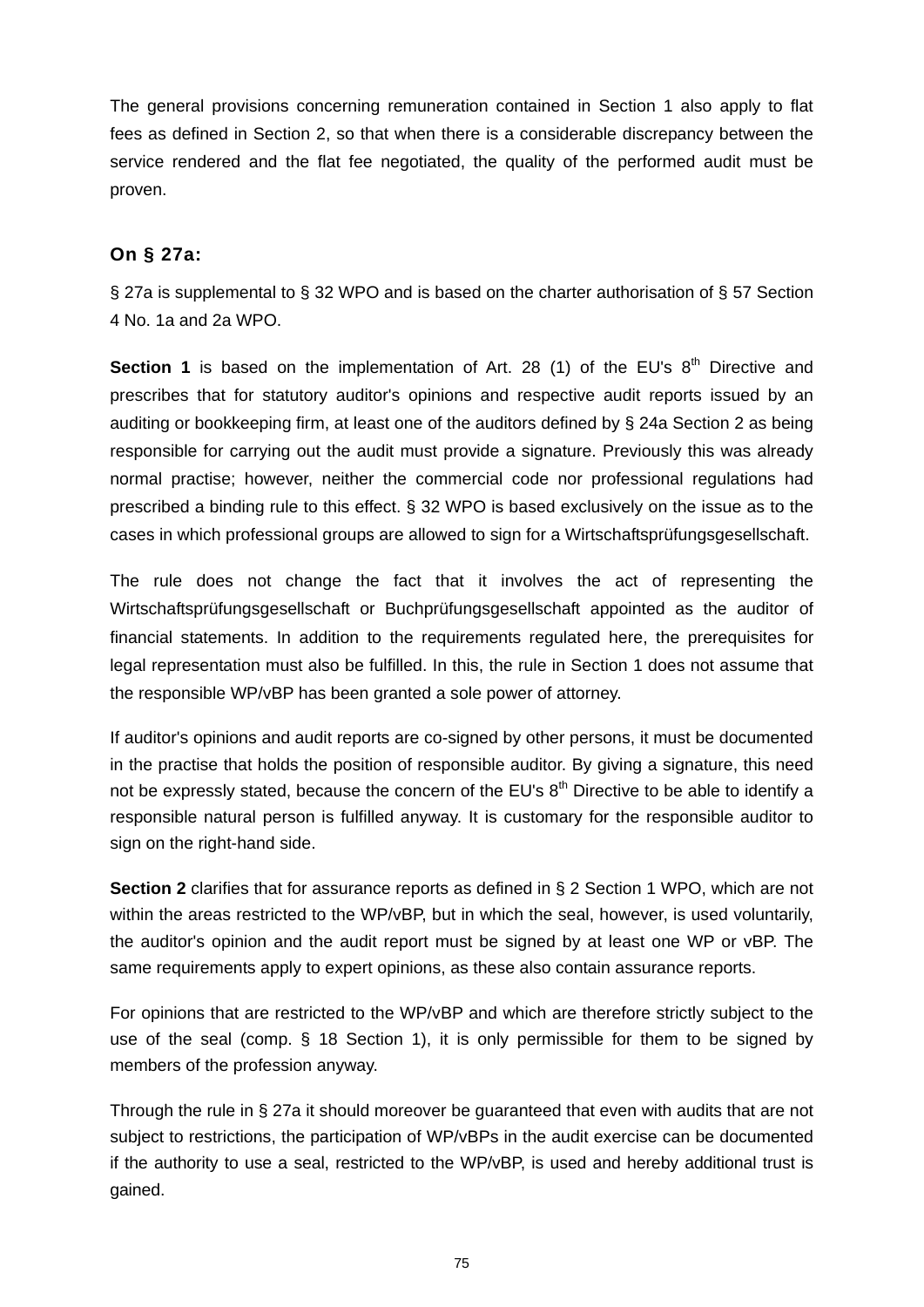The general provisions concerning remuneration contained in Section 1 also apply to flat fees as defined in Section 2, so that when there is a considerable discrepancy between the service rendered and the flat fee negotiated, the quality of the performed audit must be proven.

### On § 27a:

§ 27a is supplemental to § 32 WPO and is based on the charter authorisation of § 57 Section 4 No. 1a and 2a WPO.

**Section 1** is based on the implementation of Art. 28 (1) of the EU's 8th Directive and prescribes that for statutory auditor's opinions and respective audit reports issued by an auditing or bookkeeping firm, at least one of the auditors defined by § 24a Section 2 as being responsible for carrying out the audit must provide a signature. Previously this was already normal practise; however, neither the commercial code nor professional regulations had prescribed a binding rule to this effect. § 32 WPO is based exclusively on the issue as to the cases in which professional groups are allowed to sign for a Wirtschaftsprüfungsgesellschaft.

The rule does not change the fact that it involves the act of representing the Wirtschaftsprüfungsgesellschaft or Buchprüfungsgesellschaft appointed as the auditor of financial statements. In addition to the requirements regulated here, the prerequisites for legal representation must also be fulfilled. In this, the rule in Section 1 does not assume that the responsible WP/vBP has been granted a sole power of attorney.

If auditor's opinions and audit reports are co-signed by other persons, it must be documented in the practise that holds the position of responsible auditor. By giving a signature, this need not be expressly stated, because the concern of the EU's 8th Directive to be able to identify a responsible natural person is fulfilled anyway. It is customary for the responsible auditor to sign on the right-hand side.

**Section 2** clarifies that for assurance reports as defined in § 2 Section 1 WPO, which are not within the areas restricted to the WP/vBP, but in which the seal, however, is used voluntarily, the auditor's opinion and the audit report must be signed by at least one WP or vBP. The same requirements apply to expert opinions, as these also contain assurance reports.

For opinions that are restricted to the WP/vBP and which are therefore strictly subject to the use of the seal (comp. § 18 Section 1), it is only permissible for them to be signed by members of the profession anyway.

Through the rule in § 27a it should moreover be guaranteed that even with audits that are not subject to restrictions, the participation of WP/vBPs in the audit exercise can be documented if the authority to use a seal, restricted to the WP/vBP, is used and hereby additional trust is gained.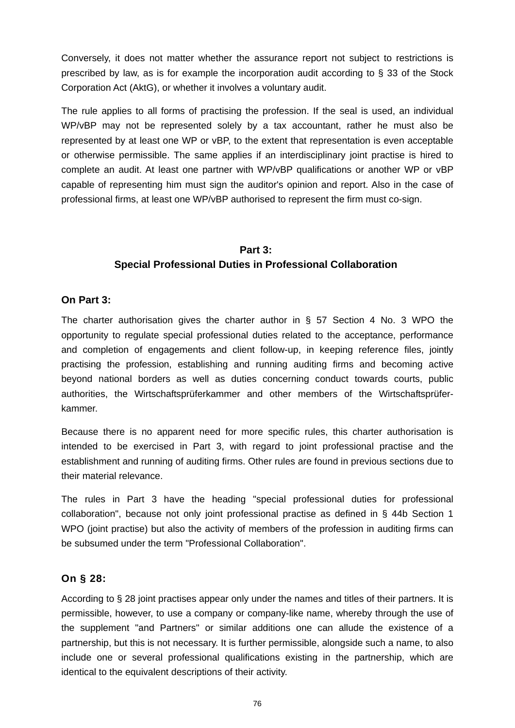Conversely, it does not matter whether the assurance report not subject to restrictions is prescribed by law, as is for example the incorporation audit according to § 33 of the Stock Corporation Act (AktG), or whether it involves a voluntary audit.

The rule applies to all forms of practising the profession. If the seal is used, an individual WP/vBP may not be represented solely by a tax accountant, rather he must also be represented by at least one WP or vBP, to the extent that representation is even acceptable or otherwise permissible. The same applies if an interdisciplinary joint practise is hired to complete an audit. At least one partner with WP/vBP qualifications or another WP or vBP capable of representing him must sign the auditor's opinion and report. Also in the case of professional firms, at least one WP/vBP authorised to represent the firm must co-sign.

## Part 3: Special Professional Duties in Professional Collaboration

### On Part 3:

The charter authorisation gives the charter author in § 57 Section 4 No. 3 WPO the opportunity to regulate special professional duties related to the acceptance, performance and completion of engagements and client follow-up, in keeping reference files, jointly practising the profession, establishing and running auditing firms and becoming active beyond national borders as well as duties concerning conduct towards courts, public authorities, the Wirtschaftsprüferkammer and other members of the Wirtschaftsprüfer-kammer.

Because there is no apparent need for more specific rules, this charter authorisation is intended to be exercised in Part 3, with regard to joint professional practise and the establishment and running of auditing firms. Other rules are found in previous sections due to their material relevance.

The rules in Part 3 have the heading "special professional duties for professional collaboration", because not only joint professional practise as defined in § 44b Section 1 WPO (joint practise) but also the activity of members of the profession in auditing firms can be subsumed under the term "Professional Collaboration".

### On § 28:

According to § 28 joint practises appear only under the names and titles of their partners. It is permissible, however, to use a company or company-like name, whereby through the use of the supplement "and Partners" or similar additions one can allude the existence of a partnership, but this is not necessary. It is further permissible, alongside such a name, to also include one or several professional qualifications existing in the partnership, which are identical to the equivalent descriptions of their activity.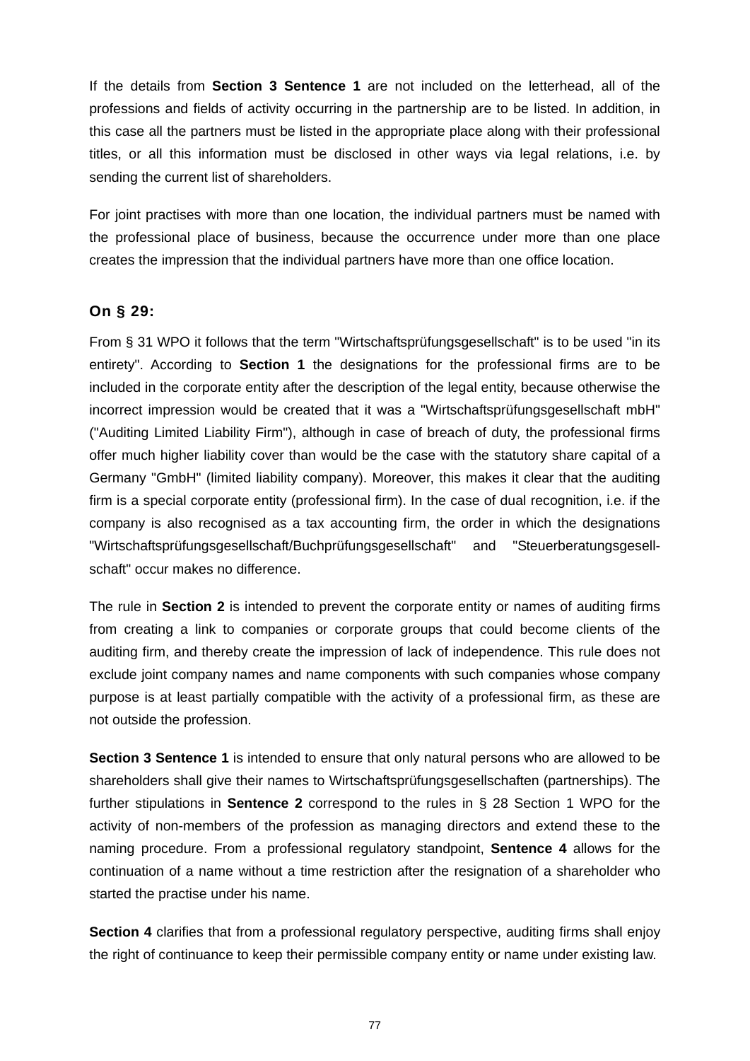If the details from **Section 3 Sentence 1** are not included on the letterhead, all of the professions and fields of activity occurring in the partnership are to be listed. In addition, in this case all the partners must be listed in the appropriate place along with their professional titles, or all this information must be disclosed in other ways via legal relations, i.e. by sending the current list of shareholders.

For joint practises with more than one location, the individual partners must be named with the professional place of business, because the occurrence under more than one place creates the impression that the individual partners have more than one office location.

### On § 29:

From § 31 WPO it follows that the term "Wirtschaftsprüfungsgesellschaft" is to be used "in its entirety". According to **Section 1** the designations for the professional firms are to be included in the corporate entity after the description of the legal entity, because otherwise the incorrect impression would be created that it was a "Wirtschaftsprüfungsgesellschaft mbH" ("Auditing Limited Liability Firm"), although in case of breach of duty, the professional firms offer much higher liability cover than would be the case with the statutory share capital of a Germany "GmbH" (limited liability company). Moreover, this makes it clear that the auditing firm is a special corporate entity (professional firm). In the case of dual recognition, i.e. if the company is also recognised as a tax accounting firm, the order in which the designations "Wirtschaftsprüfungsgesellschaft/Buchprüfungsgesellschaft" and "Steuerberatungsgesell-schaft" occur makes no difference.

The rule in **Section 2** is intended to prevent the corporate entity or names of auditing firms from creating a link to companies or corporate groups that could become clients of the auditing firm, and thereby create the impression of lack of independence. This rule does not exclude joint company names and name components with such companies whose company purpose is at least partially compatible with the activity of a professional firm, as these are not outside the profession.

**Section 3 Sentence 1** is intended to ensure that only natural persons who are allowed to be shareholders shall give their names to Wirtschaftsprüfungsgesellschaften (partnerships). The further stipulations in **Sentence 2** correspond to the rules in § 28 Section 1 WPO for the activity of non-members of the profession as managing directors and extend these to the naming procedure. From a professional regulatory standpoint, **Sentence 4** allows for the continuation of a name without a time restriction after the resignation of a shareholder who started the practise under his name.

**Section 4** clarifies that from a professional regulatory perspective, auditing firms shall enjoy the right of continuance to keep their permissible company entity or name under existing law.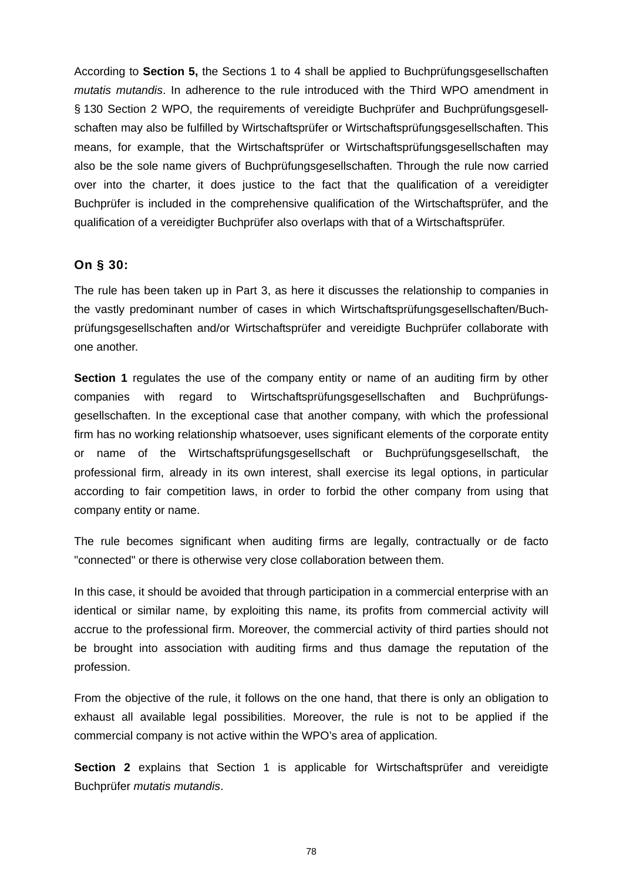According to **Section 5,** the Sections 1 to 4 shall be applied to Buchprüfungsgesellschaften *mutatis mutandis*. In adherence to the rule introduced with the Third WPO amendment in § 130 Section 2 WPO, the requirements of vereidigte Buchprüfer and Buchprüfungsgesellschaften may also be fulfilled by Wirtschaftsprüfer or Wirtschaftsprüfungsgesellschaften. This means, for example, that the Wirtschaftsprüfer or Wirtschaftsprüfungsgesellschaften may also be the sole name givers of Buchprüfungsgesellschaften. Through the rule now carried over into the charter, it does justice to the fact that the qualification of a vereidigter Buchprüfer is included in the comprehensive qualification of the Wirtschaftsprüfer, and the qualification of a vereidigter Buchprüfer also overlaps with that of a Wirtschaftsprüfer.

### On § 30:

The rule has been taken up in Part 3, as here it discusses the relationship to companies in the vastly predominant number of cases in which Wirtschaftsprüfungsgesellschaften/Buchprüfungsgesellschaften and/or Wirtschaftsprüfer and vereidigte Buchprüfer collaborate with one another.

**Section 1** regulates the use of the company entity or name of an auditing firm by other companies with regard to Wirtschaftsprüfungsgesellschaften and Buchprüfungsgesellschaften. In the exceptional case that another company, with which the professional firm has no working relationship whatsoever, uses significant elements of the corporate entity or name of the Wirtschaftsprüfungsgesellschaft or Buchprüfungsgesellschaft, the professional firm, already in its own interest, shall exercise its legal options, in particular according to fair competition laws, in order to forbid the other company from using that company entity or name.

The rule becomes significant when auditing firms are legally, contractually or de facto "connected" or there is otherwise very close collaboration between them.

In this case, it should be avoided that through participation in a commercial enterprise with an identical or similar name, by exploiting this name, its profits from commercial activity will accrue to the professional firm. Moreover, the commercial activity of third parties should not be brought into association with auditing firms and thus damage the reputation of the profession.

From the objective of the rule, it follows on the one hand, that there is only an obligation to exhaust all available legal possibilities. Moreover, the rule is not to be applied if the commercial company is not active within the WPO's area of application.

**Section 2** explains that Section 1 is applicable for Wirtschaftsprüfer and vereidigte Buchprüfer *mutatis mutandis*.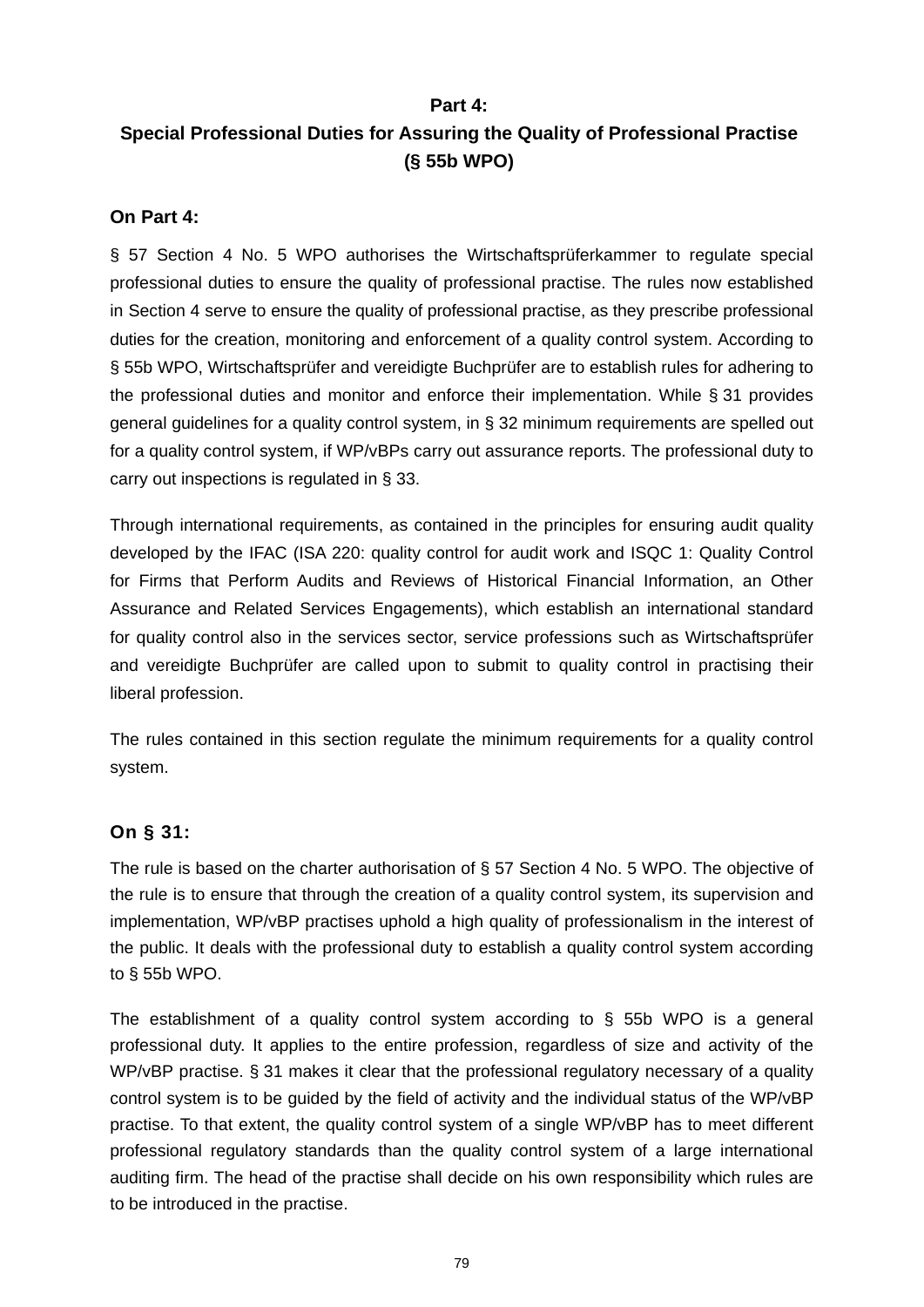## Part 4:
## Special Professional Duties for Assuring the Quality of Professional Practise (§ 55b WPO)

### On Part 4:

§ 57 Section 4 No. 5 WPO authorises the Wirtschaftsprüferkammer to regulate special professional duties to ensure the quality of professional practise. The rules now established in Section 4 serve to ensure the quality of professional practise, as they prescribe professional duties for the creation, monitoring and enforcement of a quality control system. According to § 55b WPO, Wirtschaftsprüfer and vereidigte Buchprüfer are to establish rules for adhering to the professional duties and monitor and enforce their implementation. While § 31 provides general guidelines for a quality control system, in § 32 minimum requirements are spelled out for a quality control system, if WP/vBPs carry out assurance reports. The professional duty to carry out inspections is regulated in § 33.

Through international requirements, as contained in the principles for ensuring audit quality developed by the IFAC (ISA 220: quality control for audit work and ISQC 1: Quality Control for Firms that Perform Audits and Reviews of Historical Financial Information, an Other Assurance and Related Services Engagements), which establish an international standard for quality control also in the services sector, service professions such as Wirtschaftsprüfer and vereidigte Buchprüfer are called upon to submit to quality control in practising their liberal profession.

The rules contained in this section regulate the minimum requirements for a quality control system.

### On § 31:

The rule is based on the charter authorisation of § 57 Section 4 No. 5 WPO. The objective of the rule is to ensure that through the creation of a quality control system, its supervision and implementation, WP/vBP practises uphold a high quality of professionalism in the interest of the public. It deals with the professional duty to establish a quality control system according to § 55b WPO.

The establishment of a quality control system according to § 55b WPO is a general professional duty. It applies to the entire profession, regardless of size and activity of the WP/vBP practise. § 31 makes it clear that the professional regulatory necessary of a quality control system is to be guided by the field of activity and the individual status of the WP/vBP practise. To that extent, the quality control system of a single WP/vBP has to meet different professional regulatory standards than the quality control system of a large international auditing firm. The head of the practise shall decide on his own responsibility which rules are to be introduced in the practise.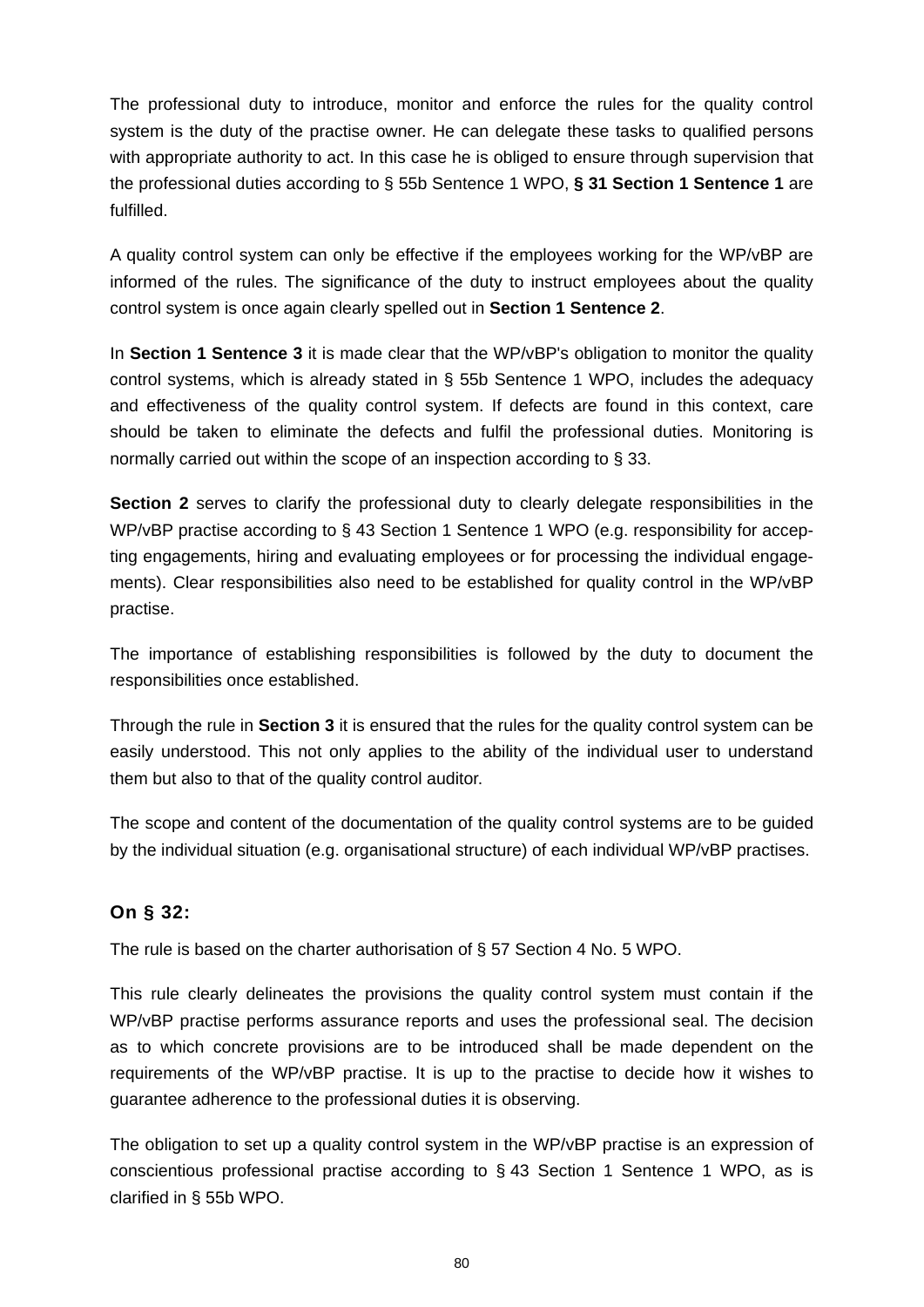The professional duty to introduce, monitor and enforce the rules for the quality control system is the duty of the practise owner. He can delegate these tasks to qualified persons with appropriate authority to act. In this case he is obliged to ensure through supervision that the professional duties according to § 55b Sentence 1 WPO, **§ 31 Section 1 Sentence 1** are fulfilled.

A quality control system can only be effective if the employees working for the WP/vBP are informed of the rules. The significance of the duty to instruct employees about the quality control system is once again clearly spelled out in **Section 1 Sentence 2**.

In **Section 1 Sentence 3** it is made clear that the WP/vBP's obligation to monitor the quality control systems, which is already stated in § 55b Sentence 1 WPO, includes the adequacy and effectiveness of the quality control system. If defects are found in this context, care should be taken to eliminate the defects and fulfil the professional duties. Monitoring is normally carried out within the scope of an inspection according to § 33.

**Section 2** serves to clarify the professional duty to clearly delegate responsibilities in the WP/vBP practise according to § 43 Section 1 Sentence 1 WPO (e.g. responsibility for accepting engagements, hiring and evaluating employees or for processing the individual engagements). Clear responsibilities also need to be established for quality control in the WP/vBP practise.

The importance of establishing responsibilities is followed by the duty to document the responsibilities once established.

Through the rule in **Section 3** it is ensured that the rules for the quality control system can be easily understood. This not only applies to the ability of the individual user to understand them but also to that of the quality control auditor.

The scope and content of the documentation of the quality control systems are to be guided by the individual situation (e.g. organisational structure) of each individual WP/vBP practises.

### On § 32:

The rule is based on the charter authorisation of § 57 Section 4 No. 5 WPO.

This rule clearly delineates the provisions the quality control system must contain if the WP/vBP practise performs assurance reports and uses the professional seal. The decision as to which concrete provisions are to be introduced shall be made dependent on the requirements of the WP/vBP practise. It is up to the practise to decide how it wishes to guarantee adherence to the professional duties it is observing.

The obligation to set up a quality control system in the WP/vBP practise is an expression of conscientious professional practise according to § 43 Section 1 Sentence 1 WPO, as is clarified in § 55b WPO.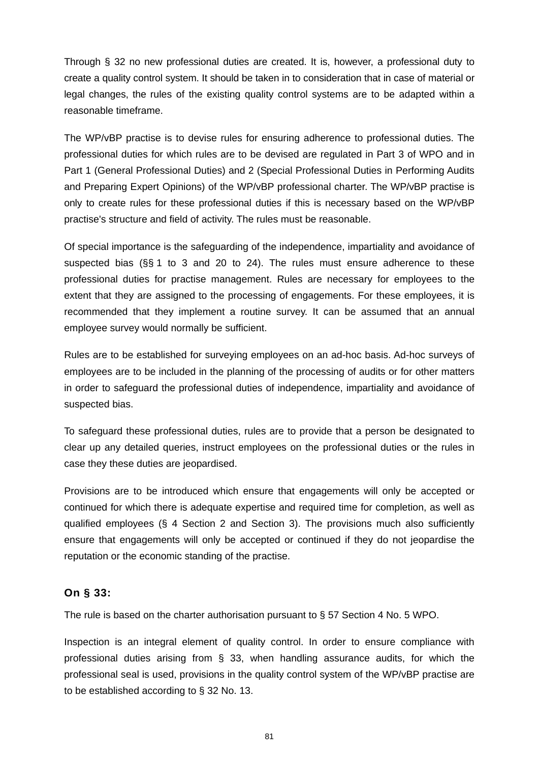Through § 32 no new professional duties are created. It is, however, a professional duty to create a quality control system. It should be taken in to consideration that in case of material or legal changes, the rules of the existing quality control systems are to be adapted within a reasonable timeframe.

The WP/vBP practise is to devise rules for ensuring adherence to professional duties. The professional duties for which rules are to be devised are regulated in Part 3 of WPO and in Part 1 (General Professional Duties) and 2 (Special Professional Duties in Performing Audits and Preparing Expert Opinions) of the WP/vBP professional charter. The WP/vBP practise is only to create rules for these professional duties if this is necessary based on the WP/vBP practise's structure and field of activity. The rules must be reasonable.

Of special importance is the safeguarding of the independence, impartiality and avoidance of suspected bias (§§ 1 to 3 and 20 to 24). The rules must ensure adherence to these professional duties for practise management. Rules are necessary for employees to the extent that they are assigned to the processing of engagements. For these employees, it is recommended that they implement a routine survey. It can be assumed that an annual employee survey would normally be sufficient.

Rules are to be established for surveying employees on an ad-hoc basis. Ad-hoc surveys of employees are to be included in the planning of the processing of audits or for other matters in order to safeguard the professional duties of independence, impartiality and avoidance of suspected bias.

To safeguard these professional duties, rules are to provide that a person be designated to clear up any detailed queries, instruct employees on the professional duties or the rules in case they these duties are jeopardised.

Provisions are to be introduced which ensure that engagements will only be accepted or continued for which there is adequate expertise and required time for completion, as well as qualified employees (§ 4 Section 2 and Section 3). The provisions much also sufficiently ensure that engagements will only be accepted or continued if they do not jeopardise the reputation or the economic standing of the practise.

### On § 33:

The rule is based on the charter authorisation pursuant to § 57 Section 4 No. 5 WPO.

Inspection is an integral element of quality control. In order to ensure compliance with professional duties arising from § 33, when handling assurance audits, for which the professional seal is used, provisions in the quality control system of the WP/vBP practise are to be established according to § 32 No. 13.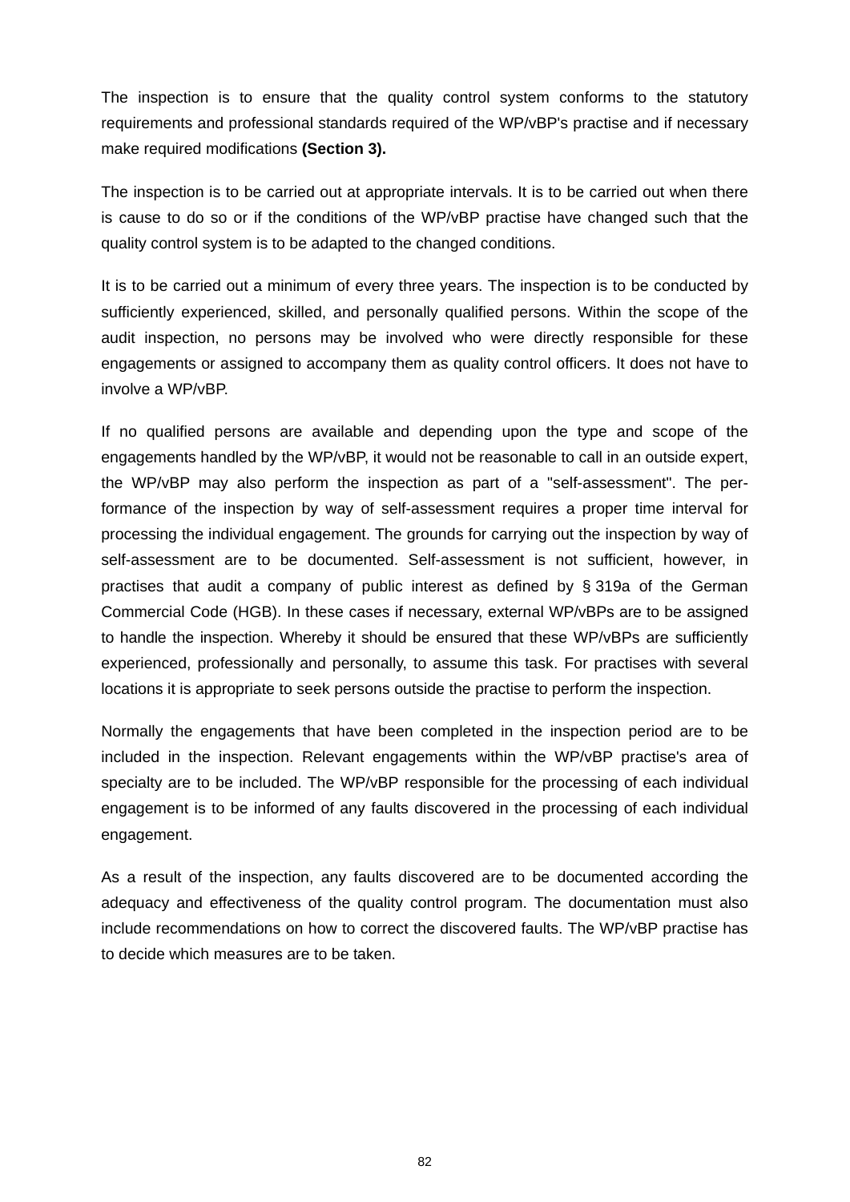The inspection is to ensure that the quality control system conforms to the statutory requirements and professional standards required of the WP/vBP's practise and if necessary make required modifications **(Section 3).**

The inspection is to be carried out at appropriate intervals. It is to be carried out when there is cause to do so or if the conditions of the WP/vBP practise have changed such that the quality control system is to be adapted to the changed conditions.

It is to be carried out a minimum of every three years. The inspection is to be conducted by sufficiently experienced, skilled, and personally qualified persons. Within the scope of the audit inspection, no persons may be involved who were directly responsible for these engagements or assigned to accompany them as quality control officers. It does not have to involve a WP/vBP.

If no qualified persons are available and depending upon the type and scope of the engagements handled by the WP/vBP, it would not be reasonable to call in an outside expert, the WP/vBP may also perform the inspection as part of a "self-assessment". The performance of the inspection by way of self-assessment requires a proper time interval for processing the individual engagement. The grounds for carrying out the inspection by way of self-assessment are to be documented. Self-assessment is not sufficient, however, in practises that audit a company of public interest as defined by § 319a of the German Commercial Code (HGB). In these cases if necessary, external WP/vBPs are to be assigned to handle the inspection. Whereby it should be ensured that these WP/vBPs are sufficiently experienced, professionally and personally, to assume this task. For practises with several locations it is appropriate to seek persons outside the practise to perform the inspection.

Normally the engagements that have been completed in the inspection period are to be included in the inspection. Relevant engagements within the WP/vBP practise's area of specialty are to be included. The WP/vBP responsible for the processing of each individual engagement is to be informed of any faults discovered in the processing of each individual engagement.

As a result of the inspection, any faults discovered are to be documented according the adequacy and effectiveness of the quality control program. The documentation must also include recommendations on how to correct the discovered faults. The WP/vBP practise has to decide which measures are to be taken.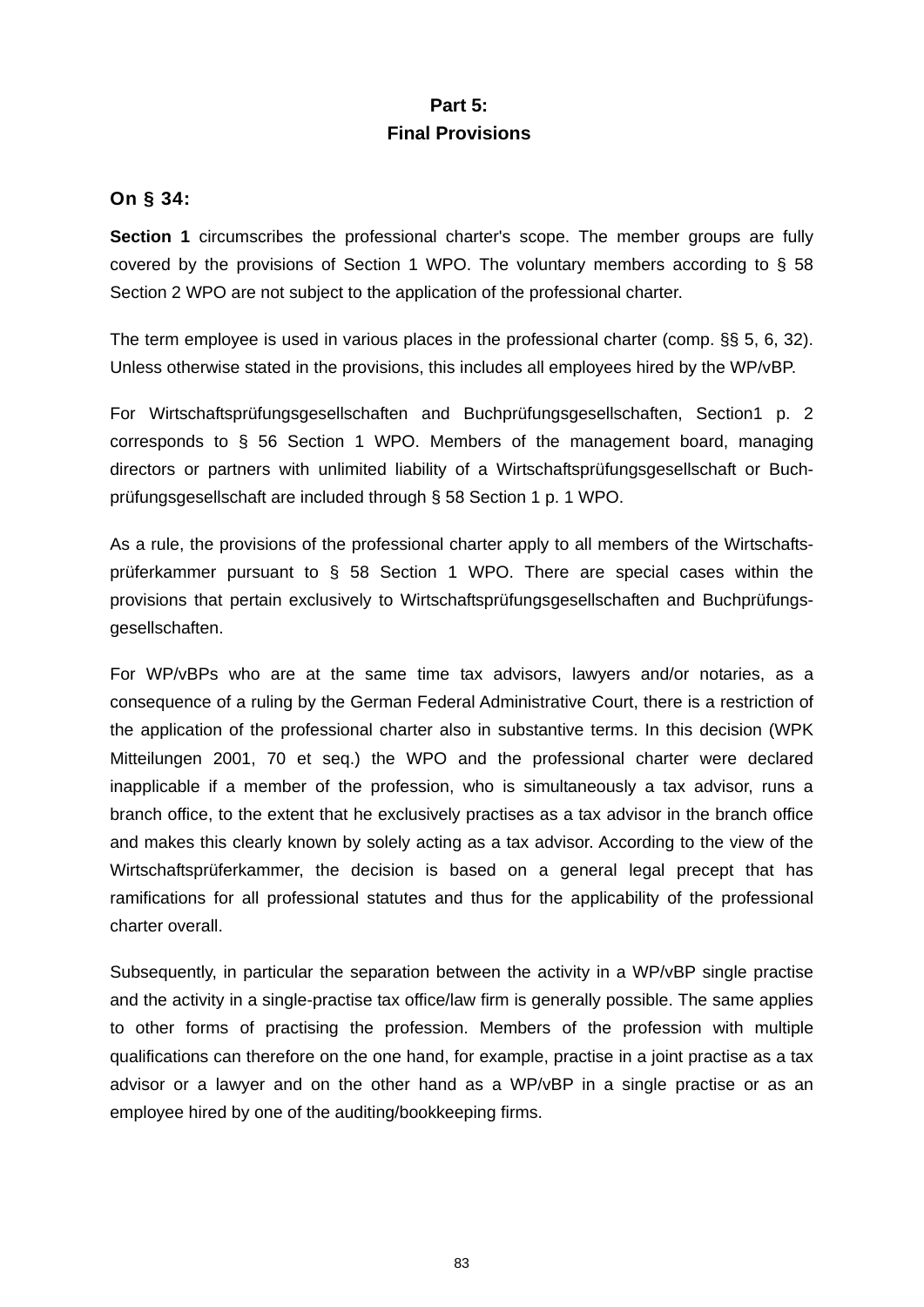# Part 5:
# Final Provisions

### On § 34:

**Section 1** circumscribes the professional charter's scope. The member groups are fully covered by the provisions of Section 1 WPO. The voluntary members according to § 58 Section 2 WPO are not subject to the application of the professional charter.

The term employee is used in various places in the professional charter (comp. §§ 5, 6, 32). Unless otherwise stated in the provisions, this includes all employees hired by the WP/vBP.

For Wirtschaftsprüfungsgesellschaften and Buchprüfungsgesellschaften, Section1 p. 2 corresponds to § 56 Section 1 WPO. Members of the management board, managing directors or partners with unlimited liability of a Wirtschaftsprüfungsgesellschaft or Buchprüfungsgesellschaft are included through § 58 Section 1 p. 1 WPO.

As a rule, the provisions of the professional charter apply to all members of the Wirtschaftsprüferkammer pursuant to § 58 Section 1 WPO. There are special cases within the provisions that pertain exclusively to Wirtschaftsprüfungsgesellschaften and Buchprüfungsgesellschaften.

For WP/vBPs who are at the same time tax advisors, lawyers and/or notaries, as a consequence of a ruling by the German Federal Administrative Court, there is a restriction of the application of the professional charter also in substantive terms. In this decision (WPK Mitteilungen 2001, 70 et seq.) the WPO and the professional charter were declared inapplicable if a member of the profession, who is simultaneously a tax advisor, runs a branch office, to the extent that he exclusively practises as a tax advisor in the branch office and makes this clearly known by solely acting as a tax advisor. According to the view of the Wirtschaftsprüferkammer, the decision is based on a general legal precept that has ramifications for all professional statutes and thus for the applicability of the professional charter overall.

Subsequently, in particular the separation between the activity in a WP/vBP single practise and the activity in a single-practise tax office/law firm is generally possible. The same applies to other forms of practising the profession. Members of the profession with multiple qualifications can therefore on the one hand, for example, practise in a joint practise as a tax advisor or a lawyer and on the other hand as a WP/vBP in a single practise or as an employee hired by one of the auditing/bookkeeping firms.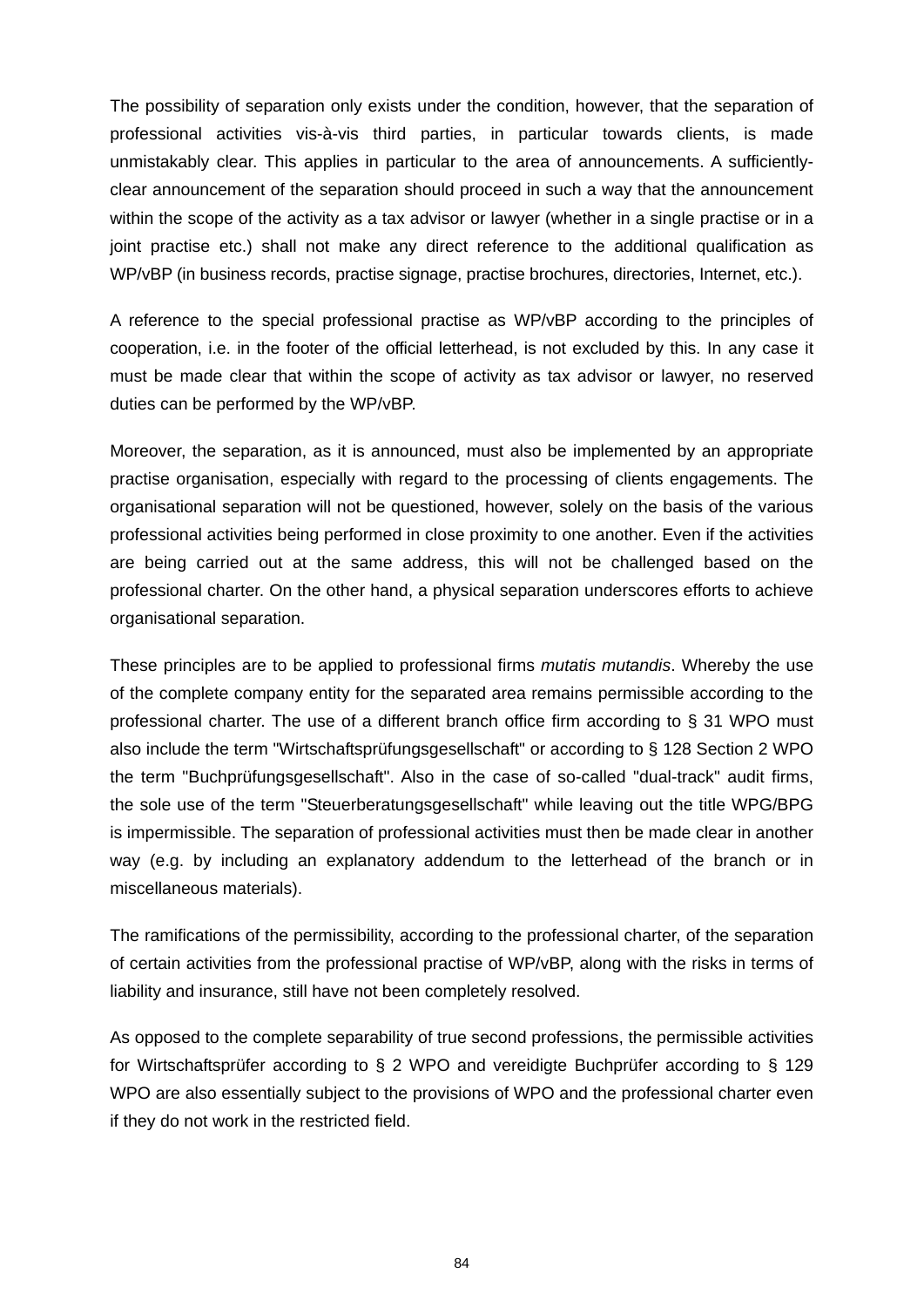The possibility of separation only exists under the condition, however, that the separation of professional activities vis-à-vis third parties, in particular towards clients, is made unmistakably clear. This applies in particular to the area of announcements. A sufficiently-clear announcement of the separation should proceed in such a way that the announcement within the scope of the activity as a tax advisor or lawyer (whether in a single practise or in a joint practise etc.) shall not make any direct reference to the additional qualification as WP/vBP (in business records, practise signage, practise brochures, directories, Internet, etc.).

A reference to the special professional practise as WP/vBP according to the principles of cooperation, i.e. in the footer of the official letterhead, is not excluded by this. In any case it must be made clear that within the scope of activity as tax advisor or lawyer, no reserved duties can be performed by the WP/vBP.

Moreover, the separation, as it is announced, must also be implemented by an appropriate practise organisation, especially with regard to the processing of clients engagements. The organisational separation will not be questioned, however, solely on the basis of the various professional activities being performed in close proximity to one another. Even if the activities are being carried out at the same address, this will not be challenged based on the professional charter. On the other hand, a physical separation underscores efforts to achieve organisational separation.

These principles are to be applied to professional firms *mutatis mutandis*. Whereby the use of the complete company entity for the separated area remains permissible according to the professional charter. The use of a different branch office firm according to § 31 WPO must also include the term "Wirtschaftsprüfungsgesellschaft" or according to § 128 Section 2 WPO the term "Buchprüfungsgesellschaft". Also in the case of so-called "dual-track" audit firms, the sole use of the term "Steuerberatungsgesellschaft" while leaving out the title WPG/BPG is impermissible. The separation of professional activities must then be made clear in another way (e.g. by including an explanatory addendum to the letterhead of the branch or in miscellaneous materials).

The ramifications of the permissibility, according to the professional charter, of the separation of certain activities from the professional practise of WP/vBP, along with the risks in terms of liability and insurance, still have not been completely resolved.

As opposed to the complete separability of true second professions, the permissible activities for Wirtschaftsprüfer according to § 2 WPO and vereidigte Buchprüfer according to § 129 WPO are also essentially subject to the provisions of WPO and the professional charter even if they do not work in the restricted field.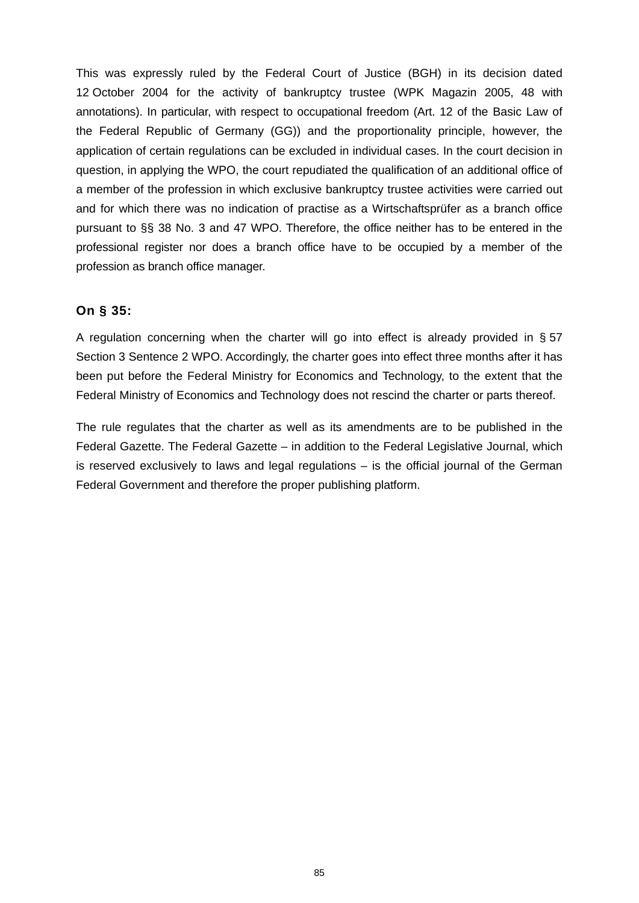This was expressly ruled by the Federal Court of Justice (BGH) in its decision dated 12 October 2004 for the activity of bankruptcy trustee (WPK Magazin 2005, 48 with annotations). In particular, with respect to occupational freedom (Art. 12 of the Basic Law of the Federal Republic of Germany (GG)) and the proportionality principle, however, the application of certain regulations can be excluded in individual cases. In the court decision in question, in applying the WPO, the court repudiated the qualification of an additional office of a member of the profession in which exclusive bankruptcy trustee activities were carried out and for which there was no indication of practise as a Wirtschaftsprüfer as a branch office pursuant to §§ 38 No. 3 and 47 WPO. Therefore, the office neither has to be entered in the professional register nor does a branch office have to be occupied by a member of the profession as branch office manager.

### On § 35:

A regulation concerning when the charter will go into effect is already provided in § 57 Section 3 Sentence 2 WPO. Accordingly, the charter goes into effect three months after it has been put before the Federal Ministry for Economics and Technology, to the extent that the Federal Ministry of Economics and Technology does not rescind the charter or parts thereof.

The rule regulates that the charter as well as its amendments are to be published in the Federal Gazette. The Federal Gazette – in addition to the Federal Legislative Journal, which is reserved exclusively to laws and legal regulations – is the official journal of the German Federal Government and therefore the proper publishing platform.